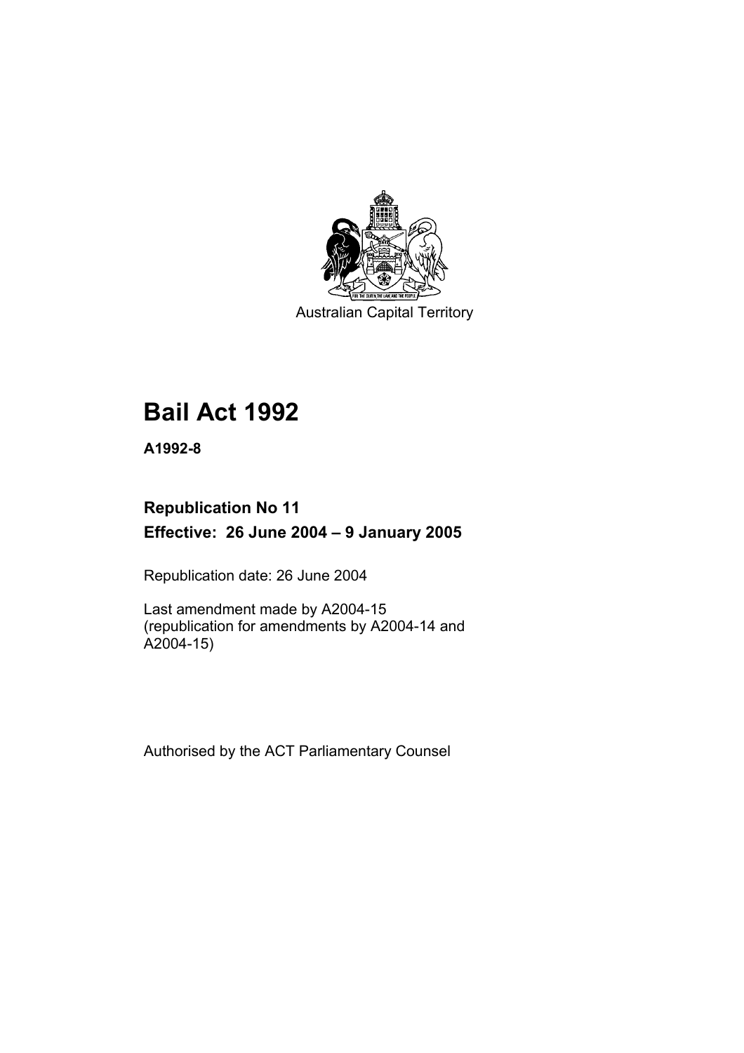Australian Capital Territory

# Bail Act 1992

**A1992-8**

## Republication No 11

**Effective: 26 June 2004 – 9 January 2005**

Republication date: 26 June 2004

Last amendment made by A2004-15
(republication for amendments by A2004-14 and A2004-15)

Authorised by the ACT Parliamentary Counsel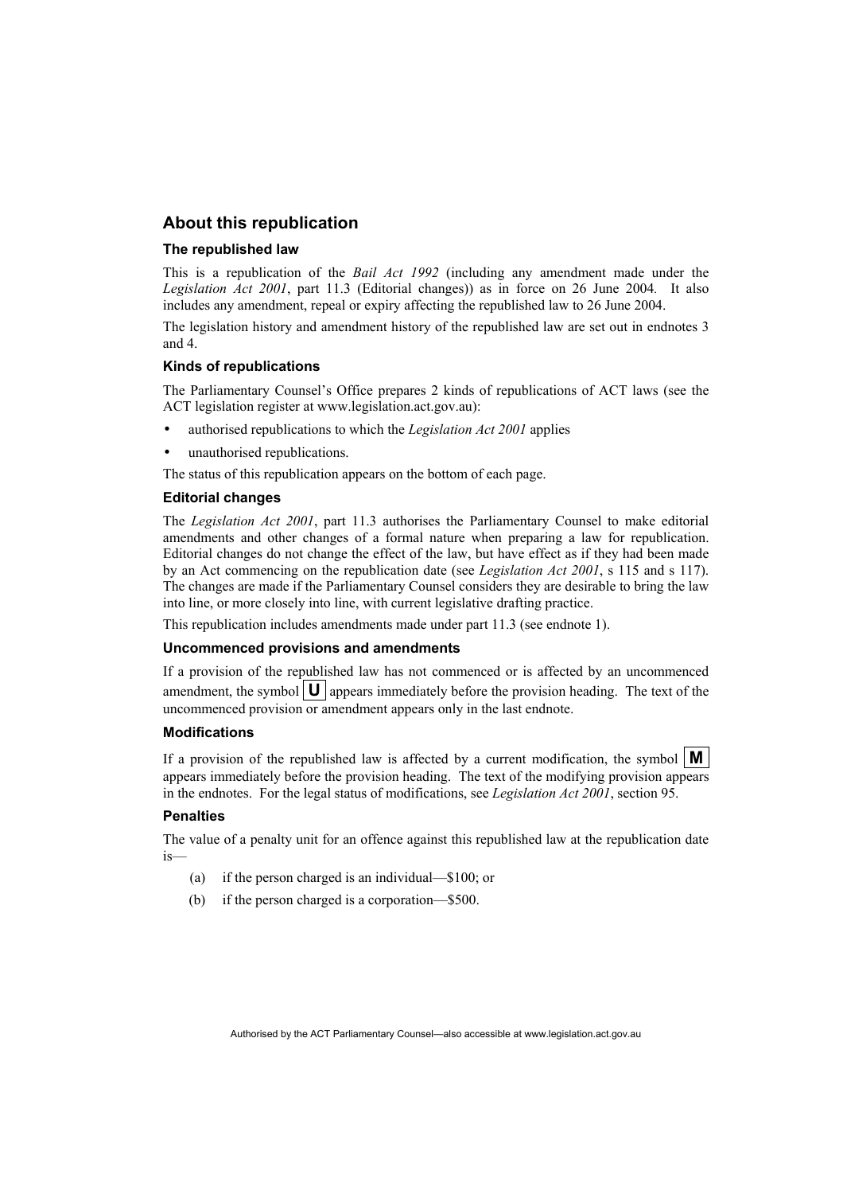## About this republication

### The republished law

This is a republication of the *Bail Act 1992* (including any amendment made under the *Legislation Act 2001*, part 11.3 (Editorial changes)) as in force on 26 June 2004*.* It also includes any amendment, repeal or expiry affecting the republished law to 26 June 2004.

The legislation history and amendment history of the republished law are set out in endnotes 3 and 4.

### Kinds of republications

The Parliamentary Counsel's Office prepares 2 kinds of republications of ACT laws (see the ACT legislation register at www.legislation.act.gov.au):

- authorised republications to which the *Legislation Act 2001* applies
- unauthorised republications.

The status of this republication appears on the bottom of each page.

### Editorial changes

The *Legislation Act 2001*, part 11.3 authorises the Parliamentary Counsel to make editorial amendments and other changes of a formal nature when preparing a law for republication. Editorial changes do not change the effect of the law, but have effect as if they had been made by an Act commencing on the republication date (see *Legislation Act 2001*, s 115 and s 117). The changes are made if the Parliamentary Counsel considers they are desirable to bring the law into line, or more closely into line, with current legislative drafting practice.

This republication includes amendments made under part 11.3 (see endnote 1).

### Uncommenced provisions and amendments

If a provision of the republished law has not commenced or is affected by an uncommenced amendment, the symbol **U** appears immediately before the provision heading. The text of the uncommenced provision or amendment appears only in the last endnote.

### Modifications

If a provision of the republished law is affected by a current modification, the symbol **M** appears immediately before the provision heading. The text of the modifying provision appears in the endnotes. For the legal status of modifications, see *Legislation Act 2001*, section 95.

### Penalties

The value of a penalty unit for an offence against this republished law at the republication date is—

(a) if the person charged is an individual—$100; or

(b) if the person charged is a corporation—$500.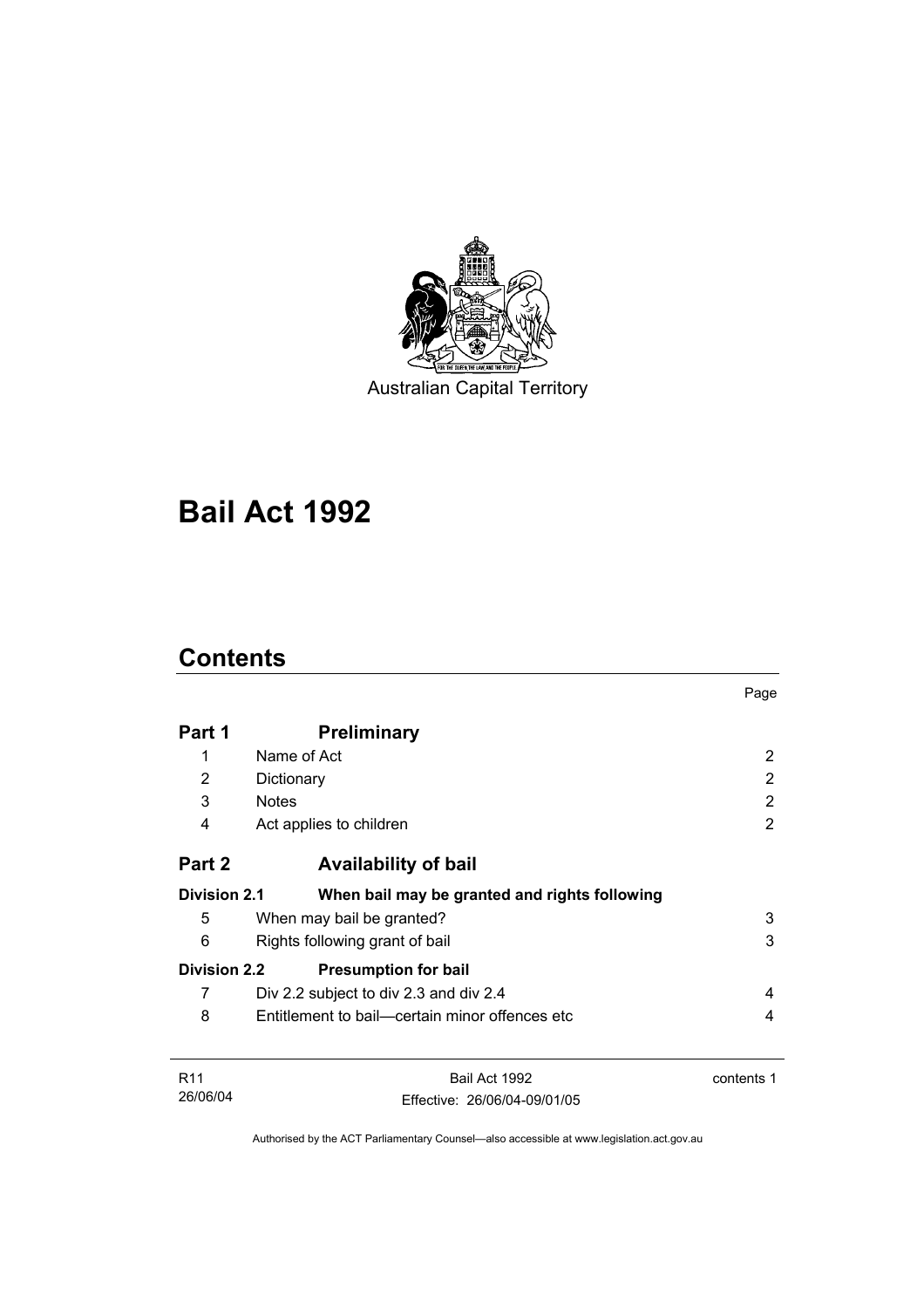Australian Capital Territory

# Bail Act 1992

## Contents

| | | Page |
|---|---|---|
| **Part 1** | **Preliminary** | |
| 1 | Name of Act | 2 |
| 2 | Dictionary | 2 |
| 3 | Notes | 2 |
| 4 | Act applies to children | 2 |
| **Part 2** | **Availability of bail** | |
| **Division 2.1** | **When bail may be granted and rights following** | |
| 5 | When may bail be granted? | 3 |
| 6 | Rights following grant of bail | 3 |
| **Division 2.2** | **Presumption for bail** | |
| 7 | Div 2.2 subject to div 2.3 and div 2.4 | 4 |
| 8 | Entitlement to bail—certain minor offences etc | 4 |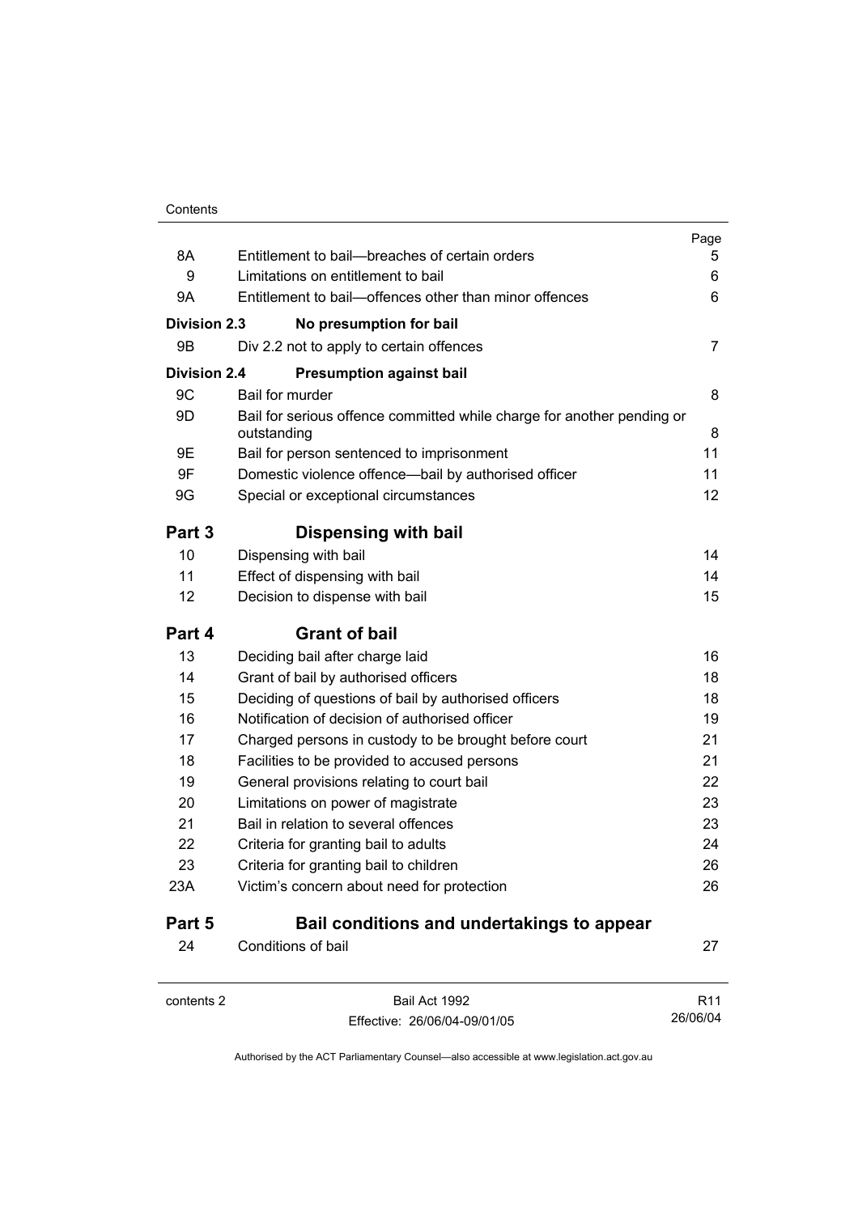| | | Page |
|---|---|---|
| 8A | Entitlement to bail—breaches of certain orders | 5 |
| 9 | Limitations on entitlement to bail | 6 |
| 9A | Entitlement to bail—offences other than minor offences | 6 |
| **Division 2.3** | **No presumption for bail** | |
| 9B | Div 2.2 not to apply to certain offences | 7 |
| **Division 2.4** | **Presumption against bail** | |
| 9C | Bail for murder | 8 |
| 9D | Bail for serious offence committed while charge for another pending or outstanding | 8 |
| 9E | Bail for person sentenced to imprisonment | 11 |
| 9F | Domestic violence offence—bail by authorised officer | 11 |
| 9G | Special or exceptional circumstances | 12 |
| **Part 3** | **Dispensing with bail** | |
| 10 | Dispensing with bail | 14 |
| 11 | Effect of dispensing with bail | 14 |
| 12 | Decision to dispense with bail | 15 |
| **Part 4** | **Grant of bail** | |
| 13 | Deciding bail after charge laid | 16 |
| 14 | Grant of bail by authorised officers | 18 |
| 15 | Deciding of questions of bail by authorised officers | 18 |
| 16 | Notification of decision of authorised officer | 19 |
| 17 | Charged persons in custody to be brought before court | 21 |
| 18 | Facilities to be provided to accused persons | 21 |
| 19 | General provisions relating to court bail | 22 |
| 20 | Limitations on power of magistrate | 23 |
| 21 | Bail in relation to several offences | 23 |
| 22 | Criteria for granting bail to adults | 24 |
| 23 | Criteria for granting bail to children | 26 |
| 23A | Victim's concern about need for protection | 26 |
| **Part 5** | **Bail conditions and undertakings to appear** | |
| 24 | Conditions of bail | 27 |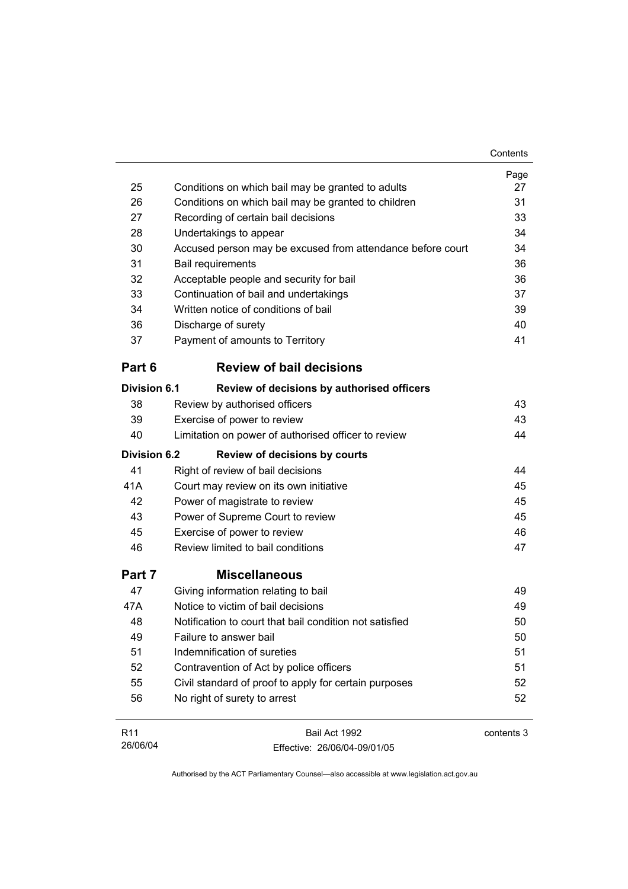| | | Page |
|---|---|---|
| 25 | Conditions on which bail may be granted to adults | 27 |
| 26 | Conditions on which bail may be granted to children | 31 |
| 27 | Recording of certain bail decisions | 33 |
| 28 | Undertakings to appear | 34 |
| 30 | Accused person may be excused from attendance before court | 34 |
| 31 | Bail requirements | 36 |
| 32 | Acceptable people and security for bail | 36 |
| 33 | Continuation of bail and undertakings | 37 |
| 34 | Written notice of conditions of bail | 39 |
| 36 | Discharge of surety | 40 |
| 37 | Payment of amounts to Territory | 41 |

## Part 6 Review of bail decisions

**Division 6.1 Review of decisions by authorised officers**

| | | |
|---|---|---|
| 38 | Review by authorised officers | 43 |
| 39 | Exercise of power to review | 43 |
| 40 | Limitation on power of authorised officer to review | 44 |

**Division 6.2 Review of decisions by courts**

| | | |
|---|---|---|
| 41 | Right of review of bail decisions | 44 |
| 41A | Court may review on its own initiative | 45 |
| 42 | Power of magistrate to review | 45 |
| 43 | Power of Supreme Court to review | 45 |
| 45 | Exercise of power to review | 46 |
| 46 | Review limited to bail conditions | 47 |

## Part 7 Miscellaneous

| | | |
|---|---|---|
| 47 | Giving information relating to bail | 49 |
| 47A | Notice to victim of bail decisions | 49 |
| 48 | Notification to court that bail condition not satisfied | 50 |
| 49 | Failure to answer bail | 50 |
| 51 | Indemnification of sureties | 51 |
| 52 | Contravention of Act by police officers | 51 |
| 55 | Civil standard of proof to apply for certain purposes | 52 |
| 56 | No right of surety to arrest | 52 |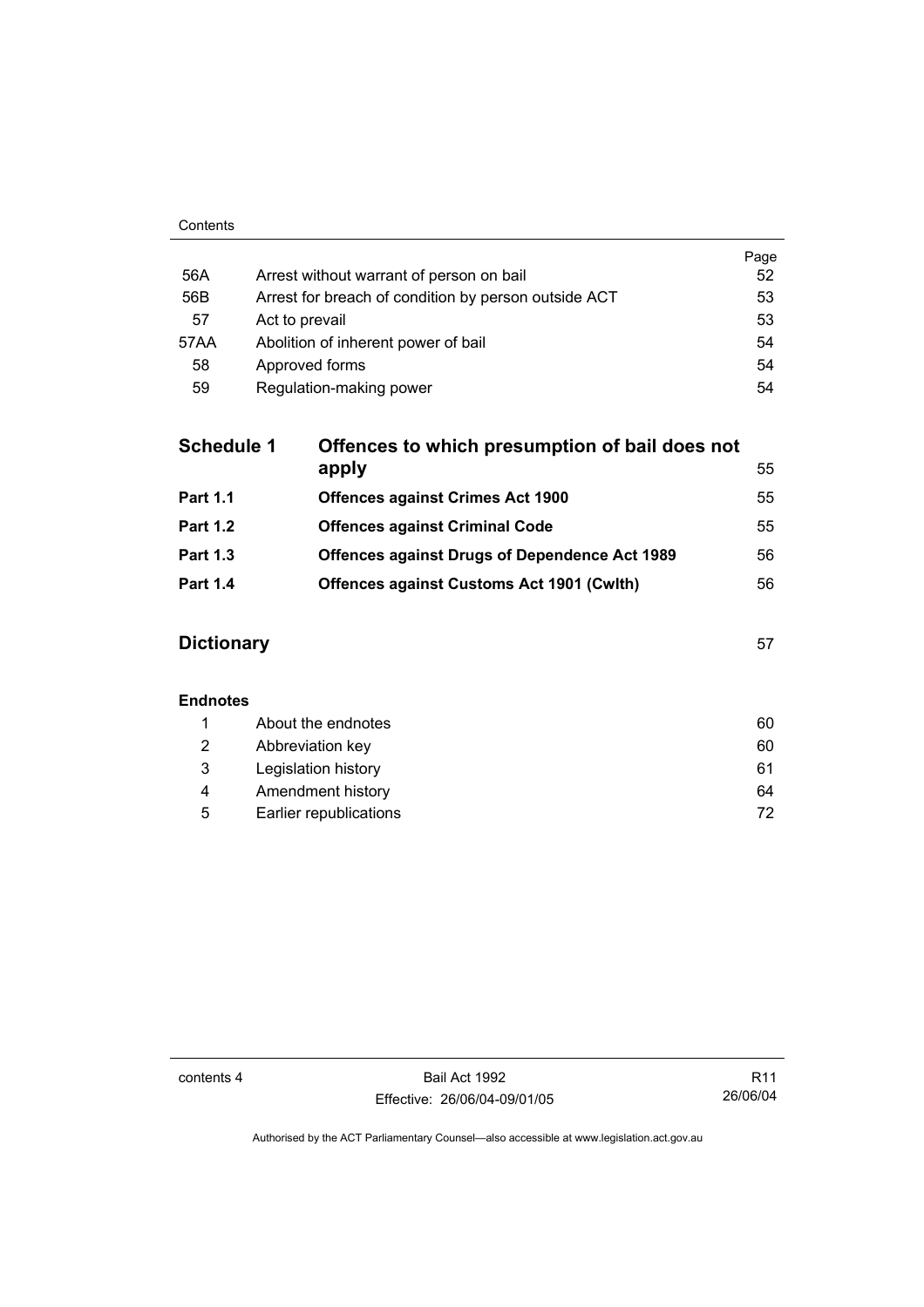| | | Page |
|---|---|---|
| 56A | Arrest without warrant of person on bail | 52 |
| 56B | Arrest for breach of condition by person outside ACT | 53 |
| 57 | Act to prevail | 53 |
| 57AA | Abolition of inherent power of bail | 54 |
| 58 | Approved forms | 54 |
| 59 | Regulation-making power | 54 |

| | | |
|---|---|---|
| **Schedule 1** | **Offences to which presumption of bail does not apply** | 55 |
| **Part 1.1** | **Offences against Crimes Act 1900** | 55 |
| **Part 1.2** | **Offences against Criminal Code** | 55 |
| **Part 1.3** | **Offences against Drugs of Dependence Act 1989** | 56 |
| **Part 1.4** | **Offences against Customs Act 1901 (Cwlth)** | 56 |

| | |
|---|---|
| **Dictionary** | 57 |

**Endnotes**

| | | |
|---|---|---|
| 1 | About the endnotes | 60 |
| 2 | Abbreviation key | 60 |
| 3 | Legislation history | 61 |
| 4 | Amendment history | 64 |
| 5 | Earlier republications | 72 |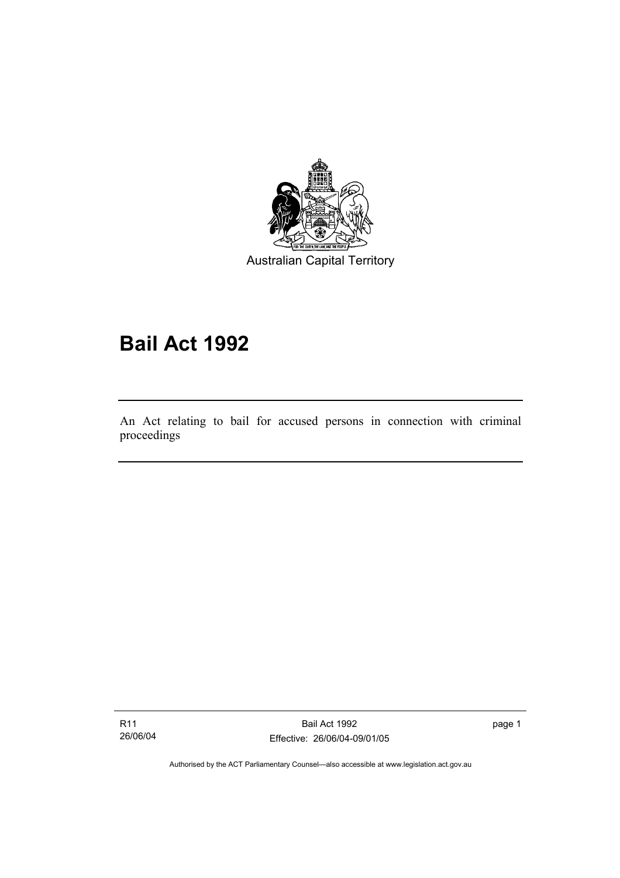Australian Capital Territory

# Bail Act 1992

An Act relating to bail for accused persons in connection with criminal proceedings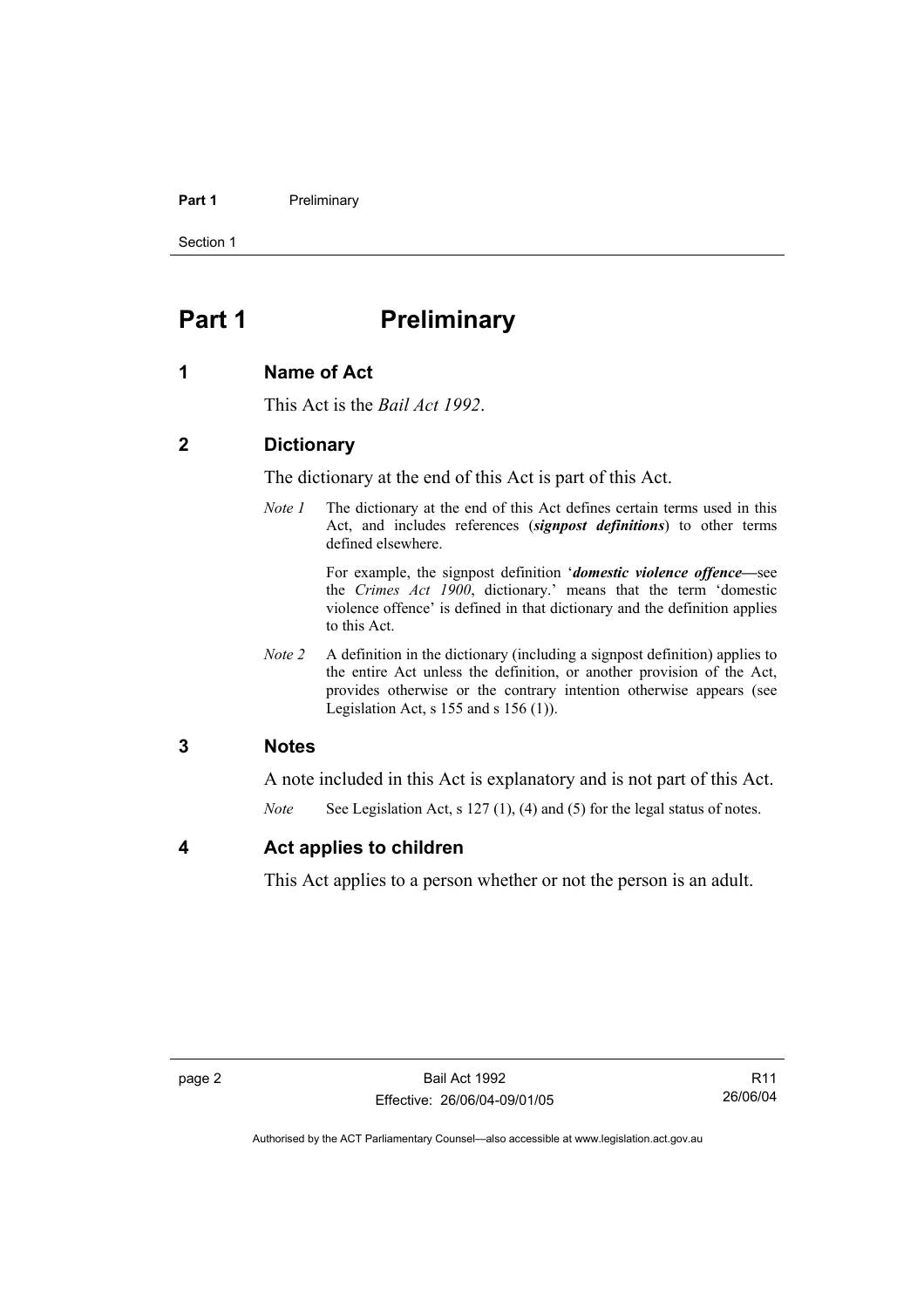# Part 1 Preliminary

## 1 Name of Act

This Act is the *Bail Act 1992*.

## 2 Dictionary

The dictionary at the end of this Act is part of this Act.

*Note 1* The dictionary at the end of this Act defines certain terms used in this Act, and includes references (***signpost definitions***) to other terms defined elsewhere.

For example, the signpost definition '***domestic violence offence***—see the *Crimes Act 1900*, dictionary.' means that the term 'domestic violence offence' is defined in that dictionary and the definition applies to this Act.

*Note 2* A definition in the dictionary (including a signpost definition) applies to the entire Act unless the definition, or another provision of the Act, provides otherwise or the contrary intention otherwise appears (see Legislation Act, s 155 and s 156 (1)).

## 3 Notes

A note included in this Act is explanatory and is not part of this Act.

*Note* See Legislation Act, s 127 (1), (4) and (5) for the legal status of notes.

## 4 Act applies to children

This Act applies to a person whether or not the person is an adult.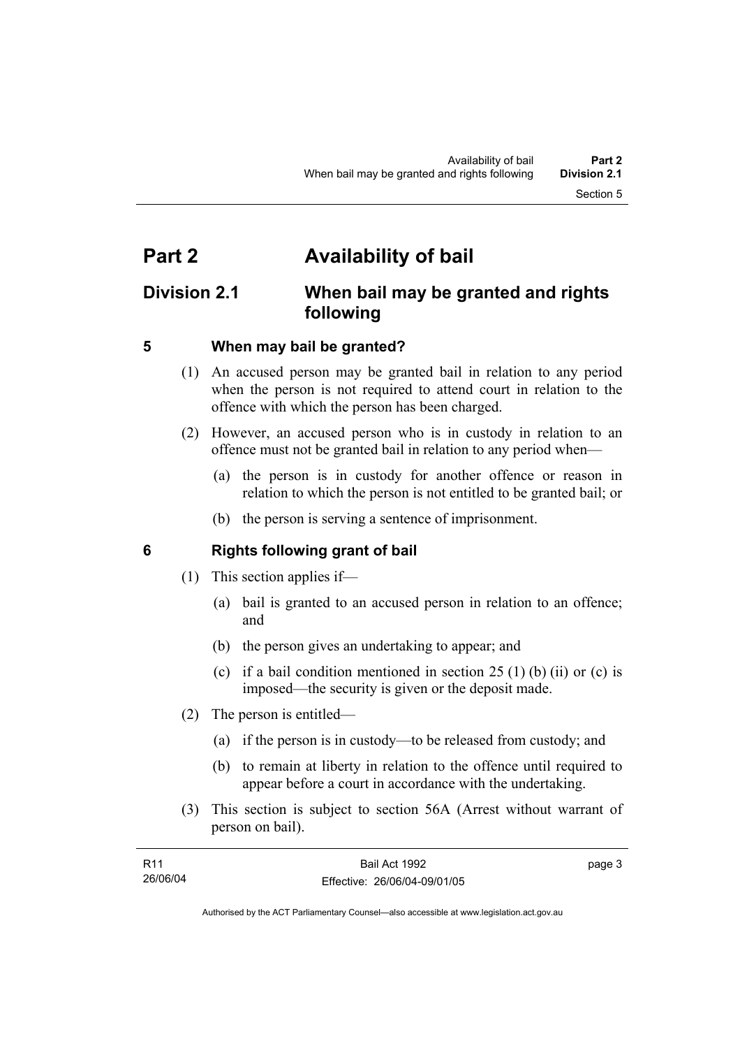# Part 2 Availability of bail

## Division 2.1 When bail may be granted and rights following

### 5 When may bail be granted?

(1) An accused person may be granted bail in relation to any period when the person is not required to attend court in relation to the offence with which the person has been charged.

(2) However, an accused person who is in custody in relation to an offence must not be granted bail in relation to any period when—

(a) the person is in custody for another offence or reason in relation to which the person is not entitled to be granted bail; or

(b) the person is serving a sentence of imprisonment.

### 6 Rights following grant of bail

(1) This section applies if—

(a) bail is granted to an accused person in relation to an offence; and

(b) the person gives an undertaking to appear; and

(c) if a bail condition mentioned in section 25 (1) (b) (ii) or (c) is imposed—the security is given or the deposit made.

(2) The person is entitled—

(a) if the person is in custody—to be released from custody; and

(b) to remain at liberty in relation to the offence until required to appear before a court in accordance with the undertaking.

(3) This section is subject to section 56A (Arrest without warrant of person on bail).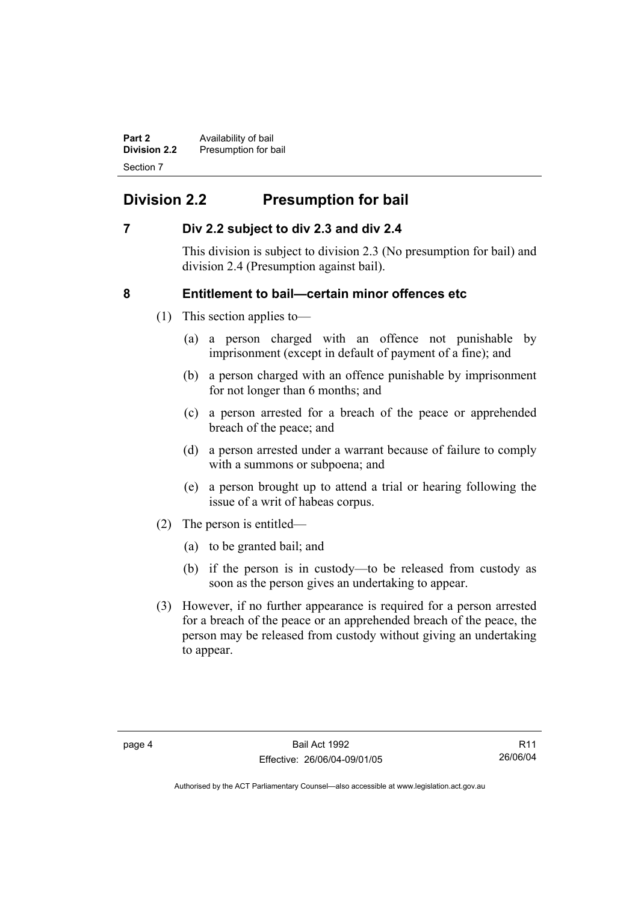## Division 2.2 Presumption for bail

### 7 Div 2.2 subject to div 2.3 and div 2.4

This division is subject to division 2.3 (No presumption for bail) and division 2.4 (Presumption against bail).

### 8 Entitlement to bail—certain minor offences etc

(1) This section applies to—

(a) a person charged with an offence not punishable by imprisonment (except in default of payment of a fine); and

(b) a person charged with an offence punishable by imprisonment for not longer than 6 months; and

(c) a person arrested for a breach of the peace or apprehended breach of the peace; and

(d) a person arrested under a warrant because of failure to comply with a summons or subpoena; and

(e) a person brought up to attend a trial or hearing following the issue of a writ of habeas corpus.

(2) The person is entitled—

(a) to be granted bail; and

(b) if the person is in custody—to be released from custody as soon as the person gives an undertaking to appear.

(3) However, if no further appearance is required for a person arrested for a breach of the peace or an apprehended breach of the peace, the person may be released from custody without giving an undertaking to appear.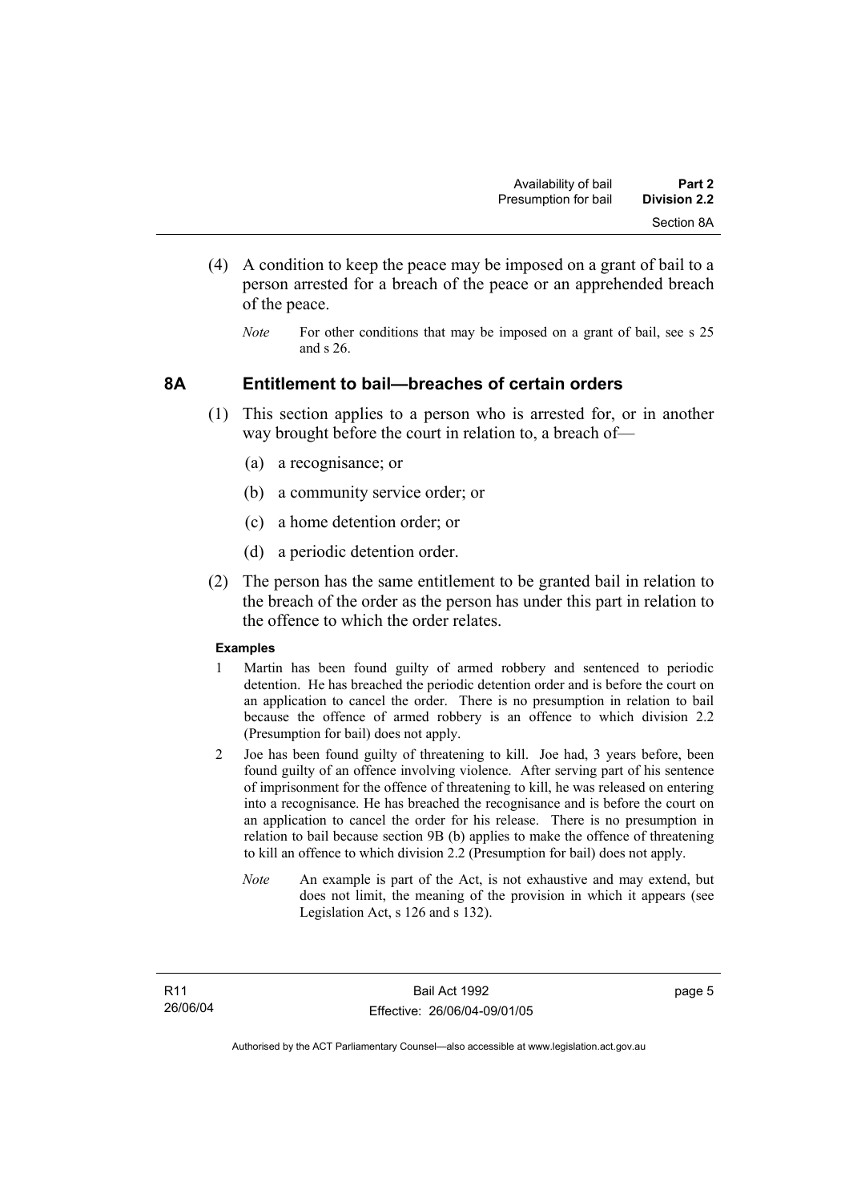(4) A condition to keep the peace may be imposed on a grant of bail to a person arrested for a breach of the peace or an apprehended breach of the peace.

*Note* For other conditions that may be imposed on a grant of bail, see s 25 and s 26.

## 8A Entitlement to bail—breaches of certain orders

(1) This section applies to a person who is arrested for, or in another way brought before the court in relation to, a breach of—

(a) a recognisance; or

(b) a community service order; or

(c) a home detention order; or

(d) a periodic detention order.

(2) The person has the same entitlement to be granted bail in relation to the breach of the order as the person has under this part in relation to the offence to which the order relates.

**Examples**

1 Martin has been found guilty of armed robbery and sentenced to periodic detention. He has breached the periodic detention order and is before the court on an application to cancel the order. There is no presumption in relation to bail because the offence of armed robbery is an offence to which division 2.2 (Presumption for bail) does not apply.

2 Joe has been found guilty of threatening to kill. Joe had, 3 years before, been found guilty of an offence involving violence. After serving part of his sentence of imprisonment for the offence of threatening to kill, he was released on entering into a recognisance. He has breached the recognisance and is before the court on an application to cancel the order for his release. There is no presumption in relation to bail because section 9B (b) applies to make the offence of threatening to kill an offence to which division 2.2 (Presumption for bail) does not apply.

*Note* An example is part of the Act, is not exhaustive and may extend, but does not limit, the meaning of the provision in which it appears (see Legislation Act, s 126 and s 132).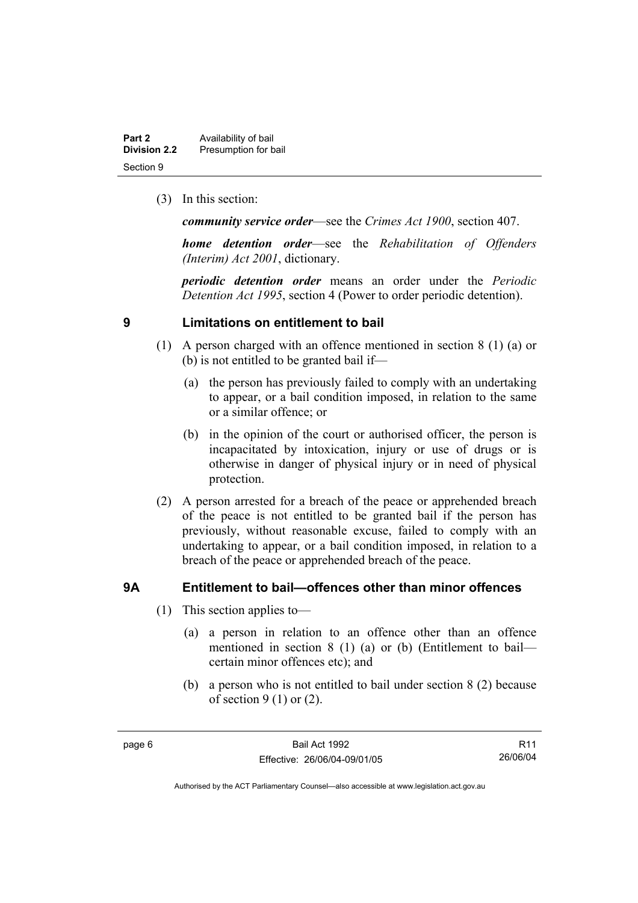(3) In this section:

***community service order***—see the *Crimes Act 1900*, section 407.

***home detention order***—see the *Rehabilitation of Offenders (Interim) Act 2001*, dictionary.

***periodic detention order*** means an order under the *Periodic Detention Act 1995*, section 4 (Power to order periodic detention).

## 9 Limitations on entitlement to bail

(1) A person charged with an offence mentioned in section 8 (1) (a) or (b) is not entitled to be granted bail if—

(a) the person has previously failed to comply with an undertaking to appear, or a bail condition imposed, in relation to the same or a similar offence; or

(b) in the opinion of the court or authorised officer, the person is incapacitated by intoxication, injury or use of drugs or is otherwise in danger of physical injury or in need of physical protection.

(2) A person arrested for a breach of the peace or apprehended breach of the peace is not entitled to be granted bail if the person has previously, without reasonable excuse, failed to comply with an undertaking to appear, or a bail condition imposed, in relation to a breach of the peace or apprehended breach of the peace.

## 9A Entitlement to bail—offences other than minor offences

(1) This section applies to—

(a) a person in relation to an offence other than an offence mentioned in section 8 (1) (a) or (b) (Entitlement to bail—certain minor offences etc); and

(b) a person who is not entitled to bail under section 8 (2) because of section 9 (1) or (2).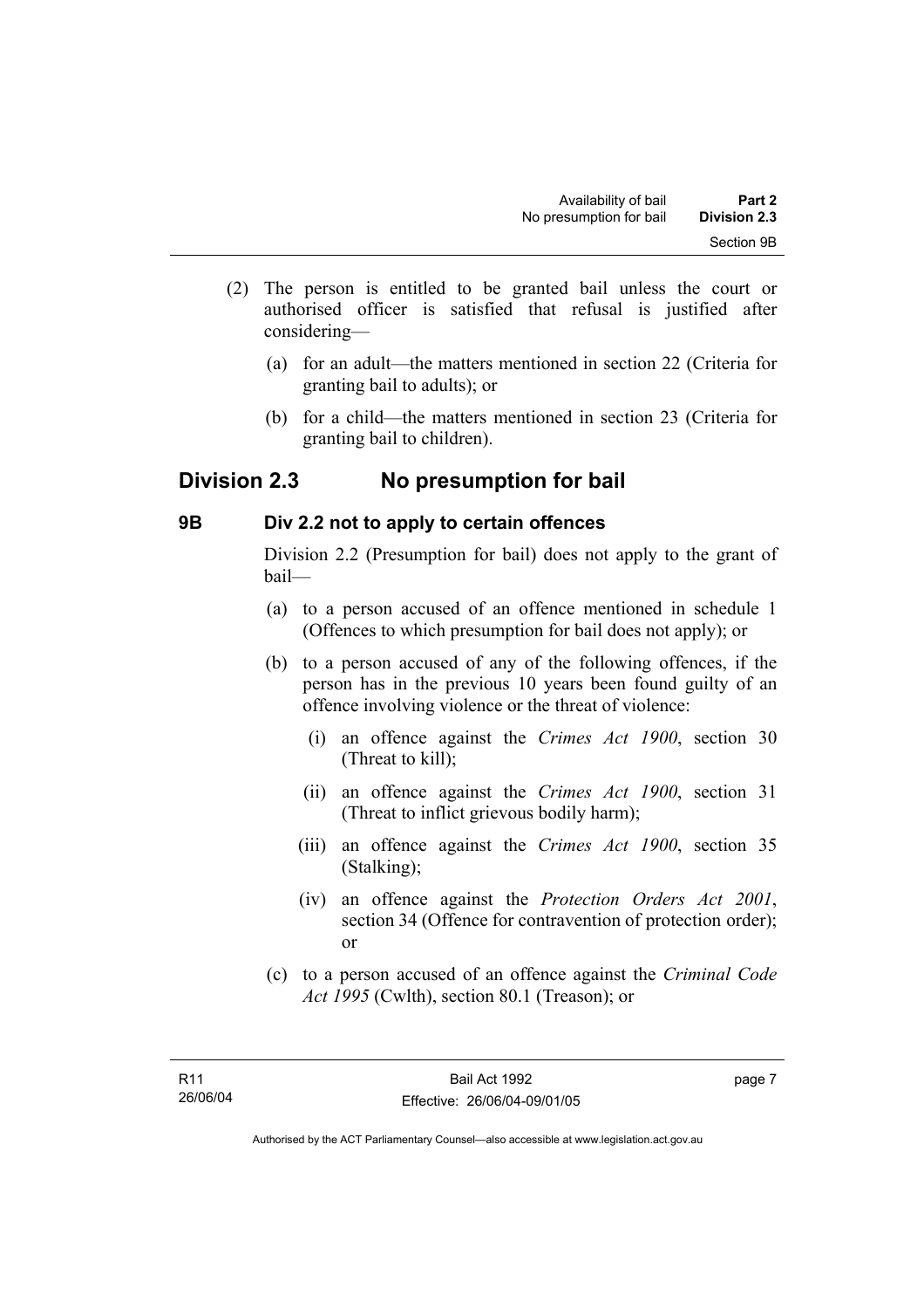(2) The person is entitled to be granted bail unless the court or authorised officer is satisfied that refusal is justified after considering—

(a) for an adult—the matters mentioned in section 22 (Criteria for granting bail to adults); or

(b) for a child—the matters mentioned in section 23 (Criteria for granting bail to children).

## Division 2.3 No presumption for bail

### 9B Div 2.2 not to apply to certain offences

Division 2.2 (Presumption for bail) does not apply to the grant of bail—

(a) to a person accused of an offence mentioned in schedule 1 (Offences to which presumption for bail does not apply); or

(b) to a person accused of any of the following offences, if the person has in the previous 10 years been found guilty of an offence involving violence or the threat of violence:

(i) an offence against the *Crimes Act 1900*, section 30 (Threat to kill);

(ii) an offence against the *Crimes Act 1900*, section 31 (Threat to inflict grievous bodily harm);

(iii) an offence against the *Crimes Act 1900*, section 35 (Stalking);

(iv) an offence against the *Protection Orders Act 2001*, section 34 (Offence for contravention of protection order); or

(c) to a person accused of an offence against the *Criminal Code Act 1995* (Cwlth), section 80.1 (Treason); or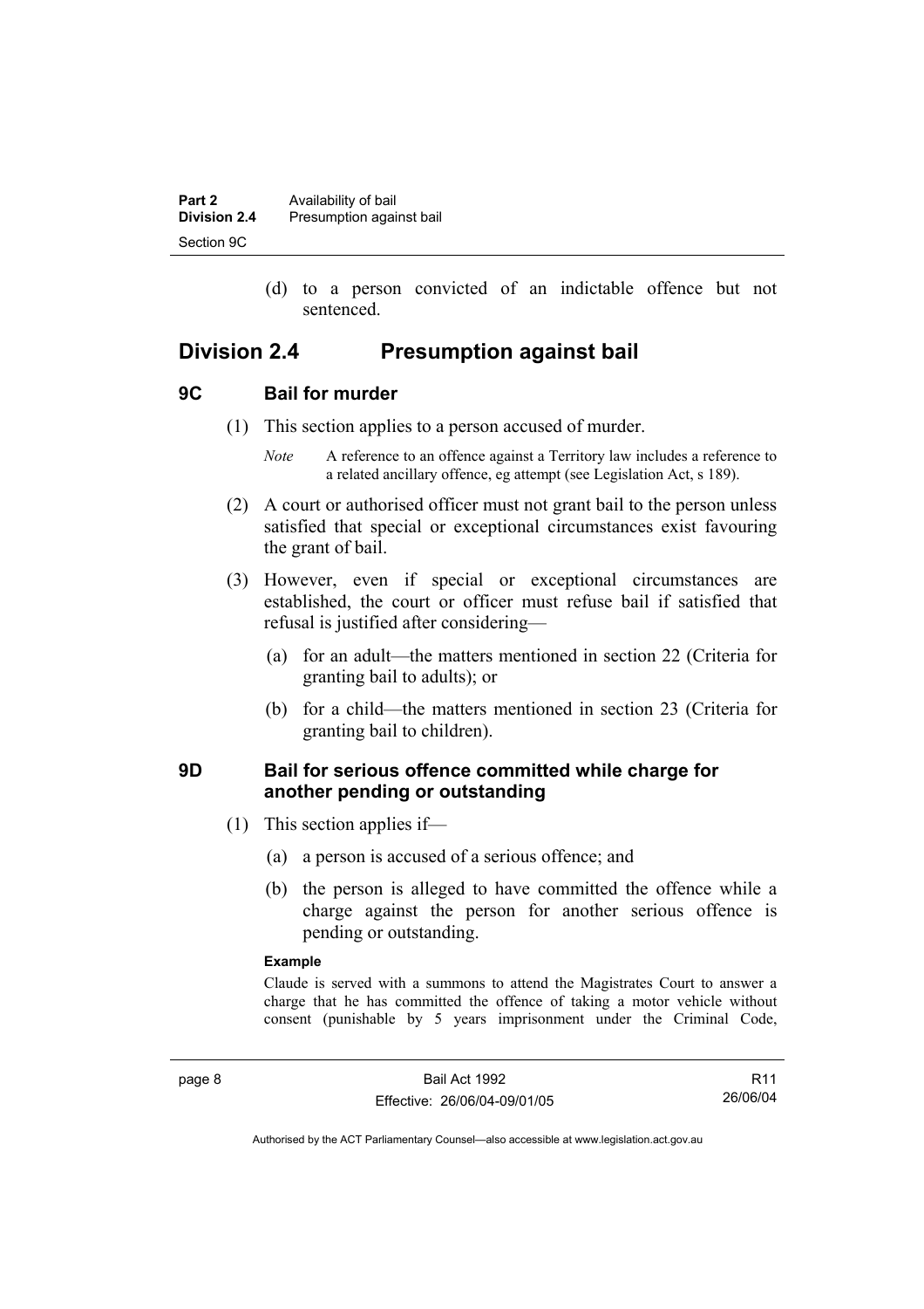(d) to a person convicted of an indictable offence but not sentenced.

## Division 2.4 Presumption against bail

### 9C Bail for murder

(1) This section applies to a person accused of murder.

*Note* A reference to an offence against a Territory law includes a reference to a related ancillary offence, eg attempt (see Legislation Act, s 189).

(2) A court or authorised officer must not grant bail to the person unless satisfied that special or exceptional circumstances exist favouring the grant of bail.

(3) However, even if special or exceptional circumstances are established, the court or officer must refuse bail if satisfied that refusal is justified after considering—

(a) for an adult—the matters mentioned in section 22 (Criteria for granting bail to adults); or

(b) for a child—the matters mentioned in section 23 (Criteria for granting bail to children).

### 9D Bail for serious offence committed while charge for another pending or outstanding

(1) This section applies if—

(a) a person is accused of a serious offence; and

(b) the person is alleged to have committed the offence while a charge against the person for another serious offence is pending or outstanding.

**Example**

Claude is served with a summons to attend the Magistrates Court to answer a charge that he has committed the offence of taking a motor vehicle without consent (punishable by 5 years imprisonment under the Criminal Code,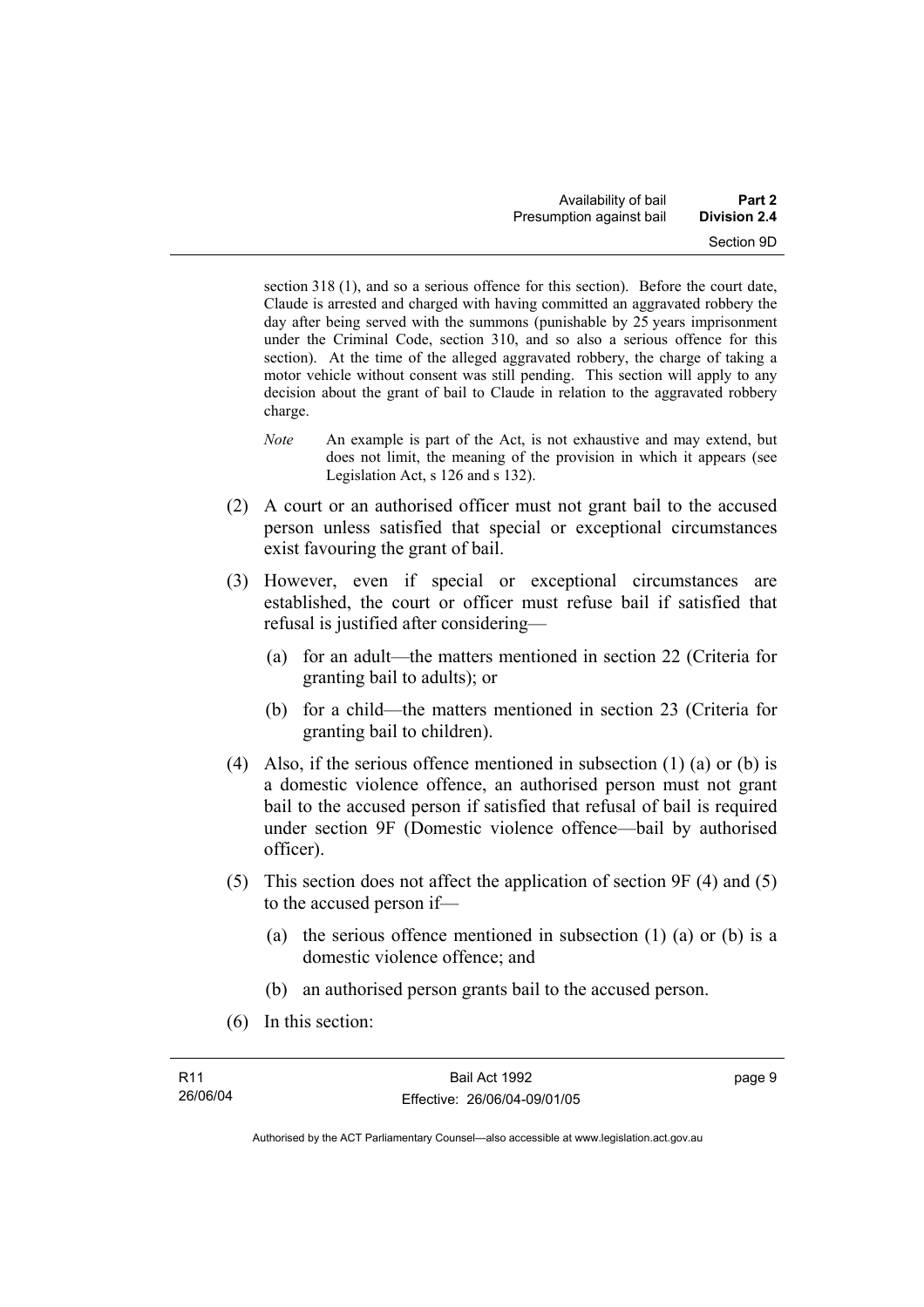section 318 (1), and so a serious offence for this section). Before the court date, Claude is arrested and charged with having committed an aggravated robbery the day after being served with the summons (punishable by 25 years imprisonment under the Criminal Code, section 310, and so also a serious offence for this section). At the time of the alleged aggravated robbery, the charge of taking a motor vehicle without consent was still pending. This section will apply to any decision about the grant of bail to Claude in relation to the aggravated robbery charge.

*Note* An example is part of the Act, is not exhaustive and may extend, but does not limit, the meaning of the provision in which it appears (see Legislation Act, s 126 and s 132).

(2) A court or an authorised officer must not grant bail to the accused person unless satisfied that special or exceptional circumstances exist favouring the grant of bail.

(3) However, even if special or exceptional circumstances are established, the court or officer must refuse bail if satisfied that refusal is justified after considering—

(a) for an adult—the matters mentioned in section 22 (Criteria for granting bail to adults); or

(b) for a child—the matters mentioned in section 23 (Criteria for granting bail to children).

(4) Also, if the serious offence mentioned in subsection (1) (a) or (b) is a domestic violence offence, an authorised person must not grant bail to the accused person if satisfied that refusal of bail is required under section 9F (Domestic violence offence—bail by authorised officer).

(5) This section does not affect the application of section 9F (4) and (5) to the accused person if—

(a) the serious offence mentioned in subsection (1) (a) or (b) is a domestic violence offence; and

(b) an authorised person grants bail to the accused person.

(6) In this section: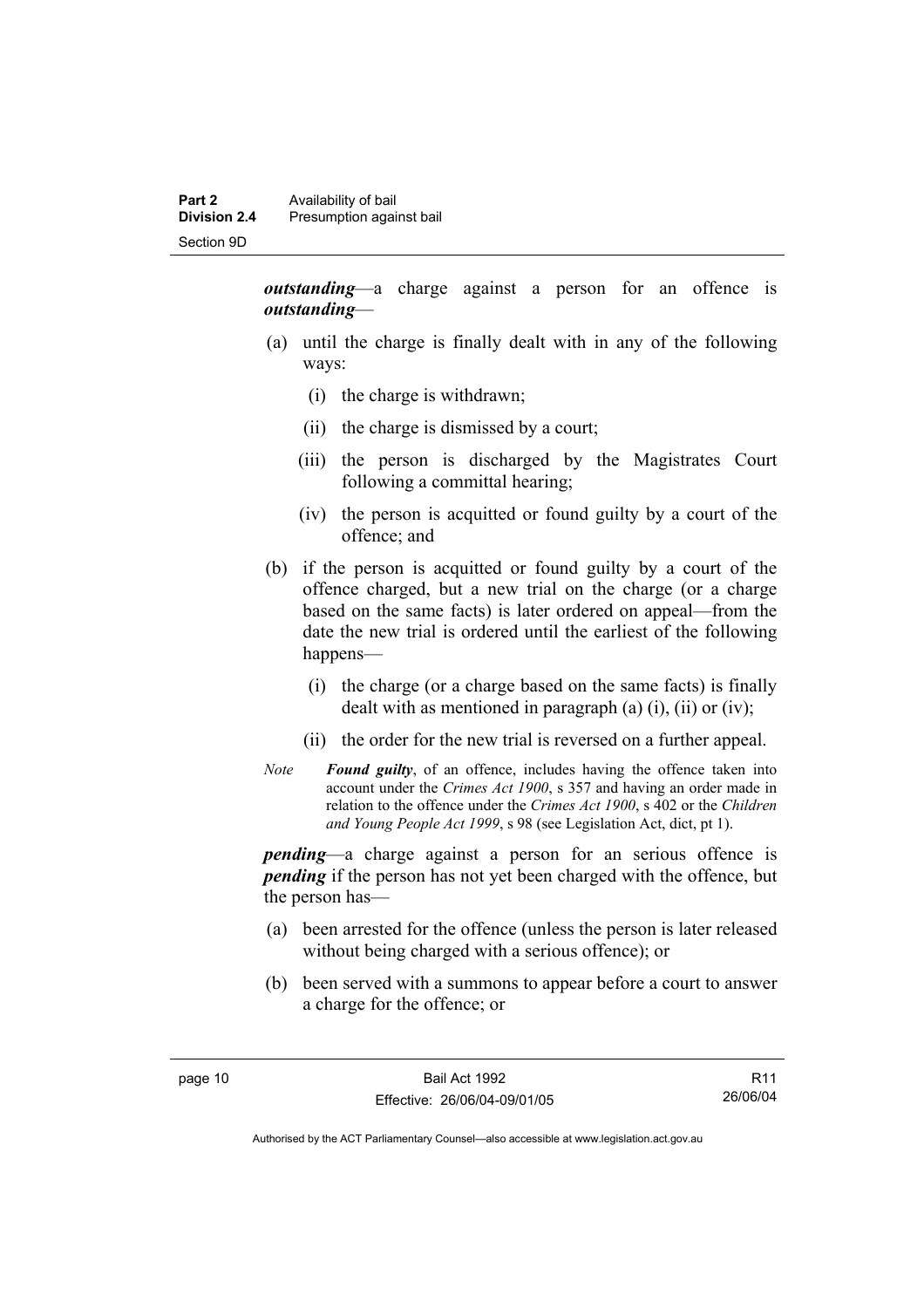***outstanding***—a charge against a person for an offence is ***outstanding***—

(a) until the charge is finally dealt with in any of the following ways:

  (i) the charge is withdrawn;

  (ii) the charge is dismissed by a court;

  (iii) the person is discharged by the Magistrates Court following a committal hearing;

  (iv) the person is acquitted or found guilty by a court of the offence; and

(b) if the person is acquitted or found guilty by a court of the offence charged, but a new trial on the charge (or a charge based on the same facts) is later ordered on appeal—from the date the new trial is ordered until the earliest of the following happens—

  (i) the charge (or a charge based on the same facts) is finally dealt with as mentioned in paragraph (a) (i), (ii) or (iv);

  (ii) the order for the new trial is reversed on a further appeal.

*Note* ***Found guilty***, of an offence, includes having the offence taken into account under the *Crimes Act 1900*, s 357 and having an order made in relation to the offence under the *Crimes Act 1900*, s 402 or the *Children and Young People Act 1999*, s 98 (see Legislation Act, dict, pt 1).

***pending***—a charge against a person for an serious offence is ***pending*** if the person has not yet been charged with the offence, but the person has—

(a) been arrested for the offence (unless the person is later released without being charged with a serious offence); or

(b) been served with a summons to appear before a court to answer a charge for the offence; or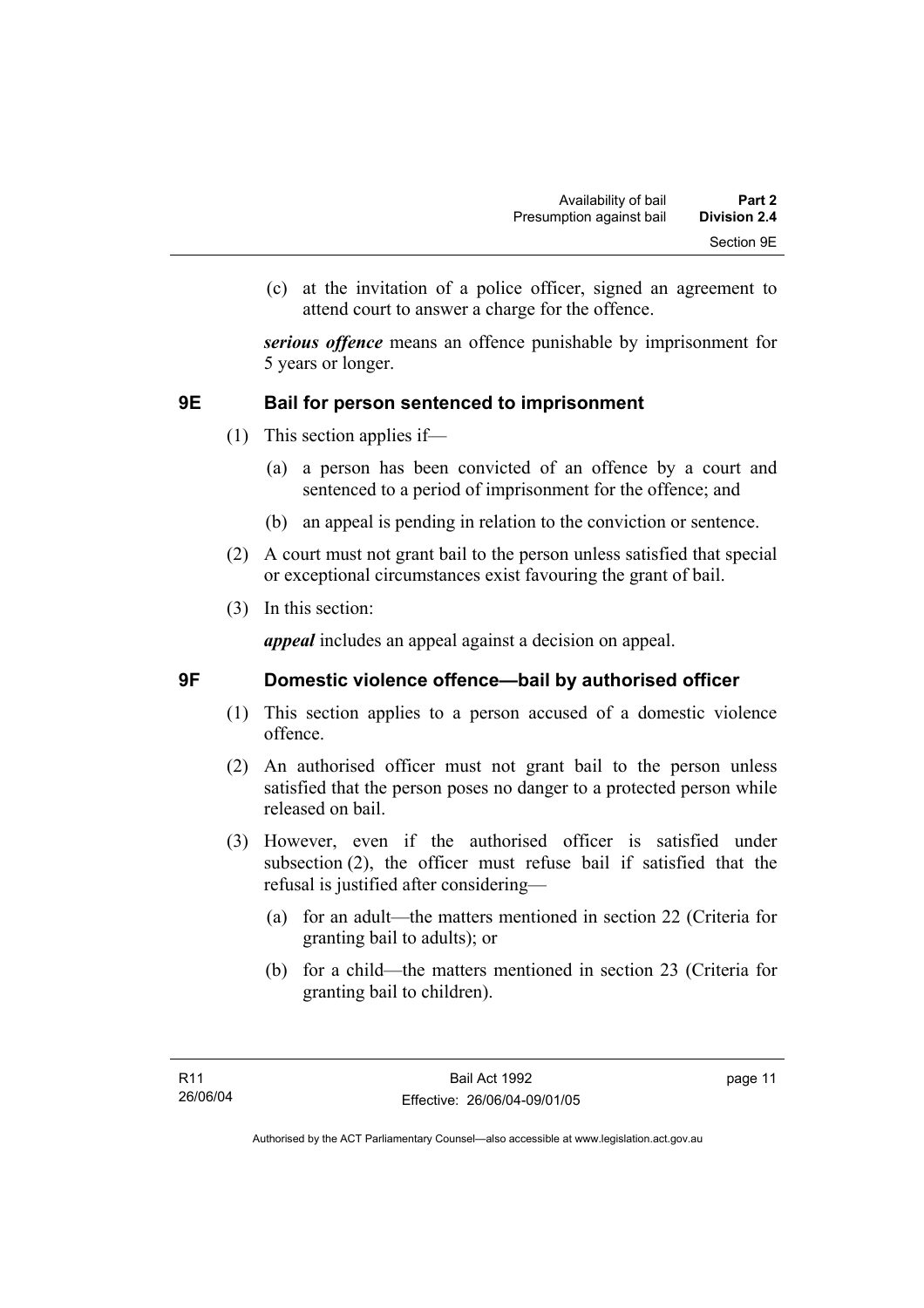(c) at the invitation of a police officer, signed an agreement to attend court to answer a charge for the offence.

***serious offence*** means an offence punishable by imprisonment for 5 years or longer.

## 9E Bail for person sentenced to imprisonment

(1) This section applies if—

(a) a person has been convicted of an offence by a court and sentenced to a period of imprisonment for the offence; and

(b) an appeal is pending in relation to the conviction or sentence.

(2) A court must not grant bail to the person unless satisfied that special or exceptional circumstances exist favouring the grant of bail.

(3) In this section:

***appeal*** includes an appeal against a decision on appeal.

## 9F Domestic violence offence—bail by authorised officer

(1) This section applies to a person accused of a domestic violence offence.

(2) An authorised officer must not grant bail to the person unless satisfied that the person poses no danger to a protected person while released on bail.

(3) However, even if the authorised officer is satisfied under subsection (2), the officer must refuse bail if satisfied that the refusal is justified after considering—

(a) for an adult—the matters mentioned in section 22 (Criteria for granting bail to adults); or

(b) for a child—the matters mentioned in section 23 (Criteria for granting bail to children).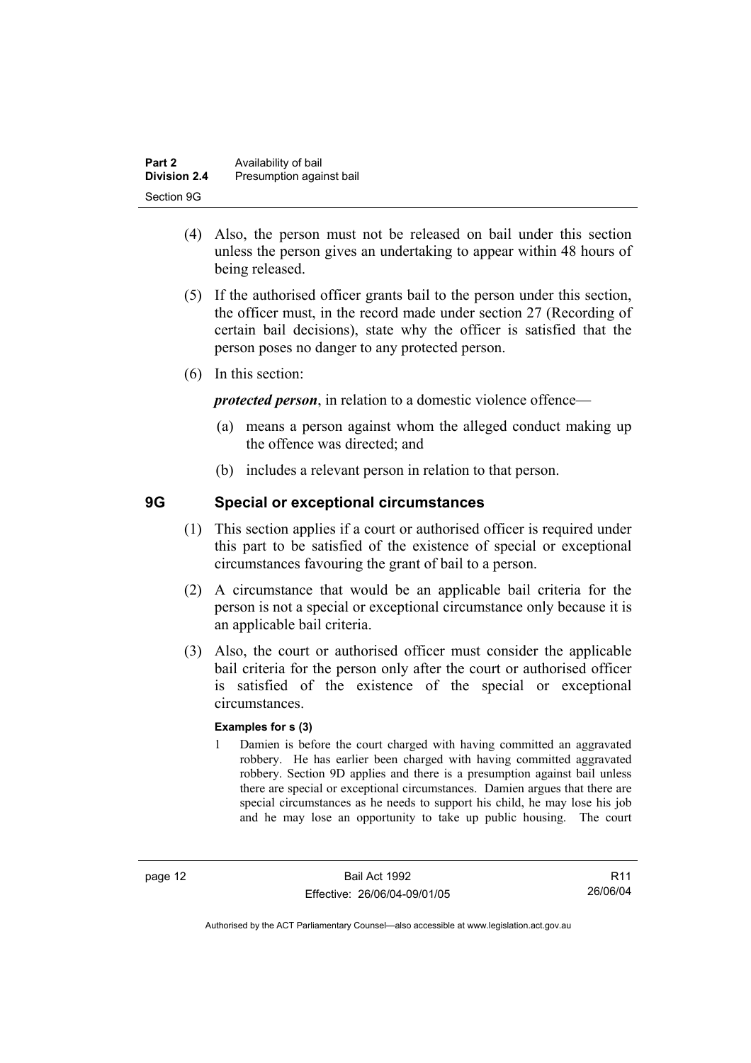(4) Also, the person must not be released on bail under this section unless the person gives an undertaking to appear within 48 hours of being released.

(5) If the authorised officer grants bail to the person under this section, the officer must, in the record made under section 27 (Recording of certain bail decisions), state why the officer is satisfied that the person poses no danger to any protected person.

(6) In this section:

***protected person***, in relation to a domestic violence offence—

(a) means a person against whom the alleged conduct making up the offence was directed; and

(b) includes a relevant person in relation to that person.

## 9G Special or exceptional circumstances

(1) This section applies if a court or authorised officer is required under this part to be satisfied of the existence of special or exceptional circumstances favouring the grant of bail to a person.

(2) A circumstance that would be an applicable bail criteria for the person is not a special or exceptional circumstance only because it is an applicable bail criteria.

(3) Also, the court or authorised officer must consider the applicable bail criteria for the person only after the court or authorised officer is satisfied of the existence of the special or exceptional circumstances.

**Examples for s (3)**

1 Damien is before the court charged with having committed an aggravated robbery. He has earlier been charged with having committed aggravated robbery. Section 9D applies and there is a presumption against bail unless there are special or exceptional circumstances. Damien argues that there are special circumstances as he needs to support his child, he may lose his job and he may lose an opportunity to take up public housing. The court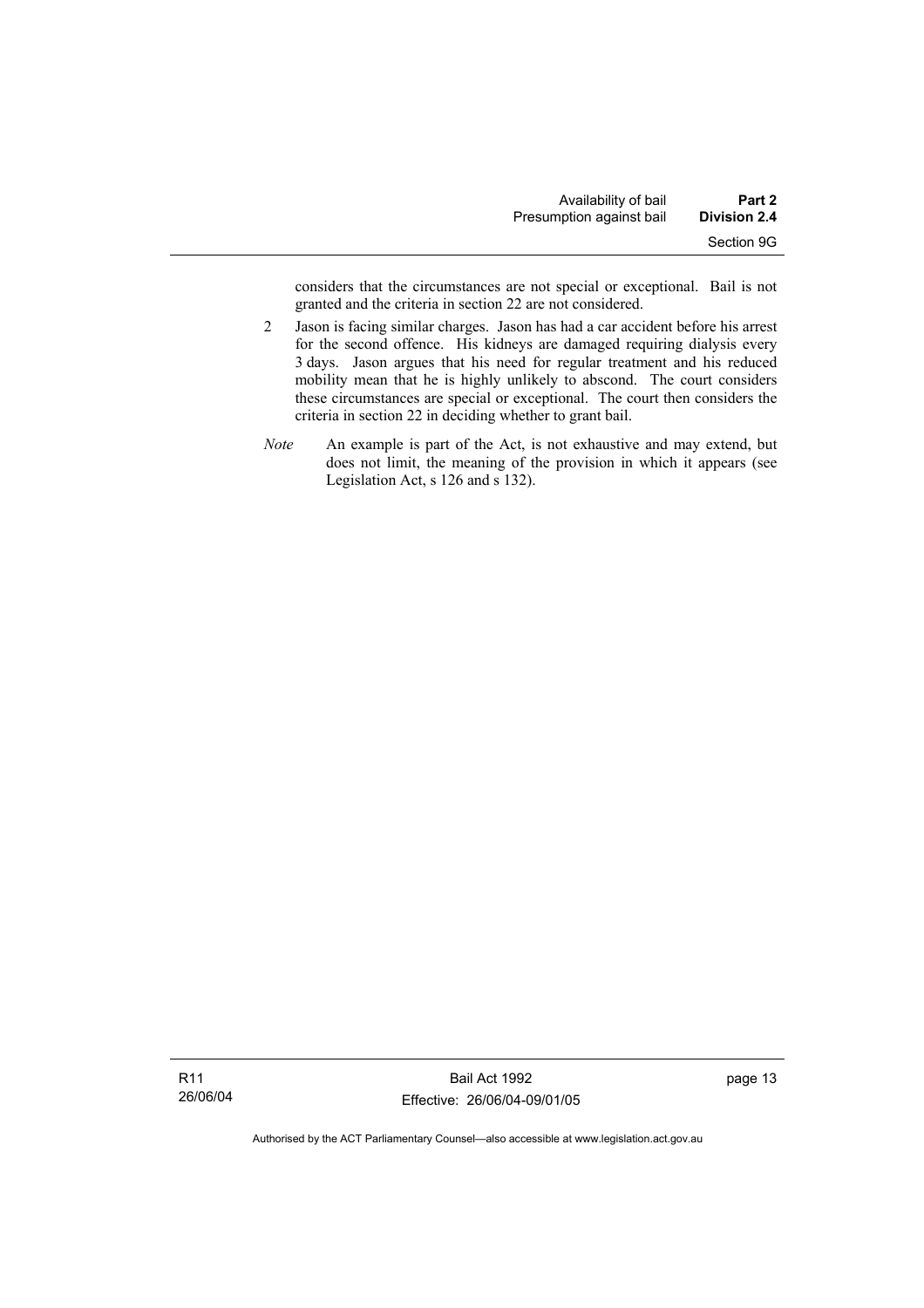considers that the circumstances are not special or exceptional. Bail is not granted and the criteria in section 22 are not considered.

2 Jason is facing similar charges. Jason has had a car accident before his arrest for the second offence. His kidneys are damaged requiring dialysis every 3 days. Jason argues that his need for regular treatment and his reduced mobility mean that he is highly unlikely to abscond. The court considers these circumstances are special or exceptional. The court then considers the criteria in section 22 in deciding whether to grant bail.

*Note* An example is part of the Act, is not exhaustive and may extend, but does not limit, the meaning of the provision in which it appears (see Legislation Act, s 126 and s 132).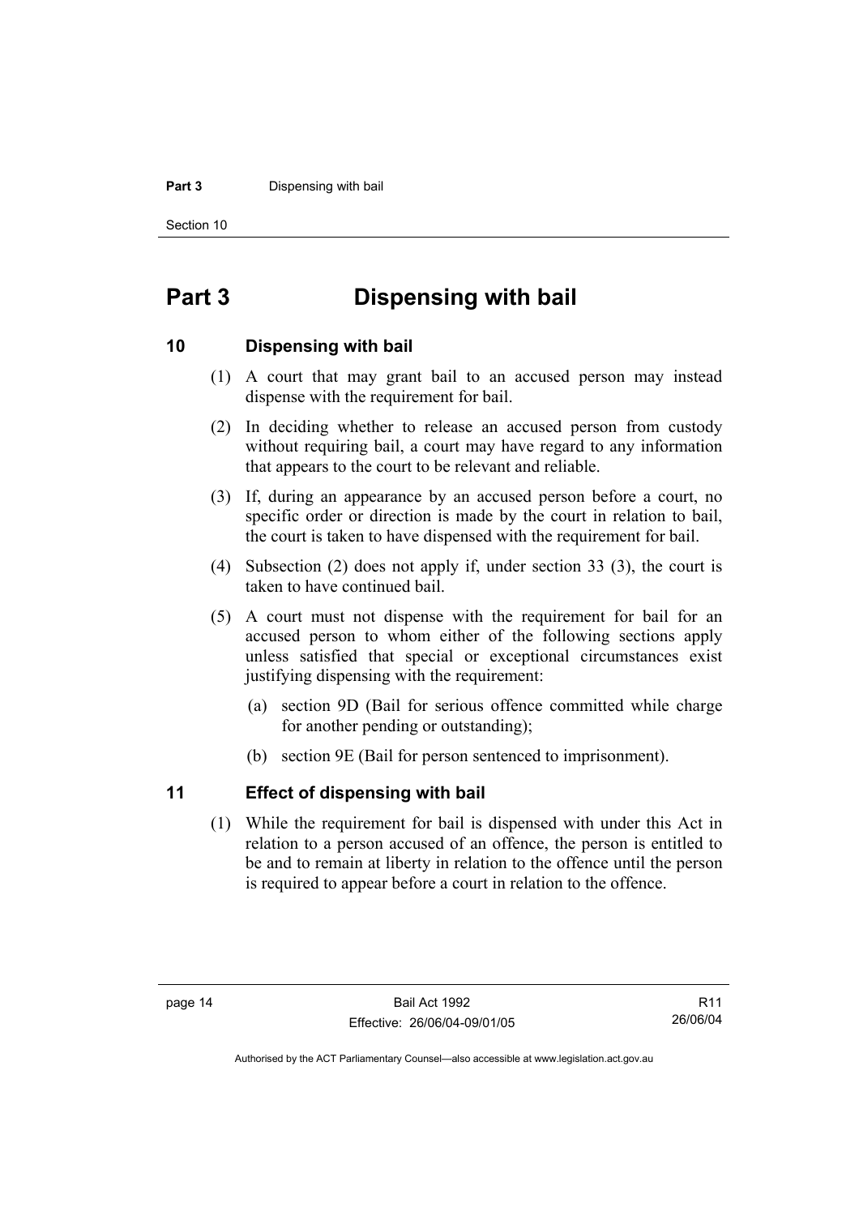# Part 3 Dispensing with bail

## 10 Dispensing with bail

(1) A court that may grant bail to an accused person may instead dispense with the requirement for bail.

(2) In deciding whether to release an accused person from custody without requiring bail, a court may have regard to any information that appears to the court to be relevant and reliable.

(3) If, during an appearance by an accused person before a court, no specific order or direction is made by the court in relation to bail, the court is taken to have dispensed with the requirement for bail.

(4) Subsection (2) does not apply if, under section 33 (3), the court is taken to have continued bail.

(5) A court must not dispense with the requirement for bail for an accused person to whom either of the following sections apply unless satisfied that special or exceptional circumstances exist justifying dispensing with the requirement:

- (a) section 9D (Bail for serious offence committed while charge for another pending or outstanding);
- (b) section 9E (Bail for person sentenced to imprisonment).

## 11 Effect of dispensing with bail

(1) While the requirement for bail is dispensed with under this Act in relation to a person accused of an offence, the person is entitled to be and to remain at liberty in relation to the offence until the person is required to appear before a court in relation to the offence.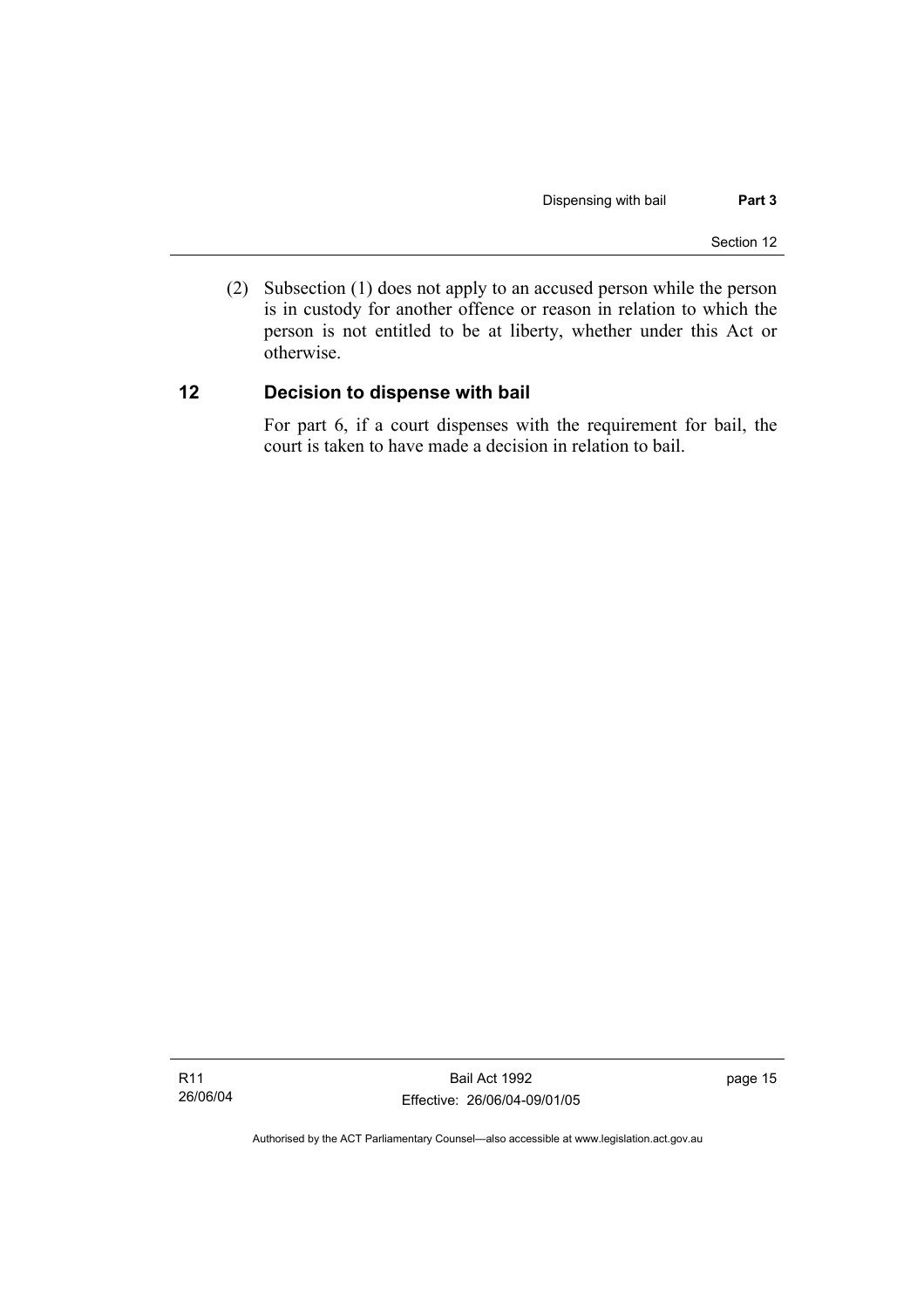(2) Subsection (1) does not apply to an accused person while the person is in custody for another offence or reason in relation to which the person is not entitled to be at liberty, whether under this Act or otherwise.

## 12 Decision to dispense with bail

For part 6, if a court dispenses with the requirement for bail, the court is taken to have made a decision in relation to bail.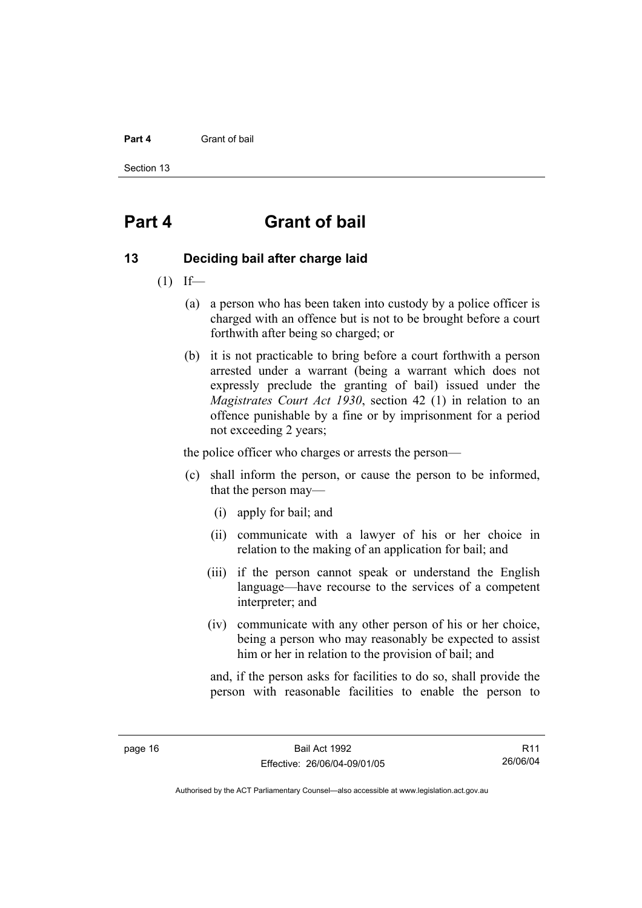# Part 4 Grant of bail

## 13 Deciding bail after charge laid

(1) If—

(a) a person who has been taken into custody by a police officer is charged with an offence but is not to be brought before a court forthwith after being so charged; or

(b) it is not practicable to bring before a court forthwith a person arrested under a warrant (being a warrant which does not expressly preclude the granting of bail) issued under the *Magistrates Court Act 1930*, section 42 (1) in relation to an offence punishable by a fine or by imprisonment for a period not exceeding 2 years;

the police officer who charges or arrests the person—

(c) shall inform the person, or cause the person to be informed, that the person may—

(i) apply for bail; and

(ii) communicate with a lawyer of his or her choice in relation to the making of an application for bail; and

(iii) if the person cannot speak or understand the English language—have recourse to the services of a competent interpreter; and

(iv) communicate with any other person of his or her choice, being a person who may reasonably be expected to assist him or her in relation to the provision of bail; and

and, if the person asks for facilities to do so, shall provide the person with reasonable facilities to enable the person to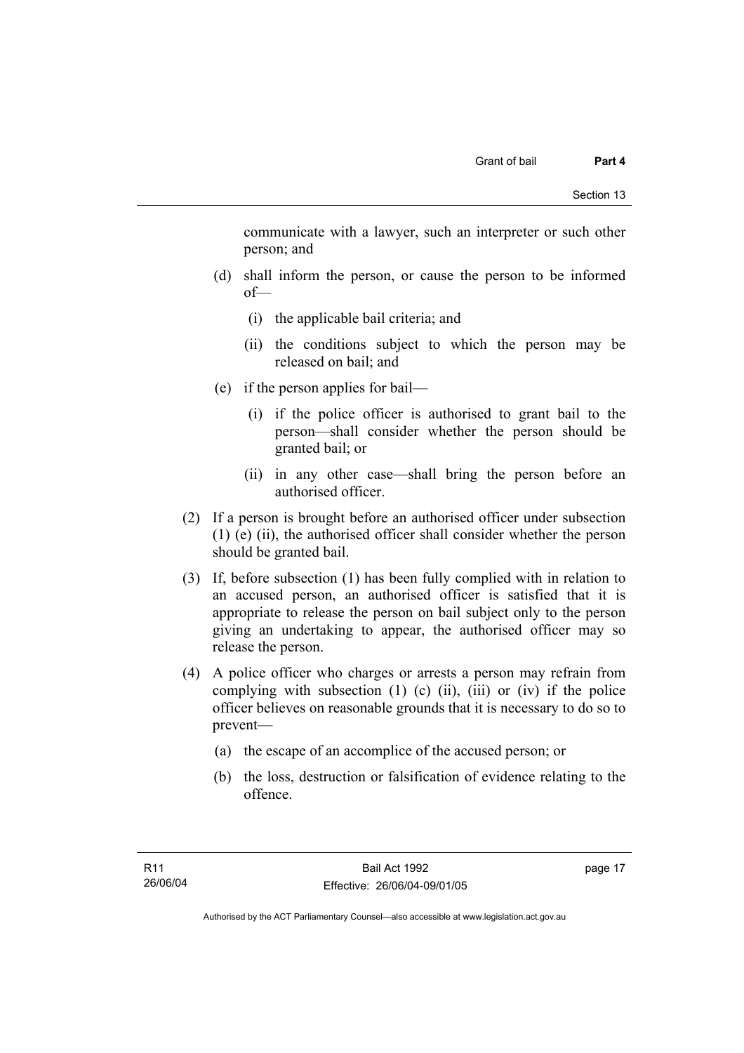communicate with a lawyer, such an interpreter or such other person; and

(d) shall inform the person, or cause the person to be informed of—

(i) the applicable bail criteria; and

(ii) the conditions subject to which the person may be released on bail; and

(e) if the person applies for bail—

(i) if the police officer is authorised to grant bail to the person—shall consider whether the person should be granted bail; or

(ii) in any other case—shall bring the person before an authorised officer.

(2) If a person is brought before an authorised officer under subsection (1) (e) (ii), the authorised officer shall consider whether the person should be granted bail.

(3) If, before subsection (1) has been fully complied with in relation to an accused person, an authorised officer is satisfied that it is appropriate to release the person on bail subject only to the person giving an undertaking to appear, the authorised officer may so release the person.

(4) A police officer who charges or arrests a person may refrain from complying with subsection (1) (c) (ii), (iii) or (iv) if the police officer believes on reasonable grounds that it is necessary to do so to prevent—

(a) the escape of an accomplice of the accused person; or

(b) the loss, destruction or falsification of evidence relating to the offence.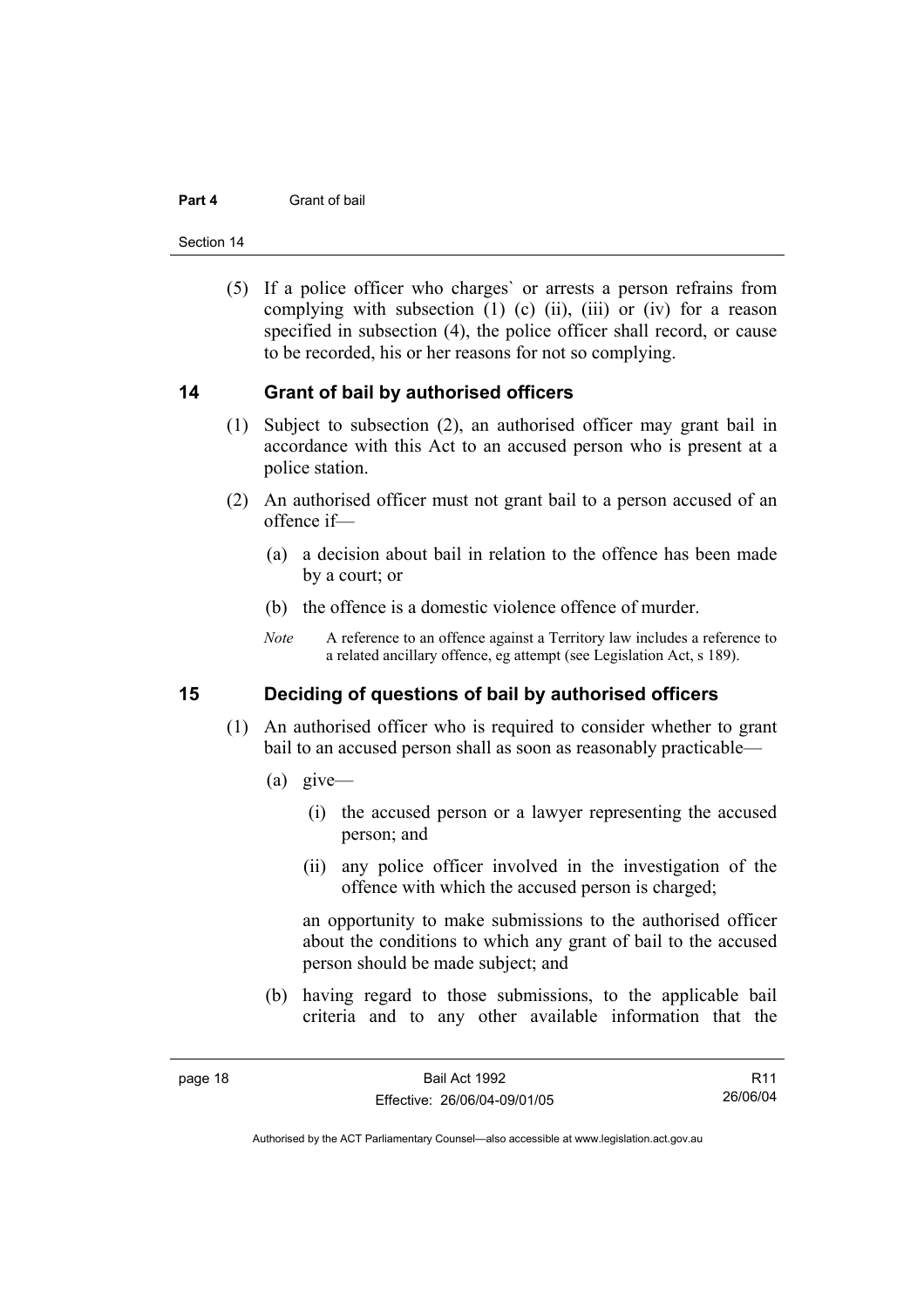(5) If a police officer who charges` or arrests a person refrains from complying with subsection (1) (c) (ii), (iii) or (iv) for a reason specified in subsection (4), the police officer shall record, or cause to be recorded, his or her reasons for not so complying.

## 14 Grant of bail by authorised officers

(1) Subject to subsection (2), an authorised officer may grant bail in accordance with this Act to an accused person who is present at a police station.

(2) An authorised officer must not grant bail to a person accused of an offence if—

(a) a decision about bail in relation to the offence has been made by a court; or

(b) the offence is a domestic violence offence of murder.

*Note* A reference to an offence against a Territory law includes a reference to a related ancillary offence, eg attempt (see Legislation Act, s 189).

## 15 Deciding of questions of bail by authorised officers

(1) An authorised officer who is required to consider whether to grant bail to an accused person shall as soon as reasonably practicable—

(a) give—

(i) the accused person or a lawyer representing the accused person; and

(ii) any police officer involved in the investigation of the offence with which the accused person is charged;

an opportunity to make submissions to the authorised officer about the conditions to which any grant of bail to the accused person should be made subject; and

(b) having regard to those submissions, to the applicable bail criteria and to any other available information that the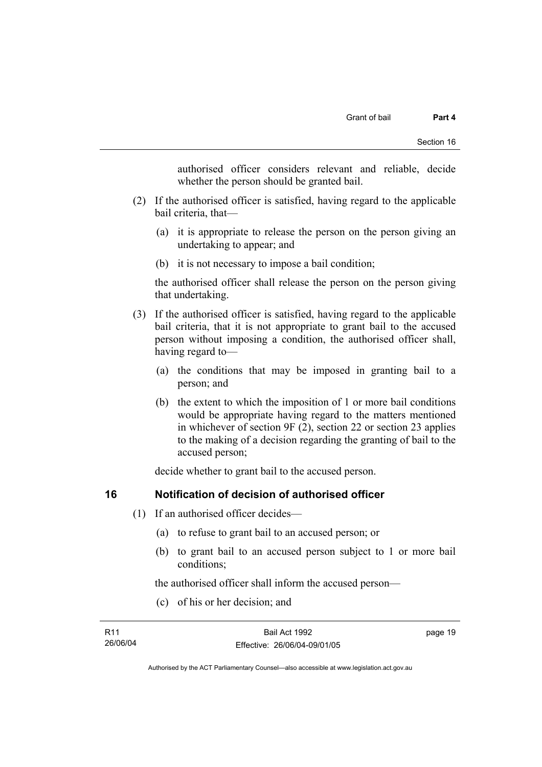authorised officer considers relevant and reliable, decide whether the person should be granted bail.

(2) If the authorised officer is satisfied, having regard to the applicable bail criteria, that—

(a) it is appropriate to release the person on the person giving an undertaking to appear; and

(b) it is not necessary to impose a bail condition;

the authorised officer shall release the person on the person giving that undertaking.

(3) If the authorised officer is satisfied, having regard to the applicable bail criteria, that it is not appropriate to grant bail to the accused person without imposing a condition, the authorised officer shall, having regard to—

(a) the conditions that may be imposed in granting bail to a person; and

(b) the extent to which the imposition of 1 or more bail conditions would be appropriate having regard to the matters mentioned in whichever of section 9F (2), section 22 or section 23 applies to the making of a decision regarding the granting of bail to the accused person;

decide whether to grant bail to the accused person.

## 16 Notification of decision of authorised officer

(1) If an authorised officer decides—

(a) to refuse to grant bail to an accused person; or

(b) to grant bail to an accused person subject to 1 or more bail conditions;

the authorised officer shall inform the accused person—

(c) of his or her decision; and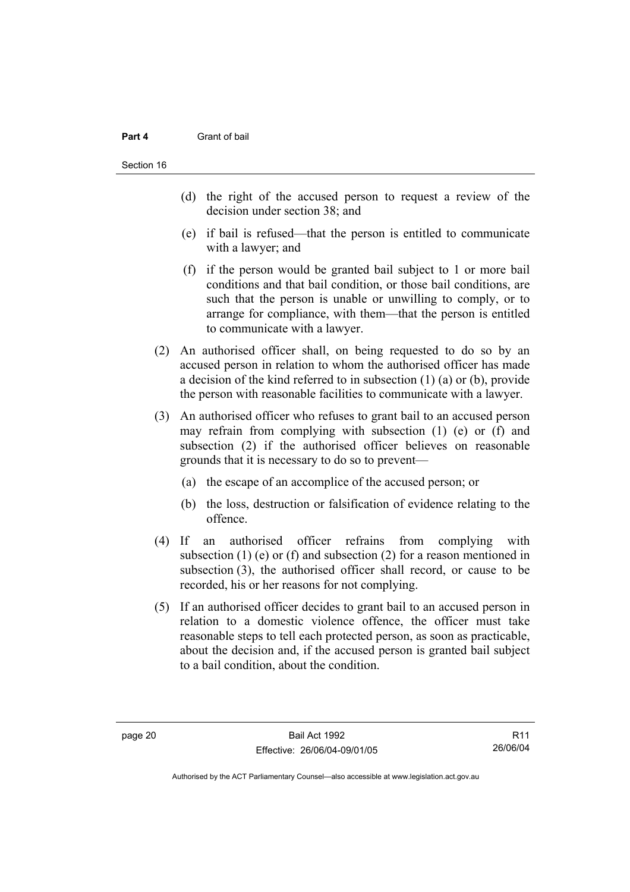(d) the right of the accused person to request a review of the decision under section 38; and

(e) if bail is refused—that the person is entitled to communicate with a lawyer; and

(f) if the person would be granted bail subject to 1 or more bail conditions and that bail condition, or those bail conditions, are such that the person is unable or unwilling to comply, or to arrange for compliance, with them—that the person is entitled to communicate with a lawyer.

(2) An authorised officer shall, on being requested to do so by an accused person in relation to whom the authorised officer has made a decision of the kind referred to in subsection (1) (a) or (b), provide the person with reasonable facilities to communicate with a lawyer.

(3) An authorised officer who refuses to grant bail to an accused person may refrain from complying with subsection (1) (e) or (f) and subsection (2) if the authorised officer believes on reasonable grounds that it is necessary to do so to prevent—

(a) the escape of an accomplice of the accused person; or

(b) the loss, destruction or falsification of evidence relating to the offence.

(4) If an authorised officer refrains from complying with subsection (1) (e) or (f) and subsection (2) for a reason mentioned in subsection (3), the authorised officer shall record, or cause to be recorded, his or her reasons for not complying.

(5) If an authorised officer decides to grant bail to an accused person in relation to a domestic violence offence, the officer must take reasonable steps to tell each protected person, as soon as practicable, about the decision and, if the accused person is granted bail subject to a bail condition, about the condition.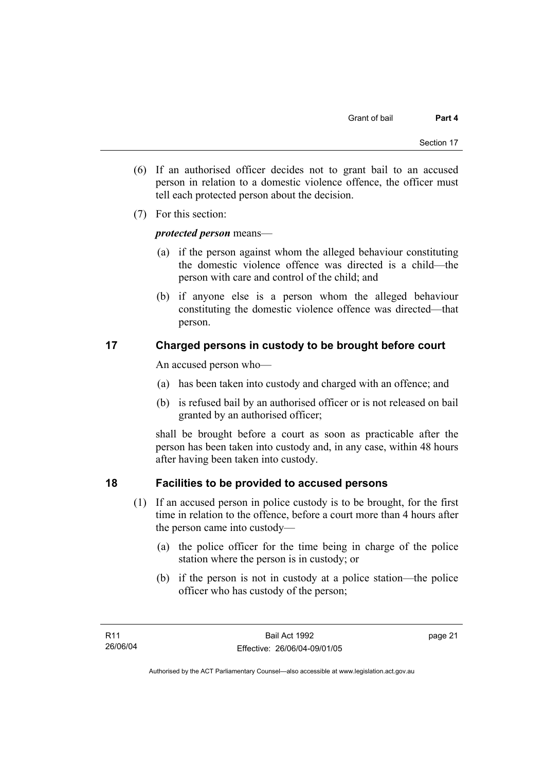(6) If an authorised officer decides not to grant bail to an accused person in relation to a domestic violence offence, the officer must tell each protected person about the decision.

(7) For this section:

***protected person*** means—

(a) if the person against whom the alleged behaviour constituting the domestic violence offence was directed is a child—the person with care and control of the child; and

(b) if anyone else is a person whom the alleged behaviour constituting the domestic violence offence was directed—that person.

## 17 Charged persons in custody to be brought before court

An accused person who—

(a) has been taken into custody and charged with an offence; and

(b) is refused bail by an authorised officer or is not released on bail granted by an authorised officer;

shall be brought before a court as soon as practicable after the person has been taken into custody and, in any case, within 48 hours after having been taken into custody.

## 18 Facilities to be provided to accused persons

(1) If an accused person in police custody is to be brought, for the first time in relation to the offence, before a court more than 4 hours after the person came into custody—

(a) the police officer for the time being in charge of the police station where the person is in custody; or

(b) if the person is not in custody at a police station—the police officer who has custody of the person;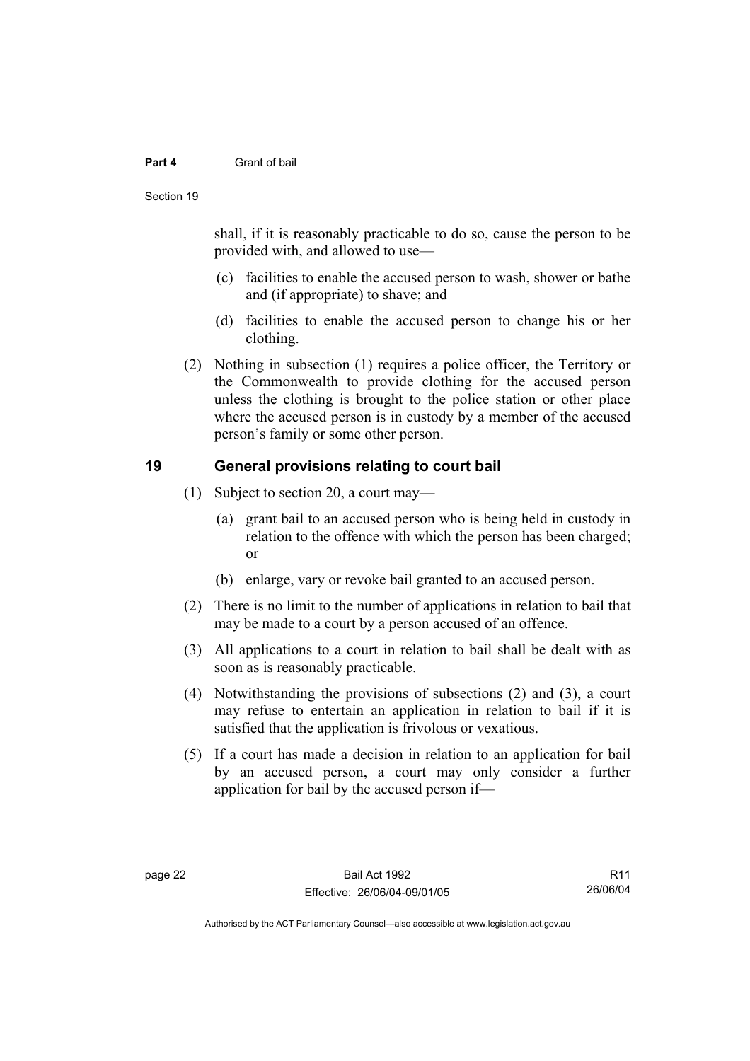shall, if it is reasonably practicable to do so, cause the person to be provided with, and allowed to use—

(c) facilities to enable the accused person to wash, shower or bathe and (if appropriate) to shave; and

(d) facilities to enable the accused person to change his or her clothing.

(2) Nothing in subsection (1) requires a police officer, the Territory or the Commonwealth to provide clothing for the accused person unless the clothing is brought to the police station or other place where the accused person is in custody by a member of the accused person's family or some other person.

## 19 General provisions relating to court bail

(1) Subject to section 20, a court may—

(a) grant bail to an accused person who is being held in custody in relation to the offence with which the person has been charged; or

(b) enlarge, vary or revoke bail granted to an accused person.

(2) There is no limit to the number of applications in relation to bail that may be made to a court by a person accused of an offence.

(3) All applications to a court in relation to bail shall be dealt with as soon as is reasonably practicable.

(4) Notwithstanding the provisions of subsections (2) and (3), a court may refuse to entertain an application in relation to bail if it is satisfied that the application is frivolous or vexatious.

(5) If a court has made a decision in relation to an application for bail by an accused person, a court may only consider a further application for bail by the accused person if—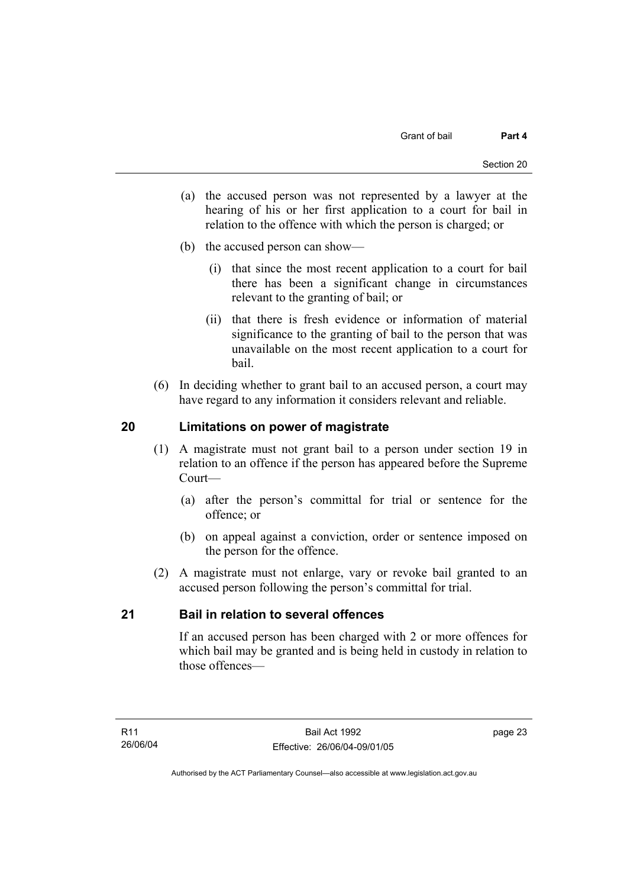(a) the accused person was not represented by a lawyer at the hearing of his or her first application to a court for bail in relation to the offence with which the person is charged; or

(b) the accused person can show—

(i) that since the most recent application to a court for bail there has been a significant change in circumstances relevant to the granting of bail; or

(ii) that there is fresh evidence or information of material significance to the granting of bail to the person that was unavailable on the most recent application to a court for bail.

(6) In deciding whether to grant bail to an accused person, a court may have regard to any information it considers relevant and reliable.

## 20 Limitations on power of magistrate

(1) A magistrate must not grant bail to a person under section 19 in relation to an offence if the person has appeared before the Supreme Court—

(a) after the person's committal for trial or sentence for the offence; or

(b) on appeal against a conviction, order or sentence imposed on the person for the offence.

(2) A magistrate must not enlarge, vary or revoke bail granted to an accused person following the person's committal for trial.

## 21 Bail in relation to several offences

If an accused person has been charged with 2 or more offences for which bail may be granted and is being held in custody in relation to those offences—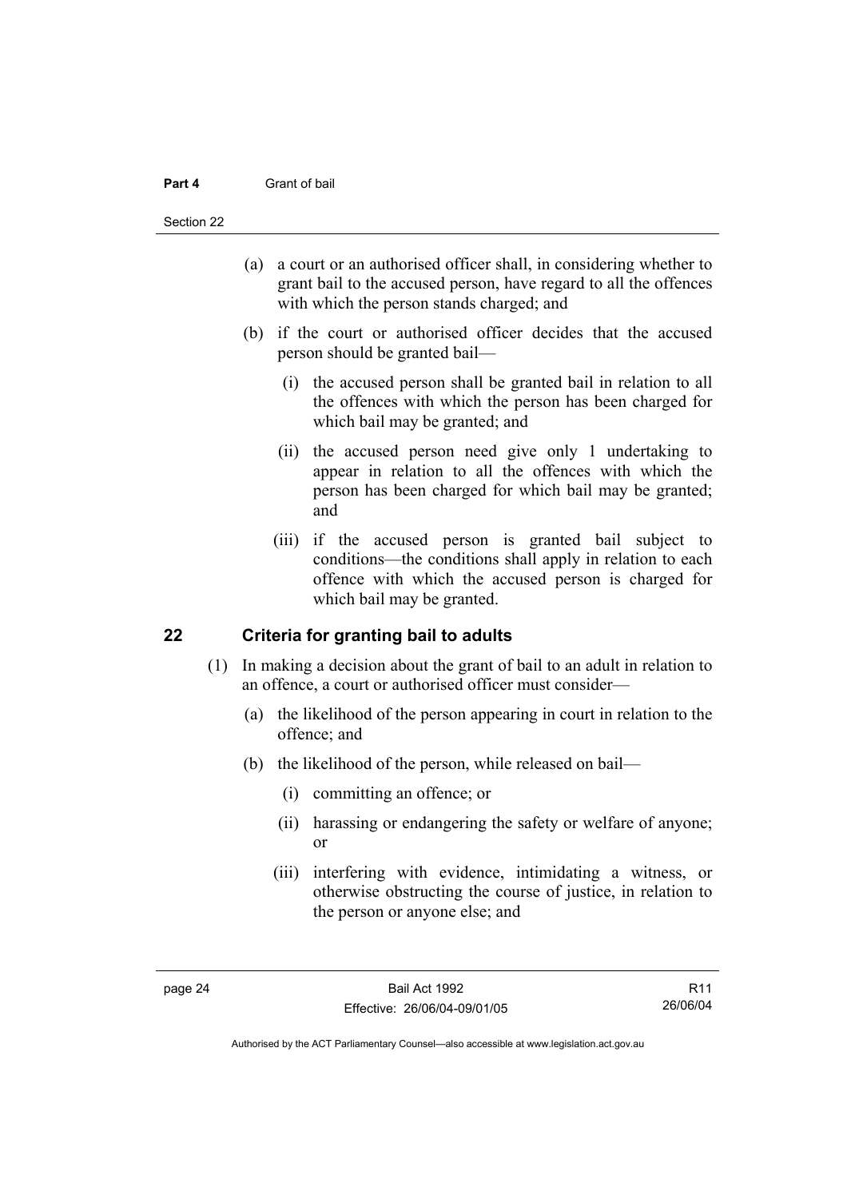(a) a court or an authorised officer shall, in considering whether to grant bail to the accused person, have regard to all the offences with which the person stands charged; and

(b) if the court or authorised officer decides that the accused person should be granted bail—

(i) the accused person shall be granted bail in relation to all the offences with which the person has been charged for which bail may be granted; and

(ii) the accused person need give only 1 undertaking to appear in relation to all the offences with which the person has been charged for which bail may be granted; and

(iii) if the accused person is granted bail subject to conditions—the conditions shall apply in relation to each offence with which the accused person is charged for which bail may be granted.

## 22 Criteria for granting bail to adults

(1) In making a decision about the grant of bail to an adult in relation to an offence, a court or authorised officer must consider—

(a) the likelihood of the person appearing in court in relation to the offence; and

(b) the likelihood of the person, while released on bail—

(i) committing an offence; or

(ii) harassing or endangering the safety or welfare of anyone; or

(iii) interfering with evidence, intimidating a witness, or otherwise obstructing the course of justice, in relation to the person or anyone else; and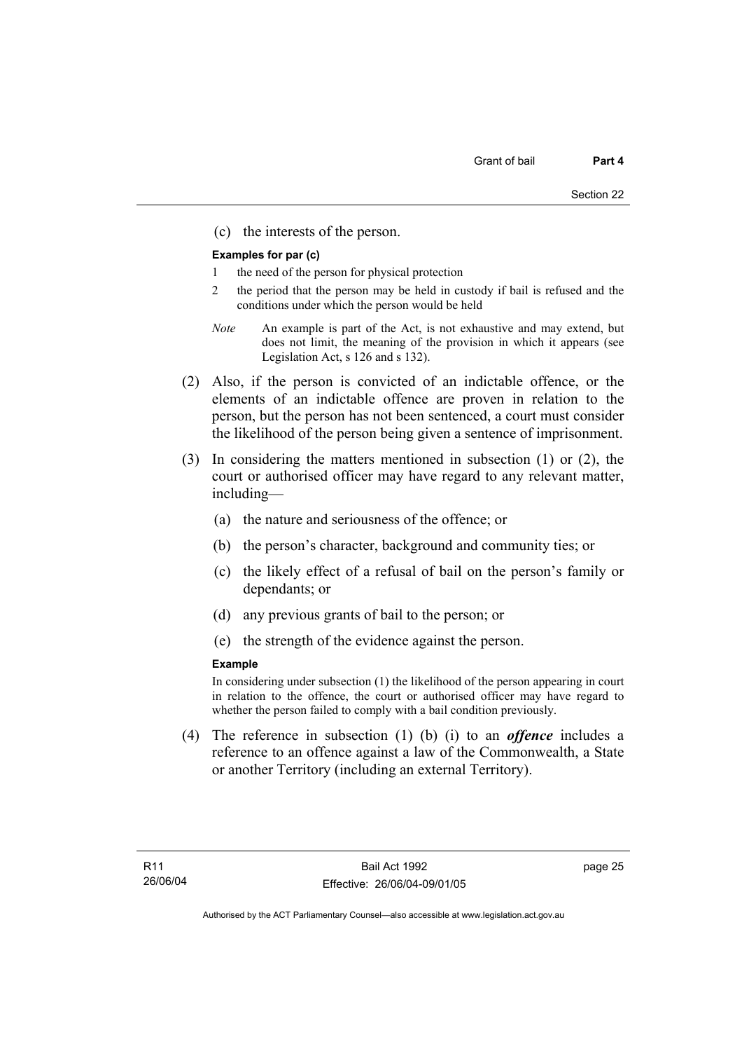(c) the interests of the person.

**Examples for par (c)**

1 the need of the person for physical protection

2 the period that the person may be held in custody if bail is refused and the conditions under which the person would be held

*Note* An example is part of the Act, is not exhaustive and may extend, but does not limit, the meaning of the provision in which it appears (see Legislation Act, s 126 and s 132).

(2) Also, if the person is convicted of an indictable offence, or the elements of an indictable offence are proven in relation to the person, but the person has not been sentenced, a court must consider the likelihood of the person being given a sentence of imprisonment.

(3) In considering the matters mentioned in subsection (1) or (2), the court or authorised officer may have regard to any relevant matter, including—

(a) the nature and seriousness of the offence; or

(b) the person's character, background and community ties; or

(c) the likely effect of a refusal of bail on the person's family or dependants; or

(d) any previous grants of bail to the person; or

(e) the strength of the evidence against the person.

**Example**

In considering under subsection (1) the likelihood of the person appearing in court in relation to the offence, the court or authorised officer may have regard to whether the person failed to comply with a bail condition previously.

(4) The reference in subsection (1) (b) (i) to an ***offence*** includes a reference to an offence against a law of the Commonwealth, a State or another Territory (including an external Territory).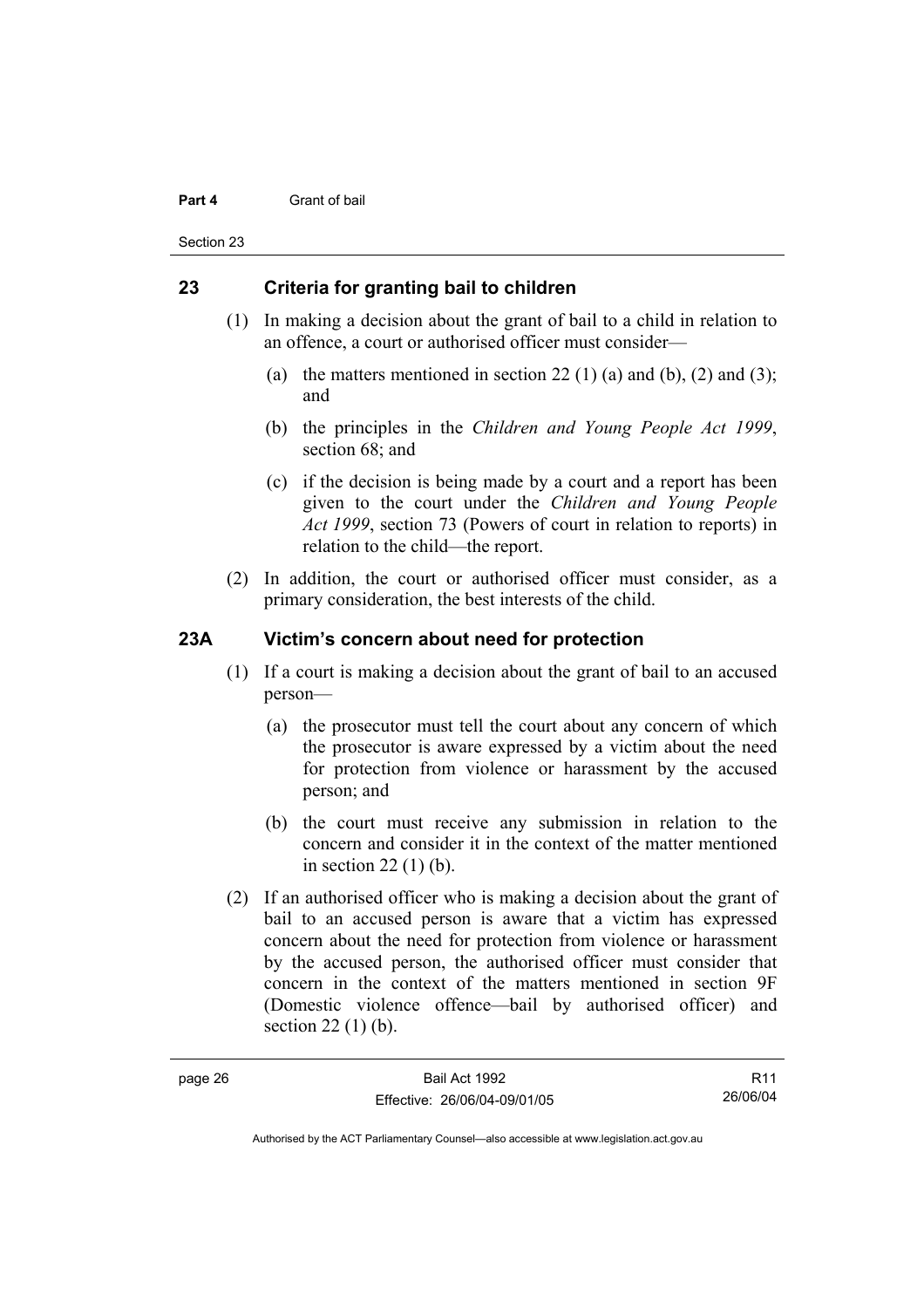## 23 Criteria for granting bail to children

(1) In making a decision about the grant of bail to a child in relation to an offence, a court or authorised officer must consider—

(a) the matters mentioned in section 22 (1) (a) and (b), (2) and (3); and

(b) the principles in the *Children and Young People Act 1999*, section 68; and

(c) if the decision is being made by a court and a report has been given to the court under the *Children and Young People Act 1999*, section 73 (Powers of court in relation to reports) in relation to the child—the report.

(2) In addition, the court or authorised officer must consider, as a primary consideration, the best interests of the child.

## 23A Victim's concern about need for protection

(1) If a court is making a decision about the grant of bail to an accused person—

(a) the prosecutor must tell the court about any concern of which the prosecutor is aware expressed by a victim about the need for protection from violence or harassment by the accused person; and

(b) the court must receive any submission in relation to the concern and consider it in the context of the matter mentioned in section 22 (1) (b).

(2) If an authorised officer who is making a decision about the grant of bail to an accused person is aware that a victim has expressed concern about the need for protection from violence or harassment by the accused person, the authorised officer must consider that concern in the context of the matters mentioned in section 9F (Domestic violence offence—bail by authorised officer) and section 22 (1) (b).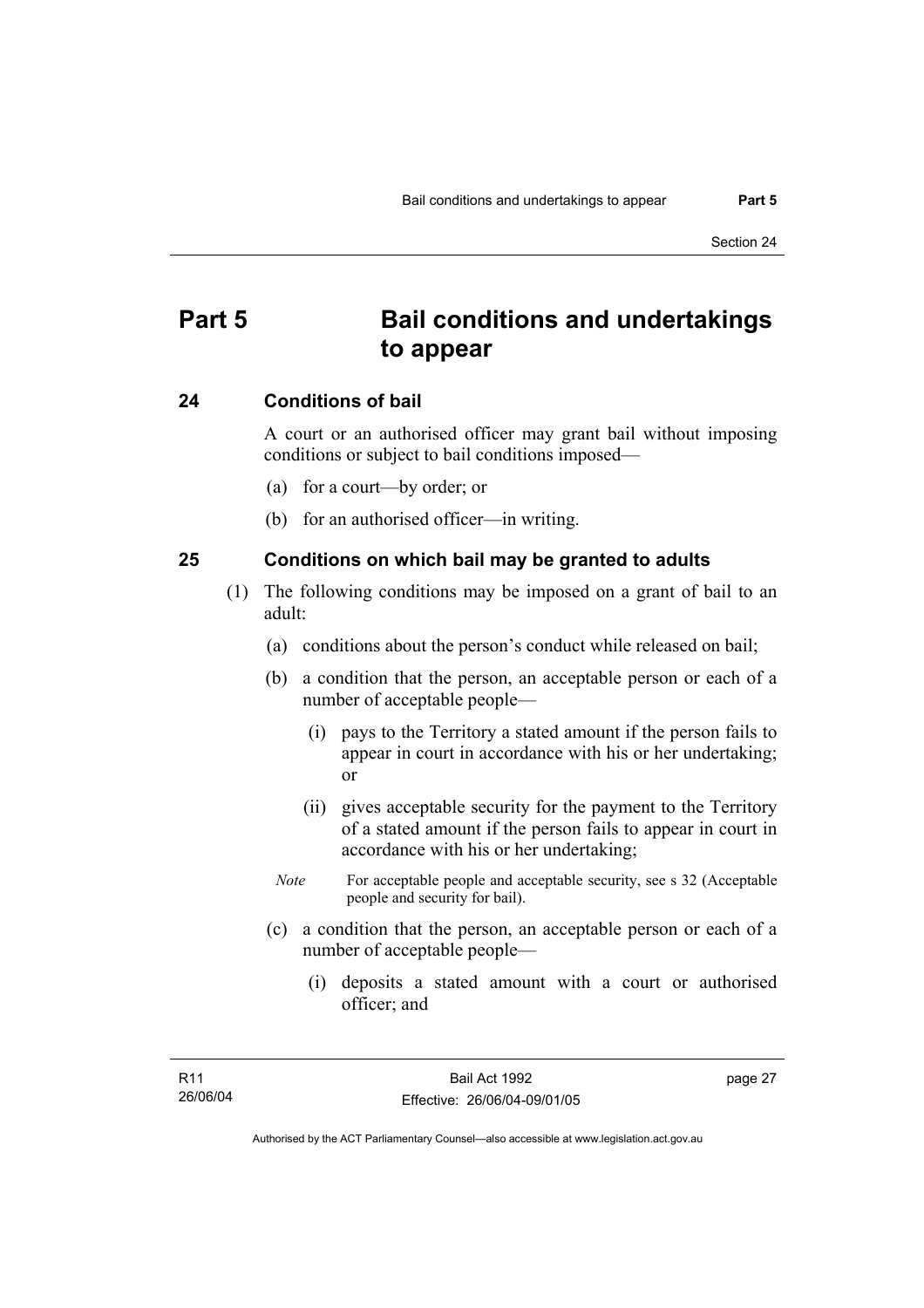# Part 5 Bail conditions and undertakings to appear

## 24 Conditions of bail

A court or an authorised officer may grant bail without imposing conditions or subject to bail conditions imposed—

(a) for a court—by order; or

(b) for an authorised officer—in writing.

## 25 Conditions on which bail may be granted to adults

(1) The following conditions may be imposed on a grant of bail to an adult:

(a) conditions about the person's conduct while released on bail;

(b) a condition that the person, an acceptable person or each of a number of acceptable people—

(i) pays to the Territory a stated amount if the person fails to appear in court in accordance with his or her undertaking; or

(ii) gives acceptable security for the payment to the Territory of a stated amount if the person fails to appear in court in accordance with his or her undertaking;

*Note* For acceptable people and acceptable security, see s 32 (Acceptable people and security for bail).

(c) a condition that the person, an acceptable person or each of a number of acceptable people—

(i) deposits a stated amount with a court or authorised officer; and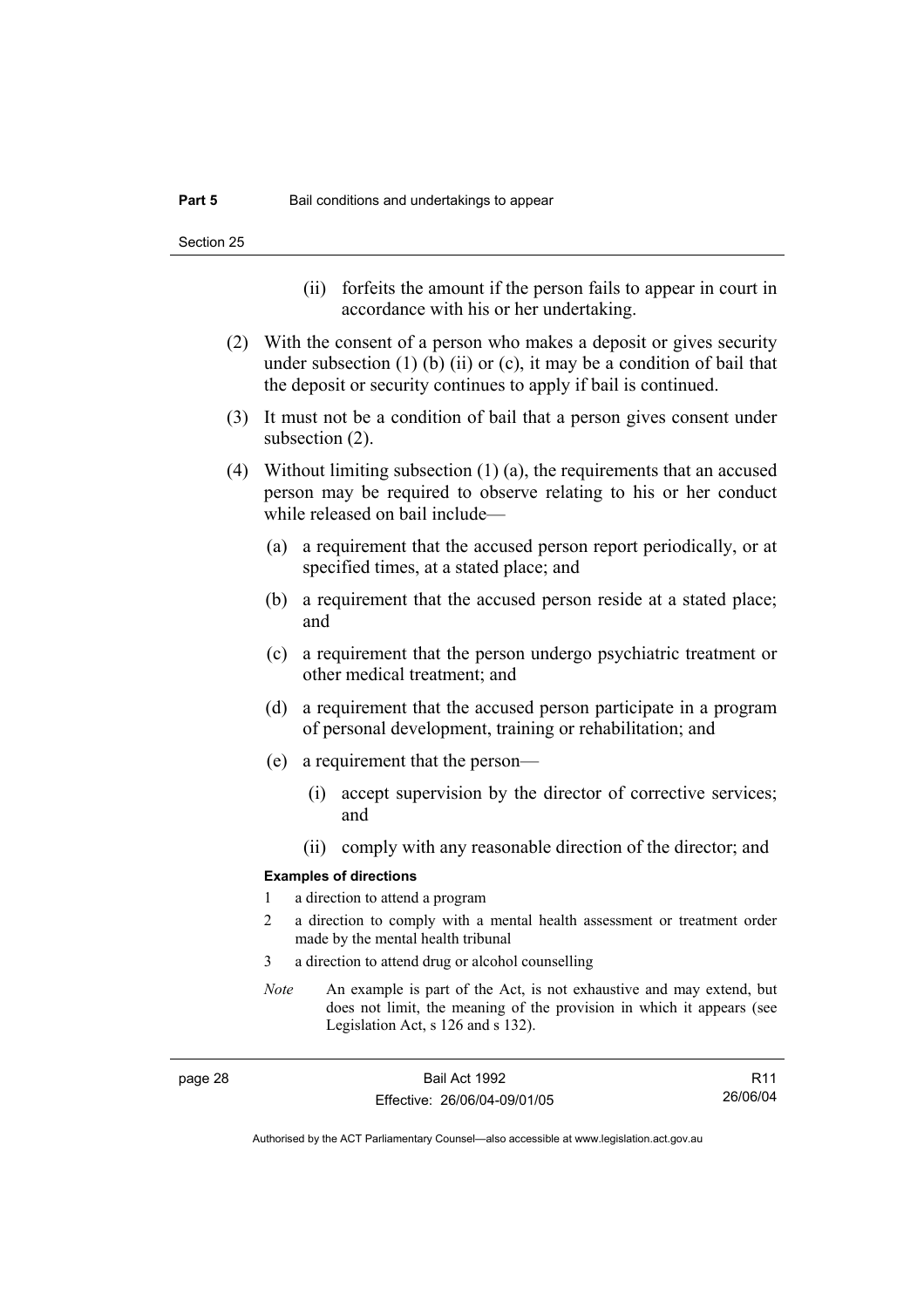(ii) forfeits the amount if the person fails to appear in court in accordance with his or her undertaking.

(2) With the consent of a person who makes a deposit or gives security under subsection (1) (b) (ii) or (c), it may be a condition of bail that the deposit or security continues to apply if bail is continued.

(3) It must not be a condition of bail that a person gives consent under subsection (2).

(4) Without limiting subsection (1) (a), the requirements that an accused person may be required to observe relating to his or her conduct while released on bail include—

(a) a requirement that the accused person report periodically, or at specified times, at a stated place; and

(b) a requirement that the accused person reside at a stated place; and

(c) a requirement that the person undergo psychiatric treatment or other medical treatment; and

(d) a requirement that the accused person participate in a program of personal development, training or rehabilitation; and

(e) a requirement that the person—

(i) accept supervision by the director of corrective services; and

(ii) comply with any reasonable direction of the director; and

**Examples of directions**

1 a direction to attend a program

2 a direction to comply with a mental health assessment or treatment order made by the mental health tribunal

3 a direction to attend drug or alcohol counselling

*Note* An example is part of the Act, is not exhaustive and may extend, but does not limit, the meaning of the provision in which it appears (see Legislation Act, s 126 and s 132).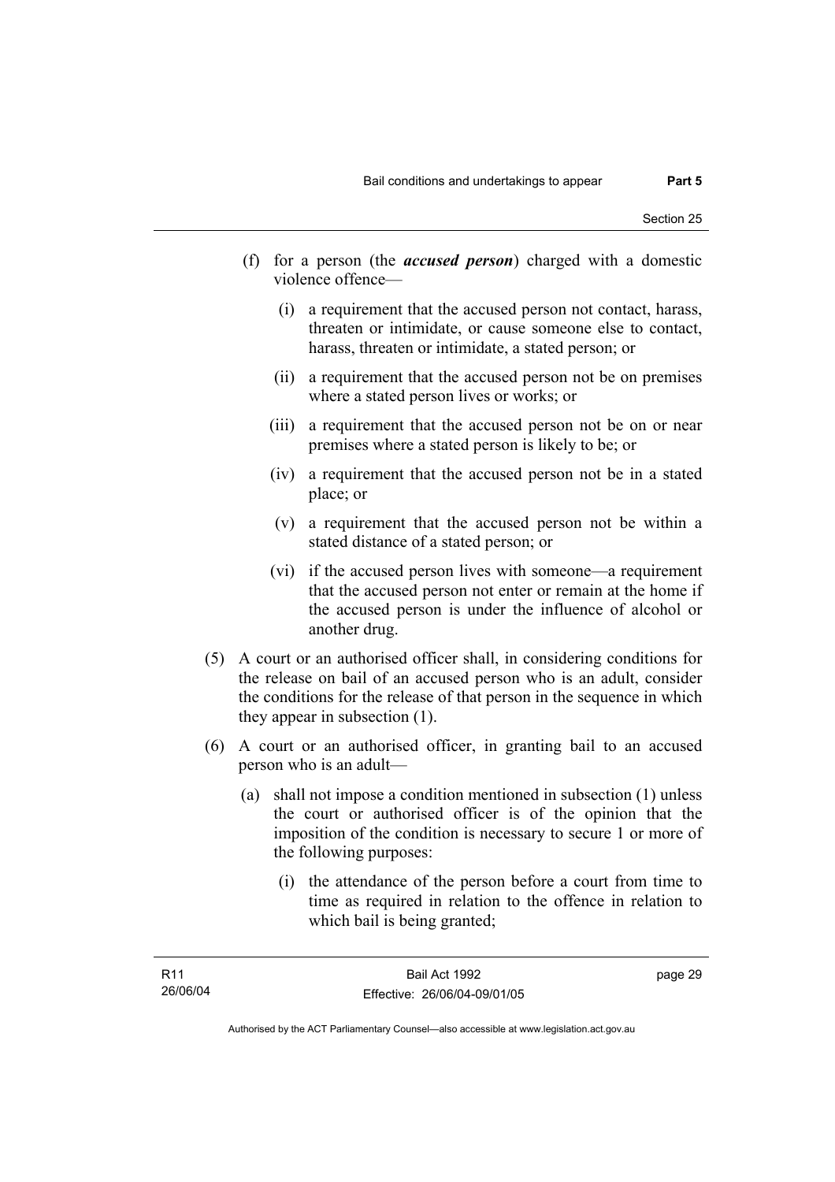(f) for a person (the ***accused person***) charged with a domestic violence offence—

  (i) a requirement that the accused person not contact, harass, threaten or intimidate, or cause someone else to contact, harass, threaten or intimidate, a stated person; or

  (ii) a requirement that the accused person not be on premises where a stated person lives or works; or

  (iii) a requirement that the accused person not be on or near premises where a stated person is likely to be; or

  (iv) a requirement that the accused person not be in a stated place; or

  (v) a requirement that the accused person not be within a stated distance of a stated person; or

  (vi) if the accused person lives with someone—a requirement that the accused person not enter or remain at the home if the accused person is under the influence of alcohol or another drug.

(5) A court or an authorised officer shall, in considering conditions for the release on bail of an accused person who is an adult, consider the conditions for the release of that person in the sequence in which they appear in subsection (1).

(6) A court or an authorised officer, in granting bail to an accused person who is an adult—

  (a) shall not impose a condition mentioned in subsection (1) unless the court or authorised officer is of the opinion that the imposition of the condition is necessary to secure 1 or more of the following purposes:

    (i) the attendance of the person before a court from time to time as required in relation to the offence in relation to which bail is being granted;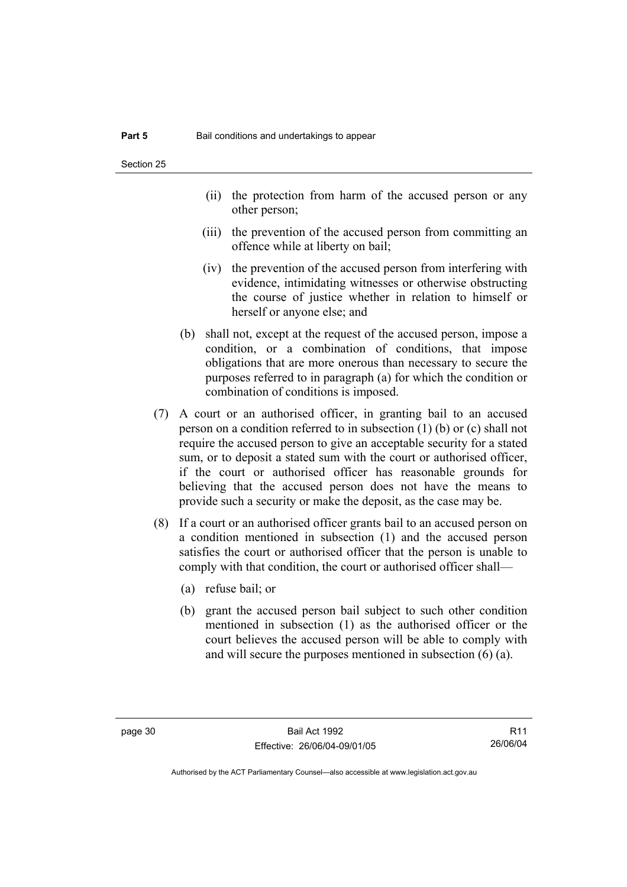(ii) the protection from harm of the accused person or any other person;

(iii) the prevention of the accused person from committing an offence while at liberty on bail;

(iv) the prevention of the accused person from interfering with evidence, intimidating witnesses or otherwise obstructing the course of justice whether in relation to himself or herself or anyone else; and

(b) shall not, except at the request of the accused person, impose a condition, or a combination of conditions, that impose obligations that are more onerous than necessary to secure the purposes referred to in paragraph (a) for which the condition or combination of conditions is imposed.

(7) A court or an authorised officer, in granting bail to an accused person on a condition referred to in subsection (1) (b) or (c) shall not require the accused person to give an acceptable security for a stated sum, or to deposit a stated sum with the court or authorised officer, if the court or authorised officer has reasonable grounds for believing that the accused person does not have the means to provide such a security or make the deposit, as the case may be.

(8) If a court or an authorised officer grants bail to an accused person on a condition mentioned in subsection (1) and the accused person satisfies the court or authorised officer that the person is unable to comply with that condition, the court or authorised officer shall—

(a) refuse bail; or

(b) grant the accused person bail subject to such other condition mentioned in subsection (1) as the authorised officer or the court believes the accused person will be able to comply with and will secure the purposes mentioned in subsection (6) (a).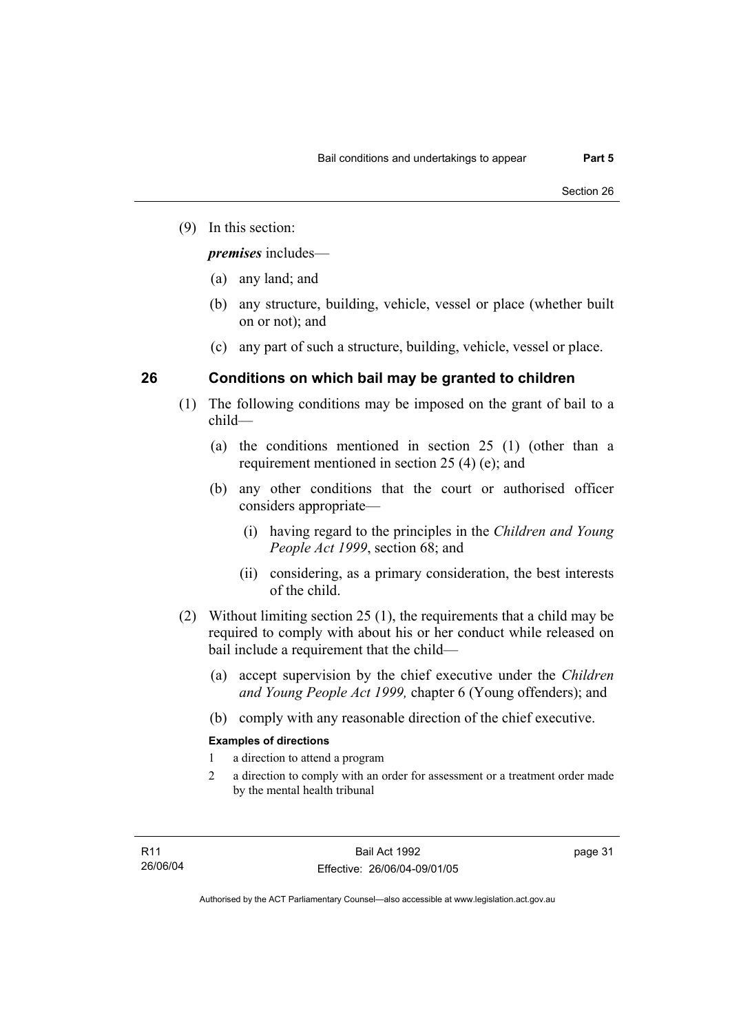(9) In this section:

***premises*** includes—

(a) any land; and

(b) any structure, building, vehicle, vessel or place (whether built on or not); and

(c) any part of such a structure, building, vehicle, vessel or place.

## 26 Conditions on which bail may be granted to children

(1) The following conditions may be imposed on the grant of bail to a child—

(a) the conditions mentioned in section 25 (1) (other than a requirement mentioned in section 25 (4) (e); and

(b) any other conditions that the court or authorised officer considers appropriate—

(i) having regard to the principles in the *Children and Young People Act 1999*, section 68; and

(ii) considering, as a primary consideration, the best interests of the child.

(2) Without limiting section 25 (1), the requirements that a child may be required to comply with about his or her conduct while released on bail include a requirement that the child—

(a) accept supervision by the chief executive under the *Children and Young People Act 1999,* chapter 6 (Young offenders); and

(b) comply with any reasonable direction of the chief executive.

**Examples of directions**

1 a direction to attend a program

2 a direction to comply with an order for assessment or a treatment order made by the mental health tribunal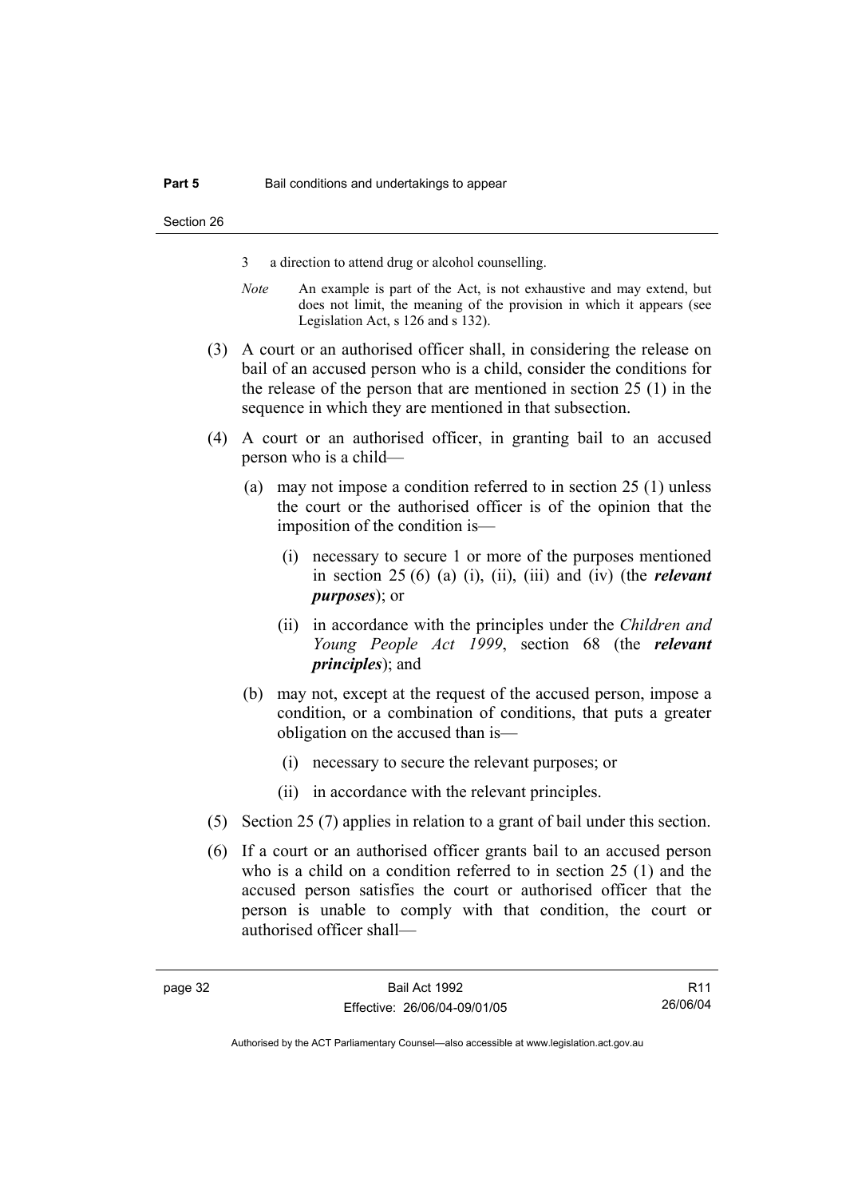3 a direction to attend drug or alcohol counselling.

*Note* An example is part of the Act, is not exhaustive and may extend, but does not limit, the meaning of the provision in which it appears (see Legislation Act, s 126 and s 132).

(3) A court or an authorised officer shall, in considering the release on bail of an accused person who is a child, consider the conditions for the release of the person that are mentioned in section 25 (1) in the sequence in which they are mentioned in that subsection.

(4) A court or an authorised officer, in granting bail to an accused person who is a child—

(a) may not impose a condition referred to in section 25 (1) unless the court or the authorised officer is of the opinion that the imposition of the condition is—

(i) necessary to secure 1 or more of the purposes mentioned in section 25 (6) (a) (i), (ii), (iii) and (iv) (the ***relevant purposes***); or

(ii) in accordance with the principles under the *Children and Young People Act 1999*, section 68 (the ***relevant principles***); and

(b) may not, except at the request of the accused person, impose a condition, or a combination of conditions, that puts a greater obligation on the accused than is—

(i) necessary to secure the relevant purposes; or

(ii) in accordance with the relevant principles.

(5) Section 25 (7) applies in relation to a grant of bail under this section.

(6) If a court or an authorised officer grants bail to an accused person who is a child on a condition referred to in section 25 (1) and the accused person satisfies the court or authorised officer that the person is unable to comply with that condition, the court or authorised officer shall—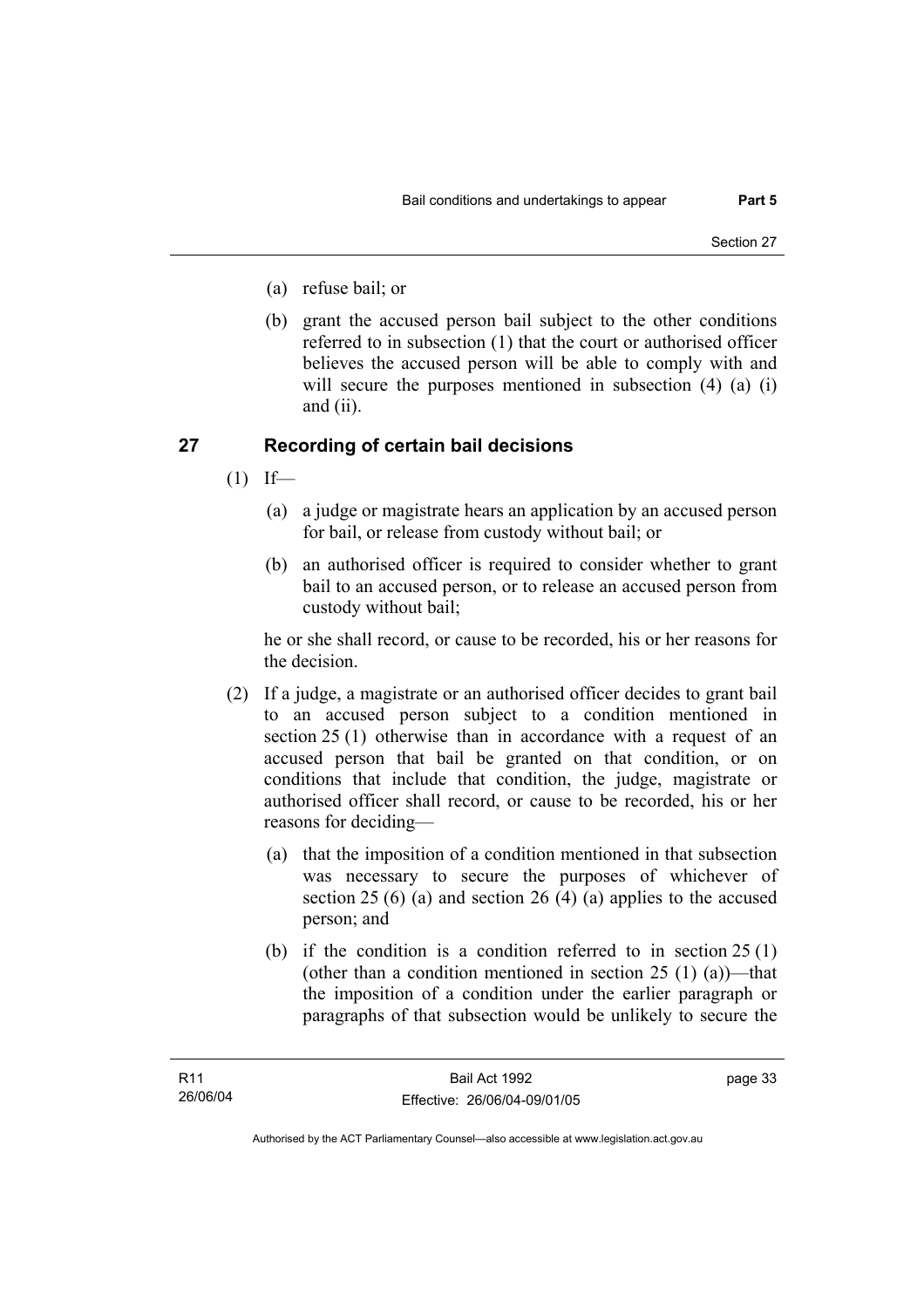(a) refuse bail; or

(b) grant the accused person bail subject to the other conditions referred to in subsection (1) that the court or authorised officer believes the accused person will be able to comply with and will secure the purposes mentioned in subsection (4) (a) (i) and (ii).

## 27 Recording of certain bail decisions

(1) If—

(a) a judge or magistrate hears an application by an accused person for bail, or release from custody without bail; or

(b) an authorised officer is required to consider whether to grant bail to an accused person, or to release an accused person from custody without bail;

he or she shall record, or cause to be recorded, his or her reasons for the decision.

(2) If a judge, a magistrate or an authorised officer decides to grant bail to an accused person subject to a condition mentioned in section 25 (1) otherwise than in accordance with a request of an accused person that bail be granted on that condition, or on conditions that include that condition, the judge, magistrate or authorised officer shall record, or cause to be recorded, his or her reasons for deciding—

(a) that the imposition of a condition mentioned in that subsection was necessary to secure the purposes of whichever of section 25 (6) (a) and section 26 (4) (a) applies to the accused person; and

(b) if the condition is a condition referred to in section 25 (1) (other than a condition mentioned in section 25 (1) (a))—that the imposition of a condition under the earlier paragraph or paragraphs of that subsection would be unlikely to secure the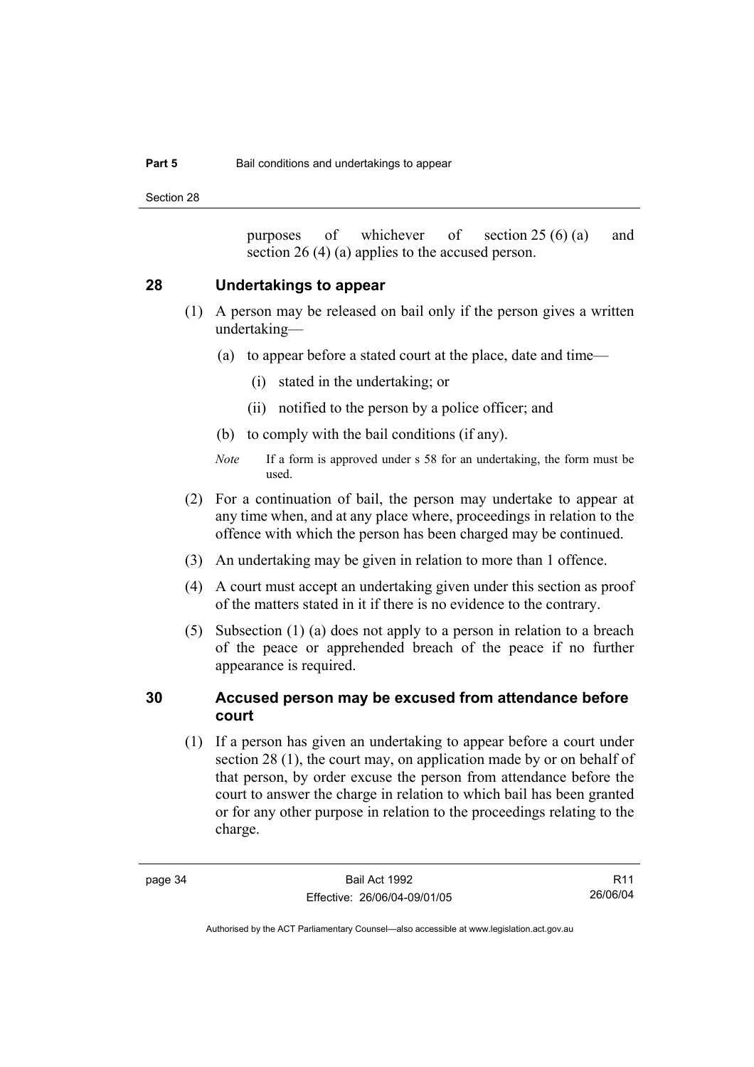purposes of whichever of section 25 (6) (a) and section 26 (4) (a) applies to the accused person.

## 28 Undertakings to appear

(1) A person may be released on bail only if the person gives a written undertaking—

(a) to appear before a stated court at the place, date and time—

(i) stated in the undertaking; or

(ii) notified to the person by a police officer; and

(b) to comply with the bail conditions (if any).

*Note* If a form is approved under s 58 for an undertaking, the form must be used.

(2) For a continuation of bail, the person may undertake to appear at any time when, and at any place where, proceedings in relation to the offence with which the person has been charged may be continued.

(3) An undertaking may be given in relation to more than 1 offence.

(4) A court must accept an undertaking given under this section as proof of the matters stated in it if there is no evidence to the contrary.

(5) Subsection (1) (a) does not apply to a person in relation to a breach of the peace or apprehended breach of the peace if no further appearance is required.

## 30 Accused person may be excused from attendance before court

(1) If a person has given an undertaking to appear before a court under section 28 (1), the court may, on application made by or on behalf of that person, by order excuse the person from attendance before the court to answer the charge in relation to which bail has been granted or for any other purpose in relation to the proceedings relating to the charge.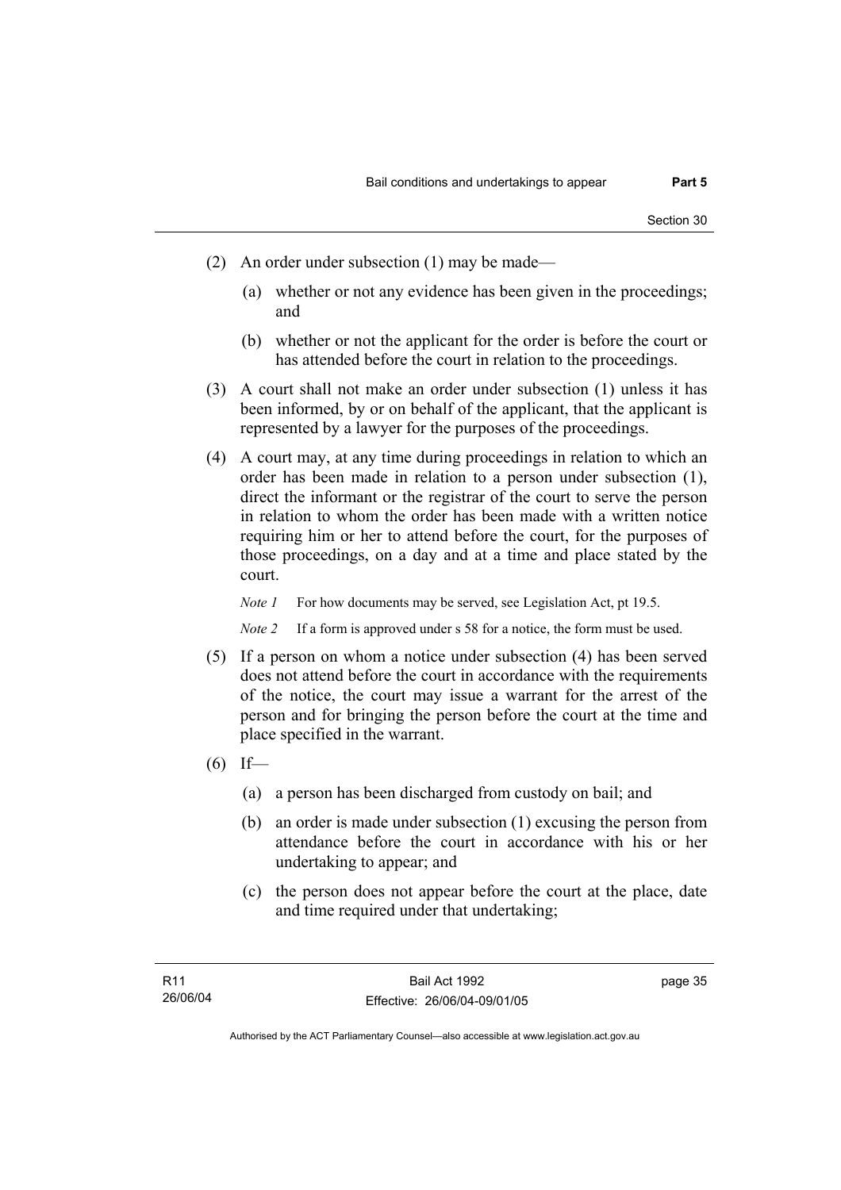(2) An order under subsection (1) may be made—

   (a) whether or not any evidence has been given in the proceedings; and

   (b) whether or not the applicant for the order is before the court or has attended before the court in relation to the proceedings.

(3) A court shall not make an order under subsection (1) unless it has been informed, by or on behalf of the applicant, that the applicant is represented by a lawyer for the purposes of the proceedings.

(4) A court may, at any time during proceedings in relation to which an order has been made in relation to a person under subsection (1), direct the informant or the registrar of the court to serve the person in relation to whom the order has been made with a written notice requiring him or her to attend before the court, for the purposes of those proceedings, on a day and at a time and place stated by the court.

*Note 1* For how documents may be served, see Legislation Act, pt 19.5.

*Note 2* If a form is approved under s 58 for a notice, the form must be used.

(5) If a person on whom a notice under subsection (4) has been served does not attend before the court in accordance with the requirements of the notice, the court may issue a warrant for the arrest of the person and for bringing the person before the court at the time and place specified in the warrant.

(6) If—

   (a) a person has been discharged from custody on bail; and

   (b) an order is made under subsection (1) excusing the person from attendance before the court in accordance with his or her undertaking to appear; and

   (c) the person does not appear before the court at the place, date and time required under that undertaking;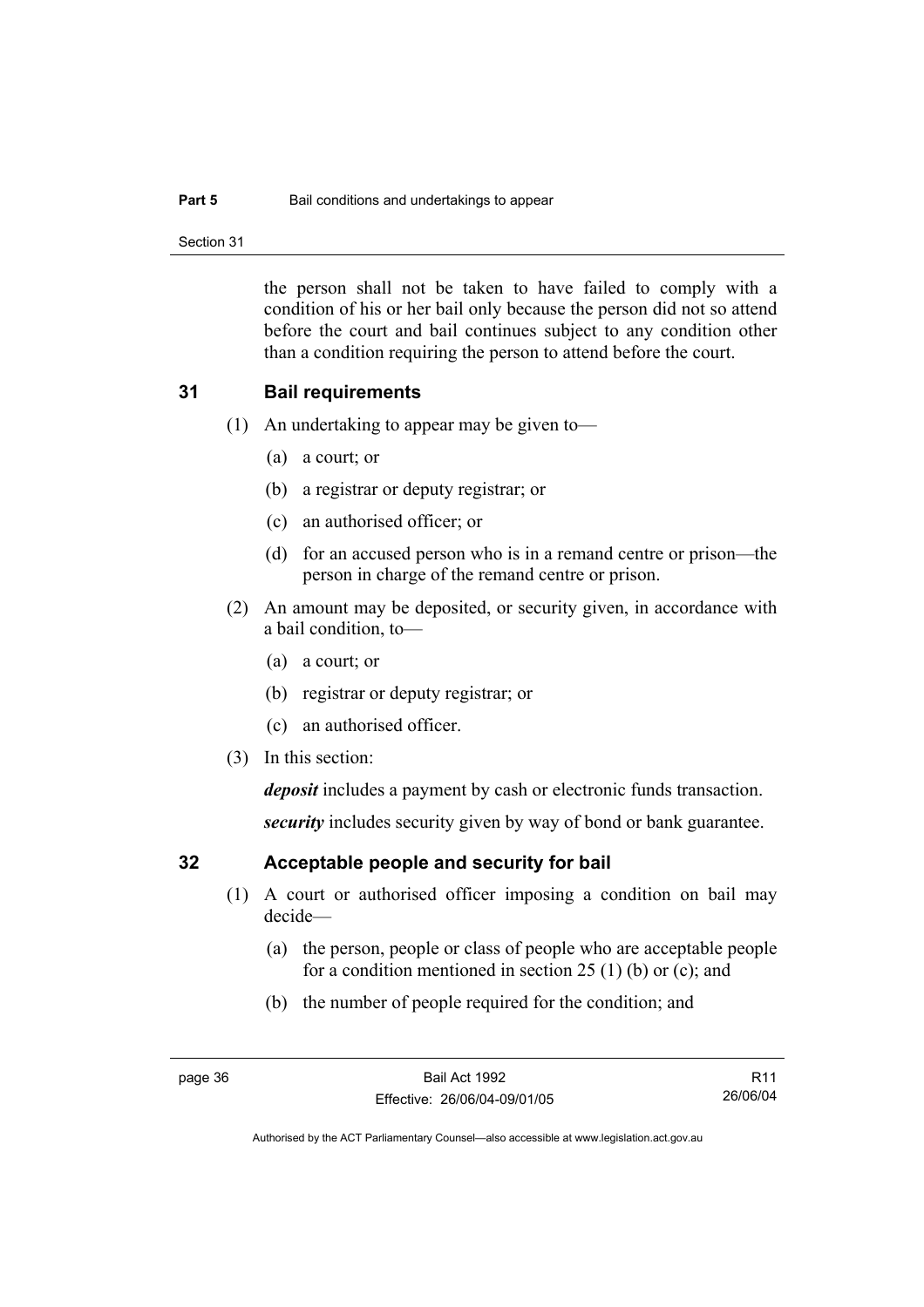the person shall not be taken to have failed to comply with a condition of his or her bail only because the person did not so attend before the court and bail continues subject to any condition other than a condition requiring the person to attend before the court.

## 31 Bail requirements

(1) An undertaking to appear may be given to—

(a) a court; or

(b) a registrar or deputy registrar; or

(c) an authorised officer; or

(d) for an accused person who is in a remand centre or prison—the person in charge of the remand centre or prison.

(2) An amount may be deposited, or security given, in accordance with a bail condition, to—

(a) a court; or

(b) registrar or deputy registrar; or

(c) an authorised officer.

(3) In this section:

***deposit*** includes a payment by cash or electronic funds transaction.

***security*** includes security given by way of bond or bank guarantee.

## 32 Acceptable people and security for bail

(1) A court or authorised officer imposing a condition on bail may decide—

(a) the person, people or class of people who are acceptable people for a condition mentioned in section 25 (1) (b) or (c); and

(b) the number of people required for the condition; and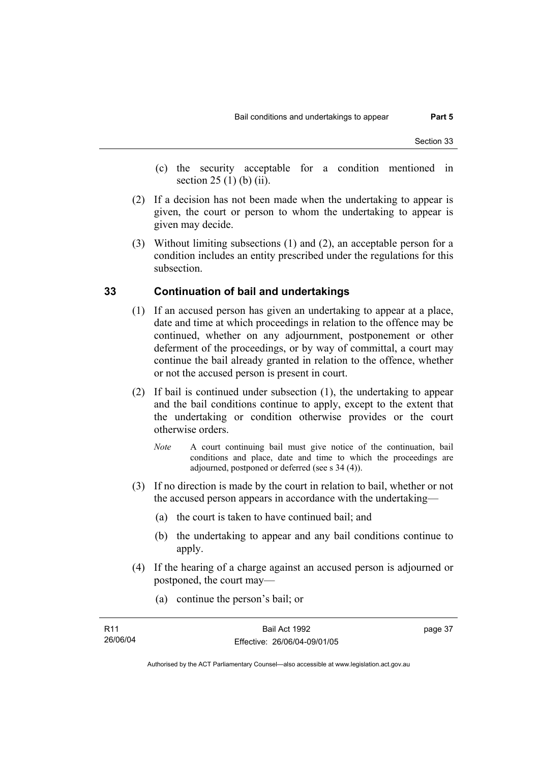(c) the security acceptable for a condition mentioned in section 25 (1) (b) (ii).

(2) If a decision has not been made when the undertaking to appear is given, the court or person to whom the undertaking to appear is given may decide.

(3) Without limiting subsections (1) and (2), an acceptable person for a condition includes an entity prescribed under the regulations for this subsection.

## 33 Continuation of bail and undertakings

(1) If an accused person has given an undertaking to appear at a place, date and time at which proceedings in relation to the offence may be continued, whether on any adjournment, postponement or other deferment of the proceedings, or by way of committal, a court may continue the bail already granted in relation to the offence, whether or not the accused person is present in court.

(2) If bail is continued under subsection (1), the undertaking to appear and the bail conditions continue to apply, except to the extent that the undertaking or condition otherwise provides or the court otherwise orders.

*Note* A court continuing bail must give notice of the continuation, bail conditions and place, date and time to which the proceedings are adjourned, postponed or deferred (see s 34 (4)).

(3) If no direction is made by the court in relation to bail, whether or not the accused person appears in accordance with the undertaking—

(a) the court is taken to have continued bail; and

(b) the undertaking to appear and any bail conditions continue to apply.

(4) If the hearing of a charge against an accused person is adjourned or postponed, the court may—

(a) continue the person's bail; or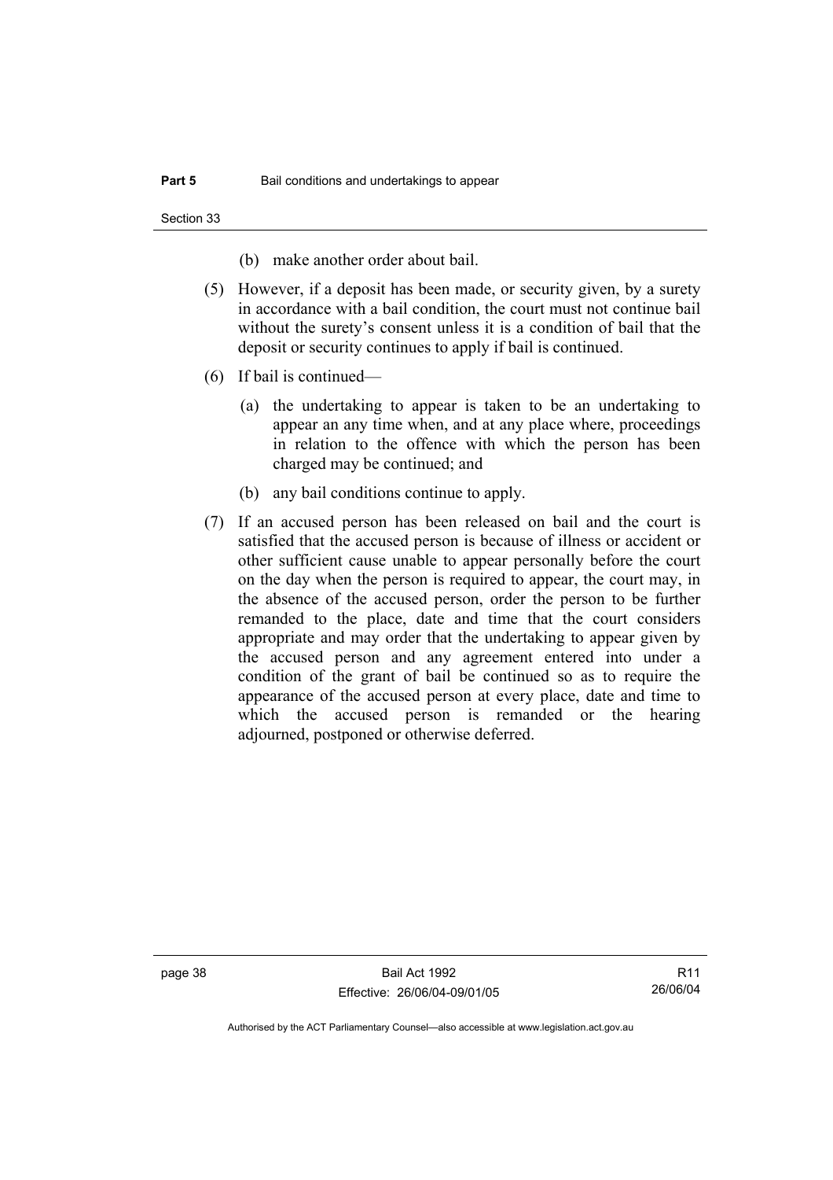(b) make another order about bail.

(5) However, if a deposit has been made, or security given, by a surety in accordance with a bail condition, the court must not continue bail without the surety's consent unless it is a condition of bail that the deposit or security continues to apply if bail is continued.

(6) If bail is continued—

(a) the undertaking to appear is taken to be an undertaking to appear an any time when, and at any place where, proceedings in relation to the offence with which the person has been charged may be continued; and

(b) any bail conditions continue to apply.

(7) If an accused person has been released on bail and the court is satisfied that the accused person is because of illness or accident or other sufficient cause unable to appear personally before the court on the day when the person is required to appear, the court may, in the absence of the accused person, order the person to be further remanded to the place, date and time that the court considers appropriate and may order that the undertaking to appear given by the accused person and any agreement entered into under a condition of the grant of bail be continued so as to require the appearance of the accused person at every place, date and time to which the accused person is remanded or the hearing adjourned, postponed or otherwise deferred.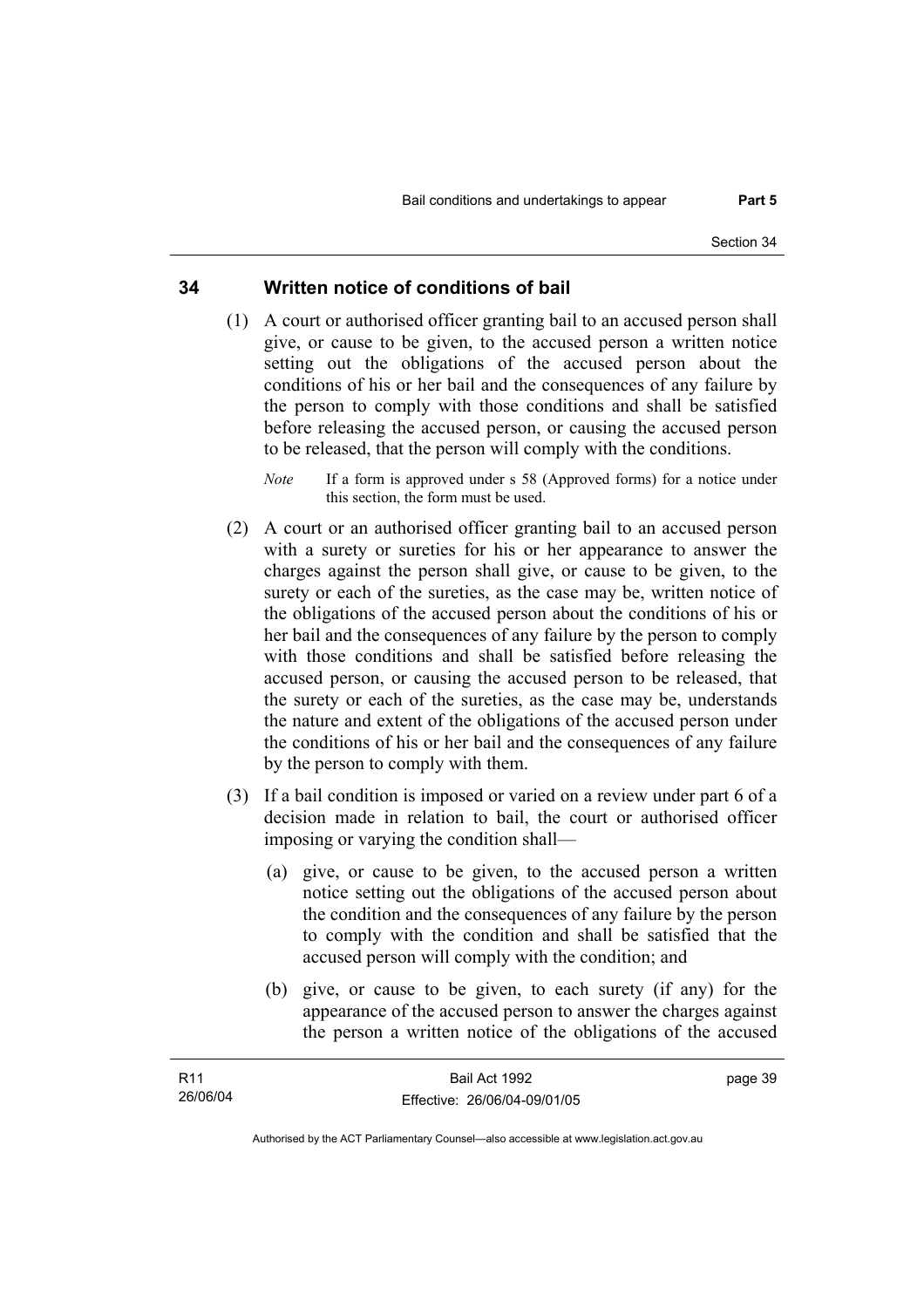## 34 Written notice of conditions of bail

(1) A court or authorised officer granting bail to an accused person shall give, or cause to be given, to the accused person a written notice setting out the obligations of the accused person about the conditions of his or her bail and the consequences of any failure by the person to comply with those conditions and shall be satisfied before releasing the accused person, or causing the accused person to be released, that the person will comply with the conditions.

*Note* If a form is approved under s 58 (Approved forms) for a notice under this section, the form must be used.

(2) A court or an authorised officer granting bail to an accused person with a surety or sureties for his or her appearance to answer the charges against the person shall give, or cause to be given, to the surety or each of the sureties, as the case may be, written notice of the obligations of the accused person about the conditions of his or her bail and the consequences of any failure by the person to comply with those conditions and shall be satisfied before releasing the accused person, or causing the accused person to be released, that the surety or each of the sureties, as the case may be, understands the nature and extent of the obligations of the accused person under the conditions of his or her bail and the consequences of any failure by the person to comply with them.

(3) If a bail condition is imposed or varied on a review under part 6 of a decision made in relation to bail, the court or authorised officer imposing or varying the condition shall—

(a) give, or cause to be given, to the accused person a written notice setting out the obligations of the accused person about the condition and the consequences of any failure by the person to comply with the condition and shall be satisfied that the accused person will comply with the condition; and

(b) give, or cause to be given, to each surety (if any) for the appearance of the accused person to answer the charges against the person a written notice of the obligations of the accused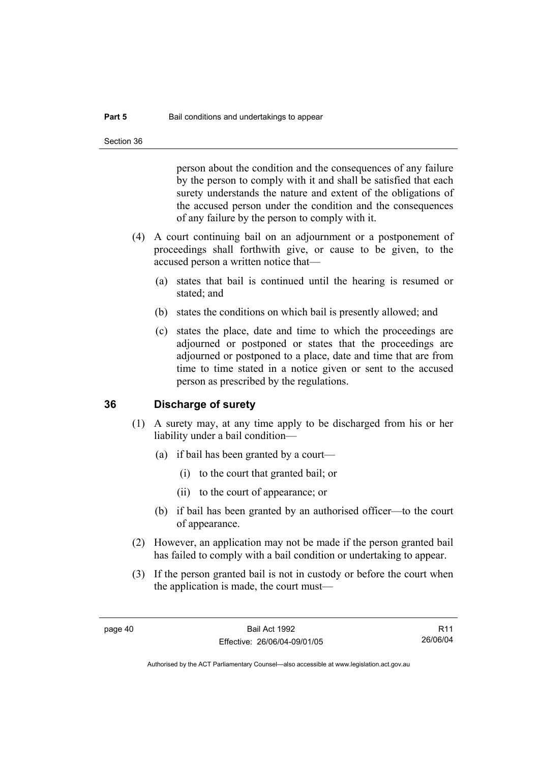person about the condition and the consequences of any failure by the person to comply with it and shall be satisfied that each surety understands the nature and extent of the obligations of the accused person under the condition and the consequences of any failure by the person to comply with it.

(4) A court continuing bail on an adjournment or a postponement of proceedings shall forthwith give, or cause to be given, to the accused person a written notice that—

- (a) states that bail is continued until the hearing is resumed or stated; and
- (b) states the conditions on which bail is presently allowed; and
- (c) states the place, date and time to which the proceedings are adjourned or postponed or states that the proceedings are adjourned or postponed to a place, date and time that are from time to time stated in a notice given or sent to the accused person as prescribed by the regulations.

## 36 Discharge of surety

(1) A surety may, at any time apply to be discharged from his or her liability under a bail condition—

- (a) if bail has been granted by a court—
  - (i) to the court that granted bail; or
  - (ii) to the court of appearance; or
- (b) if bail has been granted by an authorised officer—to the court of appearance.

(2) However, an application may not be made if the person granted bail has failed to comply with a bail condition or undertaking to appear.

(3) If the person granted bail is not in custody or before the court when the application is made, the court must—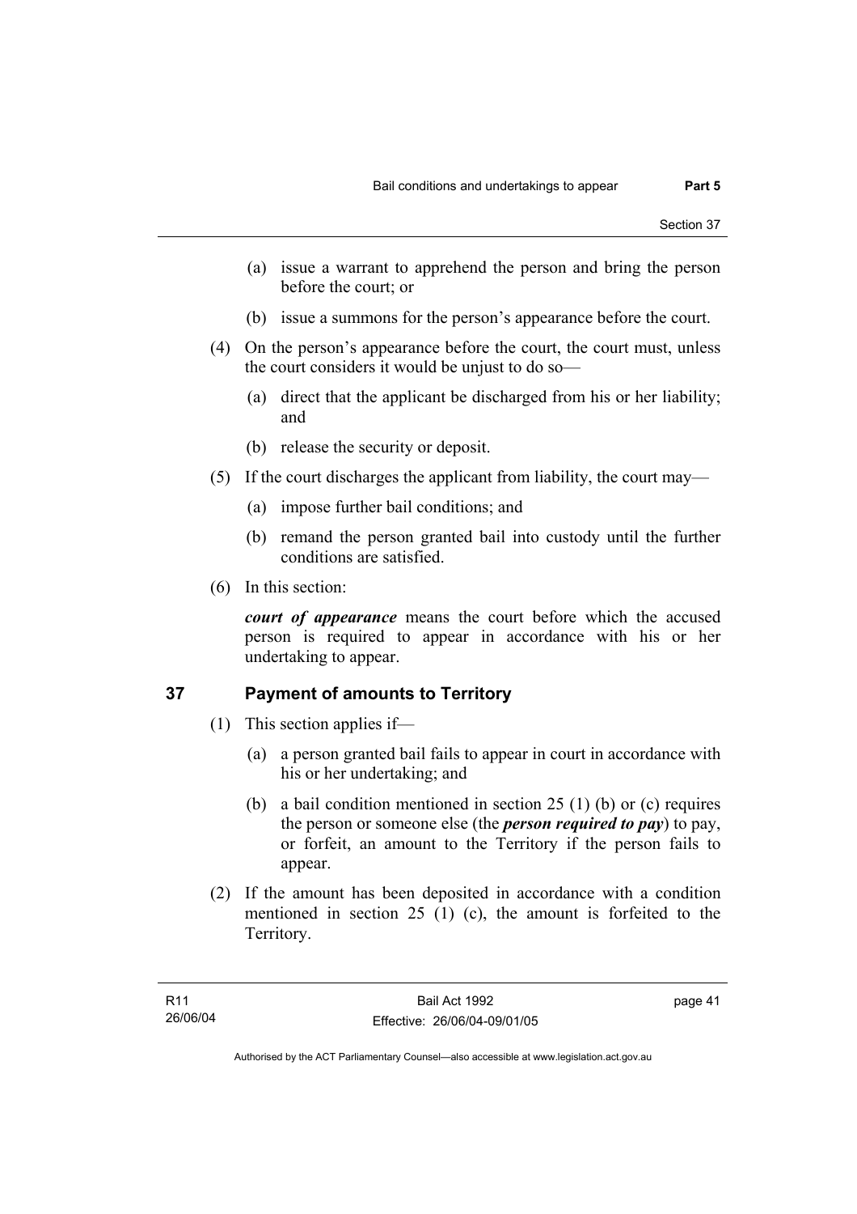(a) issue a warrant to apprehend the person and bring the person before the court; or

(b) issue a summons for the person's appearance before the court.

(4) On the person's appearance before the court, the court must, unless the court considers it would be unjust to do so—

(a) direct that the applicant be discharged from his or her liability; and

(b) release the security or deposit.

(5) If the court discharges the applicant from liability, the court may—

(a) impose further bail conditions; and

(b) remand the person granted bail into custody until the further conditions are satisfied.

(6) In this section:

***court of appearance*** means the court before which the accused person is required to appear in accordance with his or her undertaking to appear.

## 37 Payment of amounts to Territory

(1) This section applies if—

(a) a person granted bail fails to appear in court in accordance with his or her undertaking; and

(b) a bail condition mentioned in section 25 (1) (b) or (c) requires the person or someone else (the ***person required to pay***) to pay, or forfeit, an amount to the Territory if the person fails to appear.

(2) If the amount has been deposited in accordance with a condition mentioned in section 25 (1) (c), the amount is forfeited to the Territory.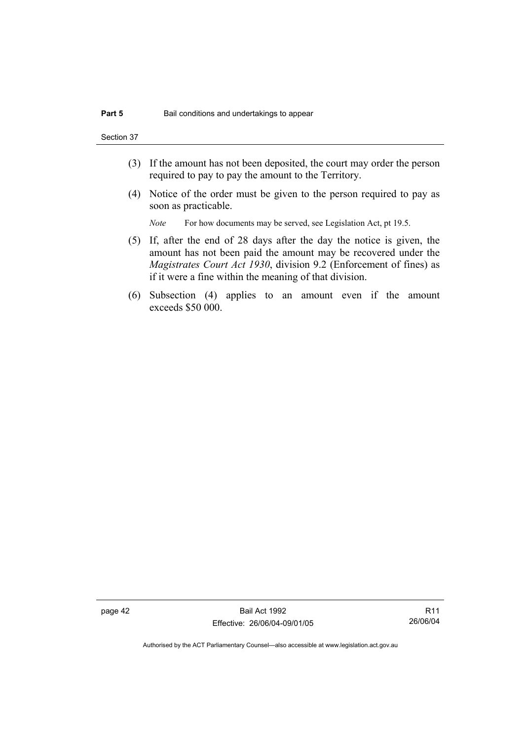(3) If the amount has not been deposited, the court may order the person required to pay to pay the amount to the Territory.

(4) Notice of the order must be given to the person required to pay as soon as practicable.

*Note* For how documents may be served, see Legislation Act, pt 19.5.

(5) If, after the end of 28 days after the day the notice is given, the amount has not been paid the amount may be recovered under the *Magistrates Court Act 1930*, division 9.2 (Enforcement of fines) as if it were a fine within the meaning of that division.

(6) Subsection (4) applies to an amount even if the amount exceeds $50 000.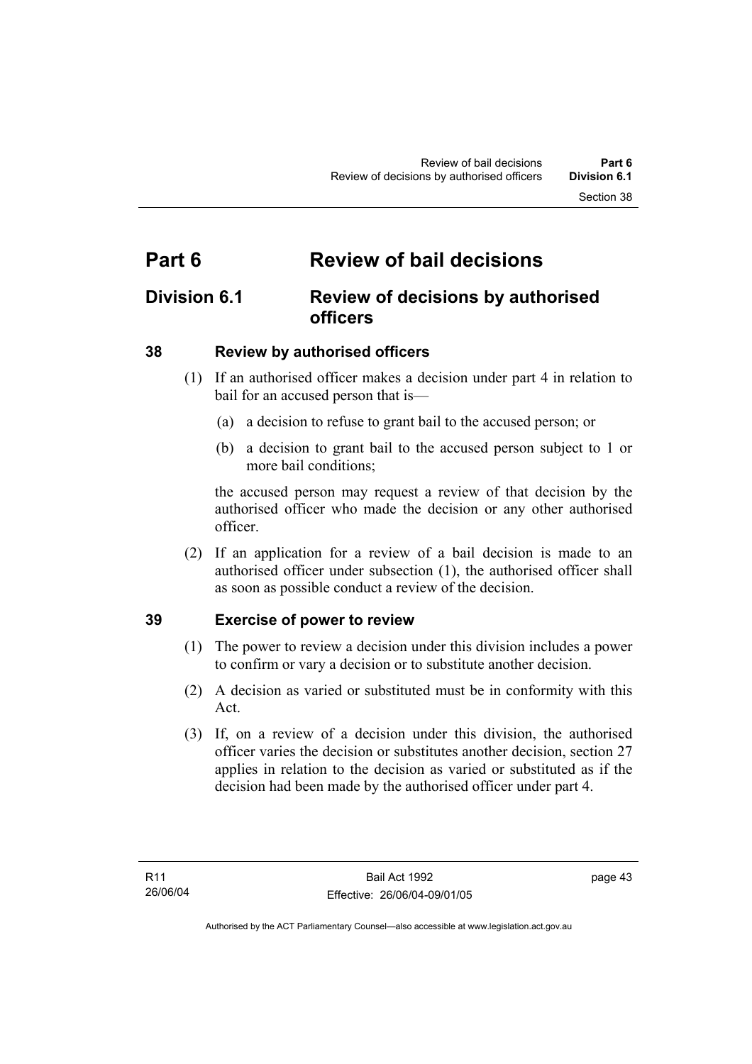# Part 6 Review of bail decisions

## Division 6.1 Review of decisions by authorised officers

### 38 Review by authorised officers

(1) If an authorised officer makes a decision under part 4 in relation to bail for an accused person that is—

(a) a decision to refuse to grant bail to the accused person; or

(b) a decision to grant bail to the accused person subject to 1 or more bail conditions;

the accused person may request a review of that decision by the authorised officer who made the decision or any other authorised officer.

(2) If an application for a review of a bail decision is made to an authorised officer under subsection (1), the authorised officer shall as soon as possible conduct a review of the decision.

### 39 Exercise of power to review

(1) The power to review a decision under this division includes a power to confirm or vary a decision or to substitute another decision.

(2) A decision as varied or substituted must be in conformity with this Act.

(3) If, on a review of a decision under this division, the authorised officer varies the decision or substitutes another decision, section 27 applies in relation to the decision as varied or substituted as if the decision had been made by the authorised officer under part 4.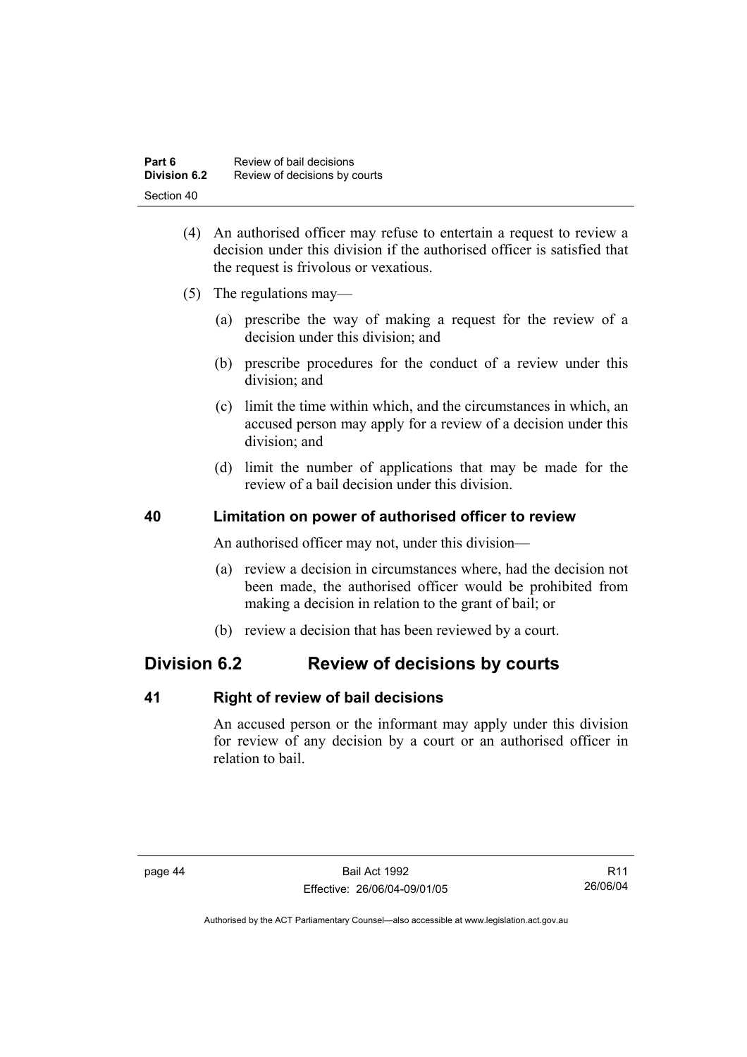(4) An authorised officer may refuse to entertain a request to review a decision under this division if the authorised officer is satisfied that the request is frivolous or vexatious.

(5) The regulations may—

(a) prescribe the way of making a request for the review of a decision under this division; and

(b) prescribe procedures for the conduct of a review under this division; and

(c) limit the time within which, and the circumstances in which, an accused person may apply for a review of a decision under this division; and

(d) limit the number of applications that may be made for the review of a bail decision under this division.

### 40 Limitation on power of authorised officer to review

An authorised officer may not, under this division—

(a) review a decision in circumstances where, had the decision not been made, the authorised officer would be prohibited from making a decision in relation to the grant of bail; or

(b) review a decision that has been reviewed by a court.

## Division 6.2 Review of decisions by courts

### 41 Right of review of bail decisions

An accused person or the informant may apply under this division for review of any decision by a court or an authorised officer in relation to bail.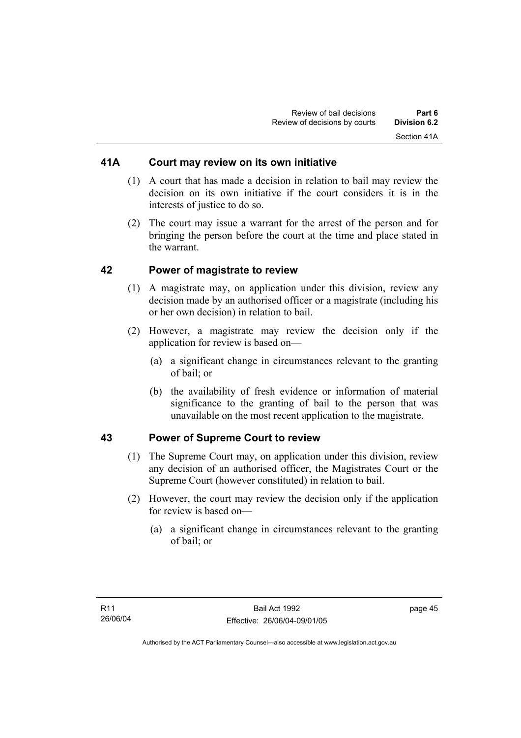### 41A Court may review on its own initiative

(1) A court that has made a decision in relation to bail may review the decision on its own initiative if the court considers it is in the interests of justice to do so.

(2) The court may issue a warrant for the arrest of the person and for bringing the person before the court at the time and place stated in the warrant.

### 42 Power of magistrate to review

(1) A magistrate may, on application under this division, review any decision made by an authorised officer or a magistrate (including his or her own decision) in relation to bail.

(2) However, a magistrate may review the decision only if the application for review is based on—

(a) a significant change in circumstances relevant to the granting of bail; or

(b) the availability of fresh evidence or information of material significance to the granting of bail to the person that was unavailable on the most recent application to the magistrate.

### 43 Power of Supreme Court to review

(1) The Supreme Court may, on application under this division, review any decision of an authorised officer, the Magistrates Court or the Supreme Court (however constituted) in relation to bail.

(2) However, the court may review the decision only if the application for review is based on—

(a) a significant change in circumstances relevant to the granting of bail; or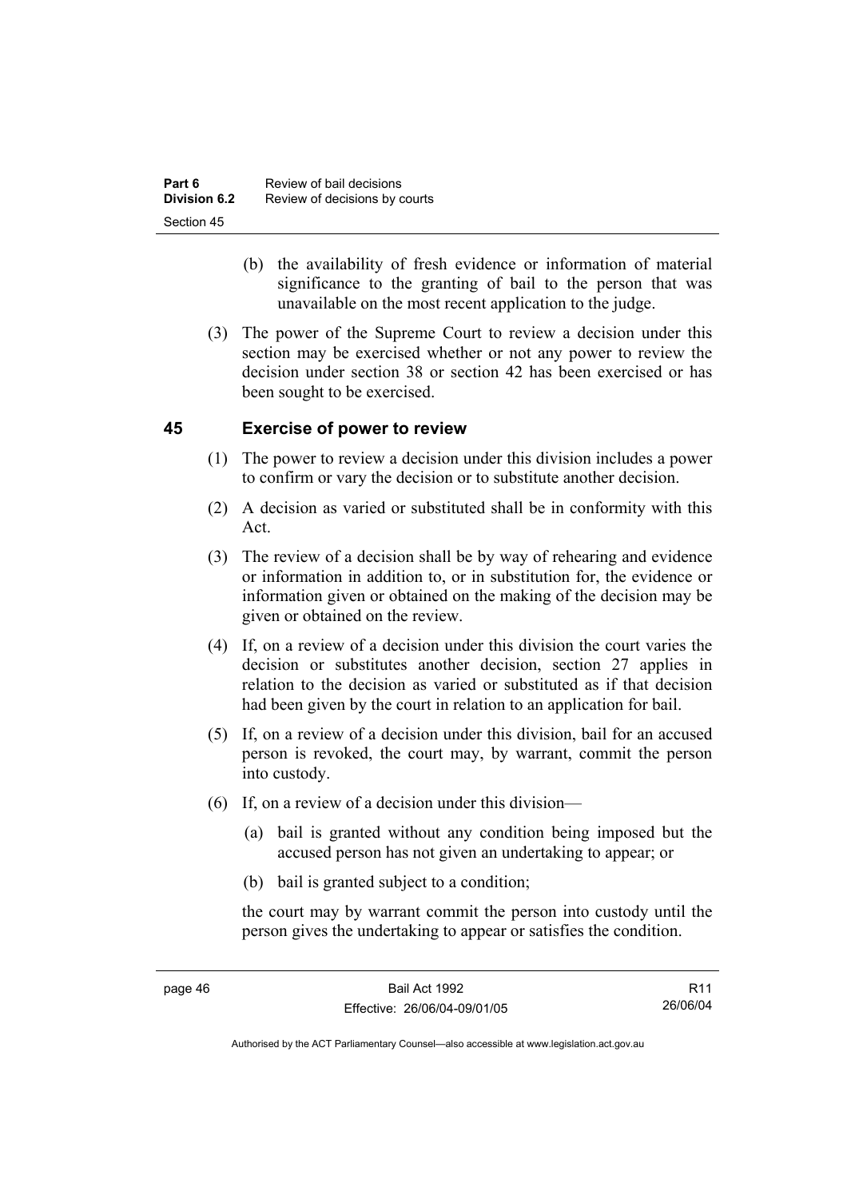(b) the availability of fresh evidence or information of material significance to the granting of bail to the person that was unavailable on the most recent application to the judge.

(3) The power of the Supreme Court to review a decision under this section may be exercised whether or not any power to review the decision under section 38 or section 42 has been exercised or has been sought to be exercised.

## 45 Exercise of power to review

(1) The power to review a decision under this division includes a power to confirm or vary the decision or to substitute another decision.

(2) A decision as varied or substituted shall be in conformity with this Act.

(3) The review of a decision shall be by way of rehearing and evidence or information in addition to, or in substitution for, the evidence or information given or obtained on the making of the decision may be given or obtained on the review.

(4) If, on a review of a decision under this division the court varies the decision or substitutes another decision, section 27 applies in relation to the decision as varied or substituted as if that decision had been given by the court in relation to an application for bail.

(5) If, on a review of a decision under this division, bail for an accused person is revoked, the court may, by warrant, commit the person into custody.

(6) If, on a review of a decision under this division—

(a) bail is granted without any condition being imposed but the accused person has not given an undertaking to appear; or

(b) bail is granted subject to a condition;

the court may by warrant commit the person into custody until the person gives the undertaking to appear or satisfies the condition.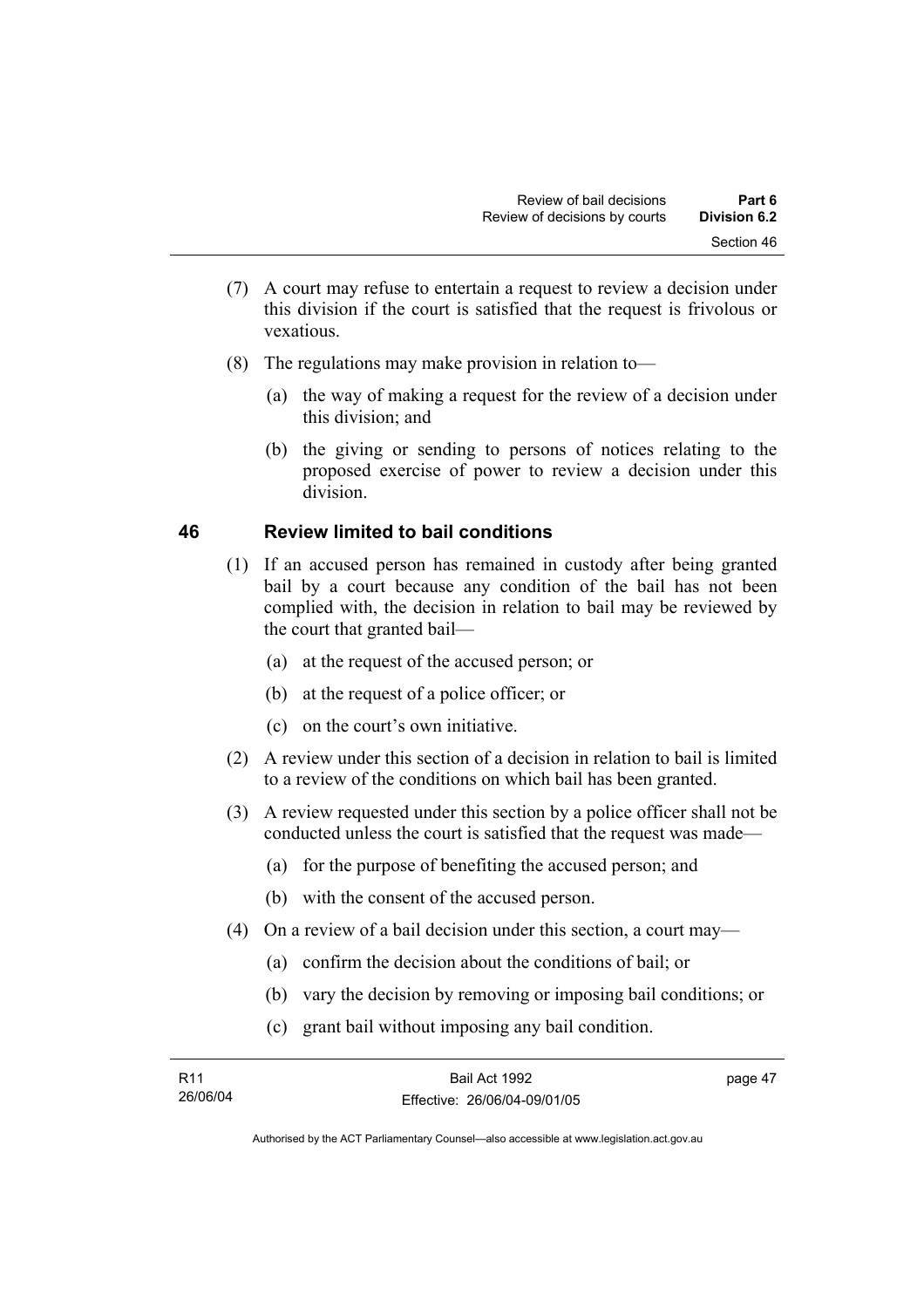(7) A court may refuse to entertain a request to review a decision under this division if the court is satisfied that the request is frivolous or vexatious.

(8) The regulations may make provision in relation to—

(a) the way of making a request for the review of a decision under this division; and

(b) the giving or sending to persons of notices relating to the proposed exercise of power to review a decision under this division.

## 46 Review limited to bail conditions

(1) If an accused person has remained in custody after being granted bail by a court because any condition of the bail has not been complied with, the decision in relation to bail may be reviewed by the court that granted bail—

(a) at the request of the accused person; or

(b) at the request of a police officer; or

(c) on the court's own initiative.

(2) A review under this section of a decision in relation to bail is limited to a review of the conditions on which bail has been granted.

(3) A review requested under this section by a police officer shall not be conducted unless the court is satisfied that the request was made—

(a) for the purpose of benefiting the accused person; and

(b) with the consent of the accused person.

(4) On a review of a bail decision under this section, a court may—

(a) confirm the decision about the conditions of bail; or

(b) vary the decision by removing or imposing bail conditions; or

(c) grant bail without imposing any bail condition.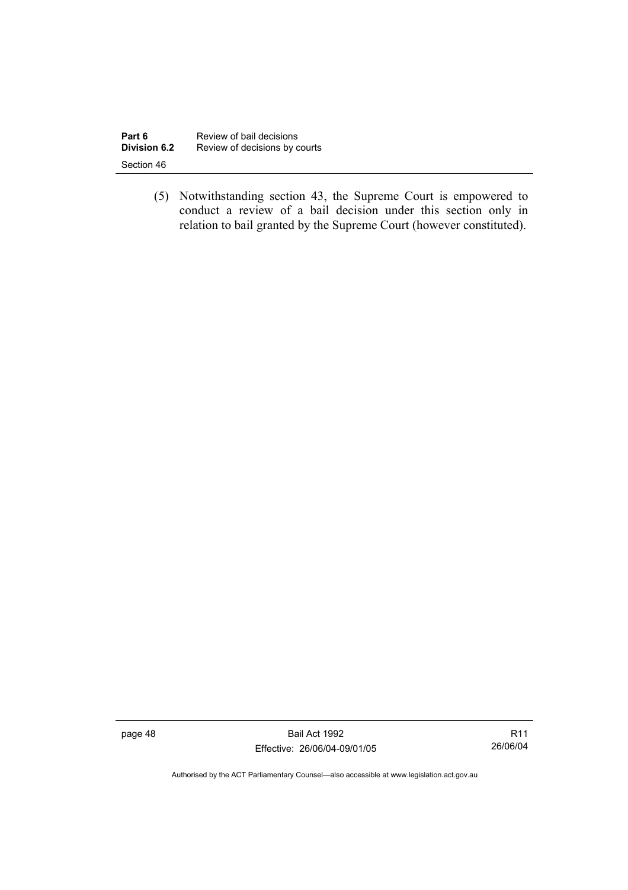(5) Notwithstanding section 43, the Supreme Court is empowered to conduct a review of a bail decision under this section only in relation to bail granted by the Supreme Court (however constituted).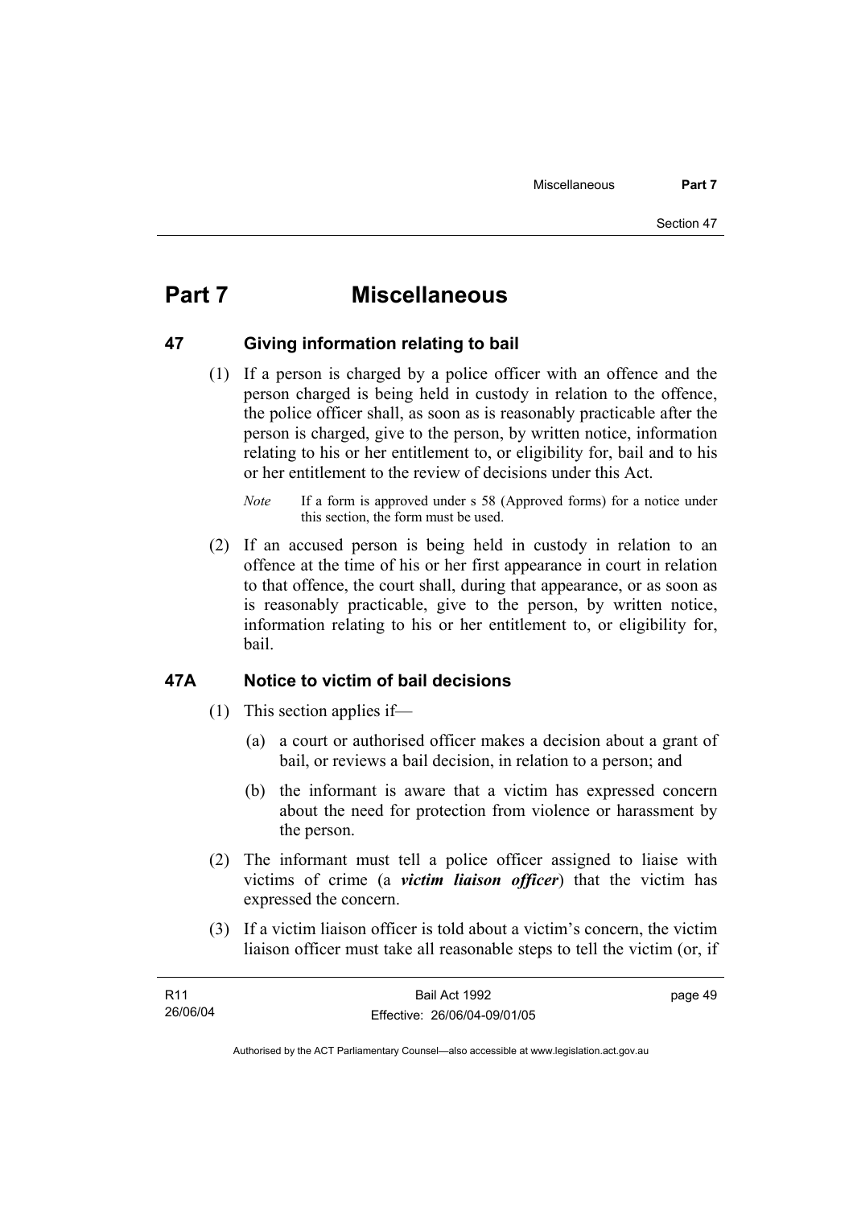# Part 7 Miscellaneous

## 47 Giving information relating to bail

(1) If a person is charged by a police officer with an offence and the person charged is being held in custody in relation to the offence, the police officer shall, as soon as is reasonably practicable after the person is charged, give to the person, by written notice, information relating to his or her entitlement to, or eligibility for, bail and to his or her entitlement to the review of decisions under this Act.

*Note* If a form is approved under s 58 (Approved forms) for a notice under this section, the form must be used.

(2) If an accused person is being held in custody in relation to an offence at the time of his or her first appearance in court in relation to that offence, the court shall, during that appearance, or as soon as is reasonably practicable, give to the person, by written notice, information relating to his or her entitlement to, or eligibility for, bail.

## 47A Notice to victim of bail decisions

(1) This section applies if—

(a) a court or authorised officer makes a decision about a grant of bail, or reviews a bail decision, in relation to a person; and

(b) the informant is aware that a victim has expressed concern about the need for protection from violence or harassment by the person.

(2) The informant must tell a police officer assigned to liaise with victims of crime (a ***victim liaison officer***) that the victim has expressed the concern.

(3) If a victim liaison officer is told about a victim's concern, the victim liaison officer must take all reasonable steps to tell the victim (or, if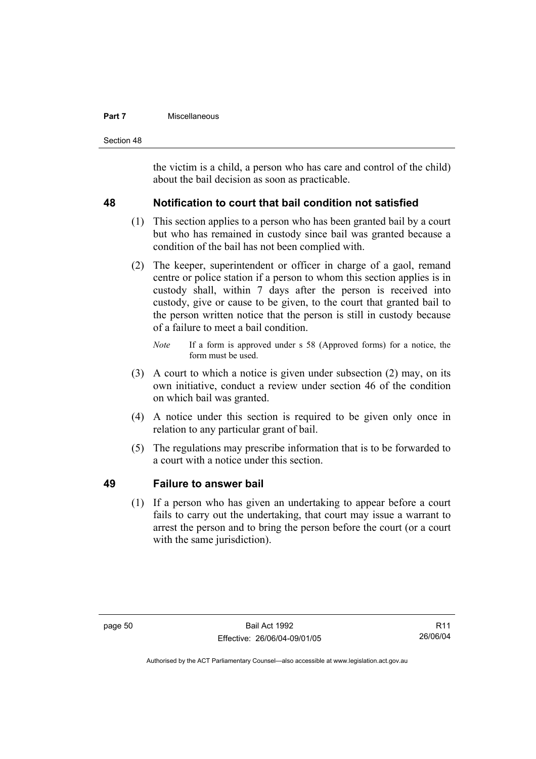the victim is a child, a person who has care and control of the child) about the bail decision as soon as practicable.

## 48 Notification to court that bail condition not satisfied

(1) This section applies to a person who has been granted bail by a court but who has remained in custody since bail was granted because a condition of the bail has not been complied with.

(2) The keeper, superintendent or officer in charge of a gaol, remand centre or police station if a person to whom this section applies is in custody shall, within 7 days after the person is received into custody, give or cause to be given, to the court that granted bail to the person written notice that the person is still in custody because of a failure to meet a bail condition.

*Note* If a form is approved under s 58 (Approved forms) for a notice, the form must be used.

(3) A court to which a notice is given under subsection (2) may, on its own initiative, conduct a review under section 46 of the condition on which bail was granted.

(4) A notice under this section is required to be given only once in relation to any particular grant of bail.

(5) The regulations may prescribe information that is to be forwarded to a court with a notice under this section.

## 49 Failure to answer bail

(1) If a person who has given an undertaking to appear before a court fails to carry out the undertaking, that court may issue a warrant to arrest the person and to bring the person before the court (or a court with the same jurisdiction).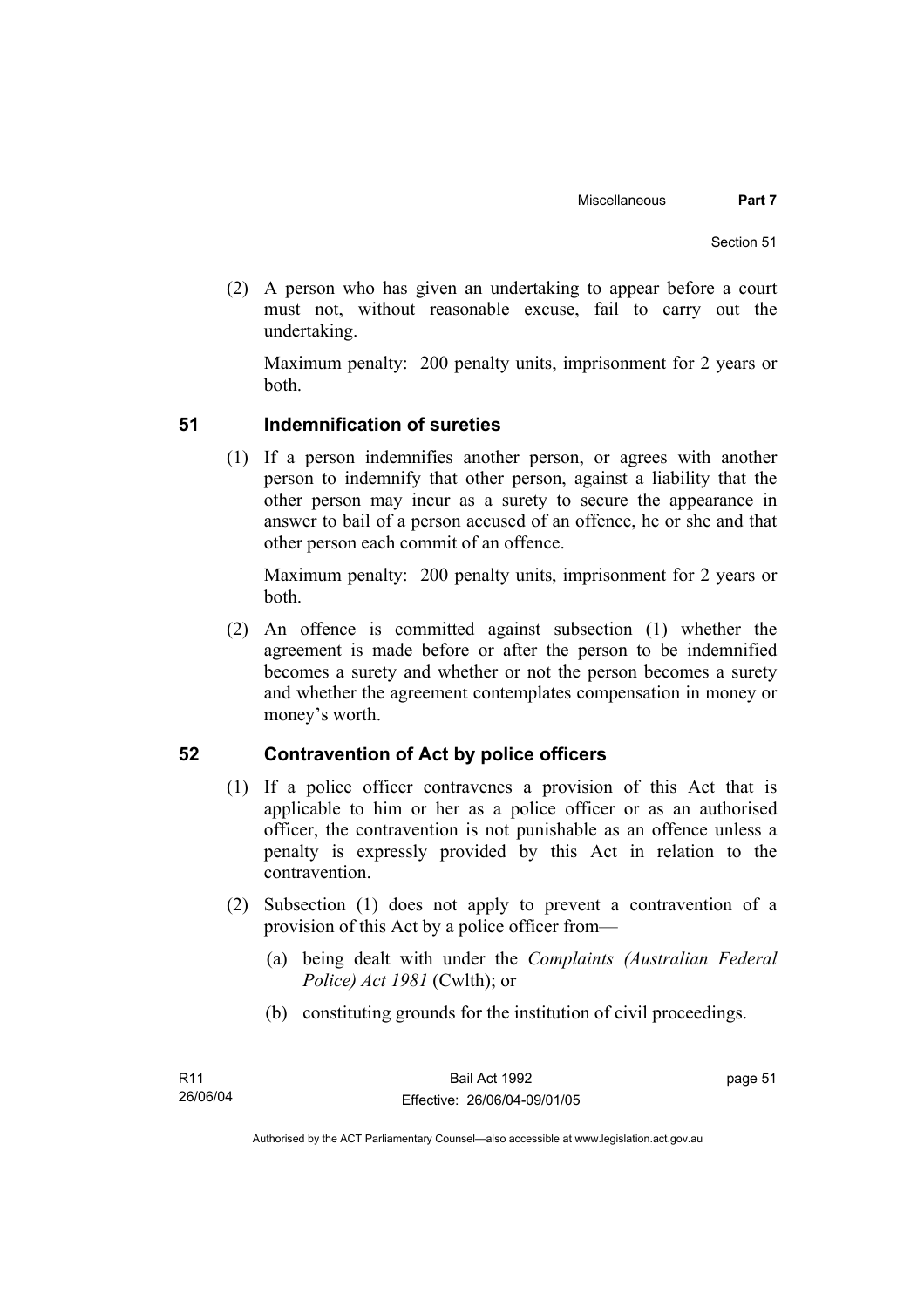(2) A person who has given an undertaking to appear before a court must not, without reasonable excuse, fail to carry out the undertaking.

Maximum penalty: 200 penalty units, imprisonment for 2 years or both.

## 51 Indemnification of sureties

(1) If a person indemnifies another person, or agrees with another person to indemnify that other person, against a liability that the other person may incur as a surety to secure the appearance in answer to bail of a person accused of an offence, he or she and that other person each commit of an offence.

Maximum penalty: 200 penalty units, imprisonment for 2 years or both.

(2) An offence is committed against subsection (1) whether the agreement is made before or after the person to be indemnified becomes a surety and whether or not the person becomes a surety and whether the agreement contemplates compensation in money or money's worth.

## 52 Contravention of Act by police officers

(1) If a police officer contravenes a provision of this Act that is applicable to him or her as a police officer or as an authorised officer, the contravention is not punishable as an offence unless a penalty is expressly provided by this Act in relation to the contravention.

(2) Subsection (1) does not apply to prevent a contravention of a provision of this Act by a police officer from—

(a) being dealt with under the *Complaints (Australian Federal Police) Act 1981* (Cwlth); or

(b) constituting grounds for the institution of civil proceedings.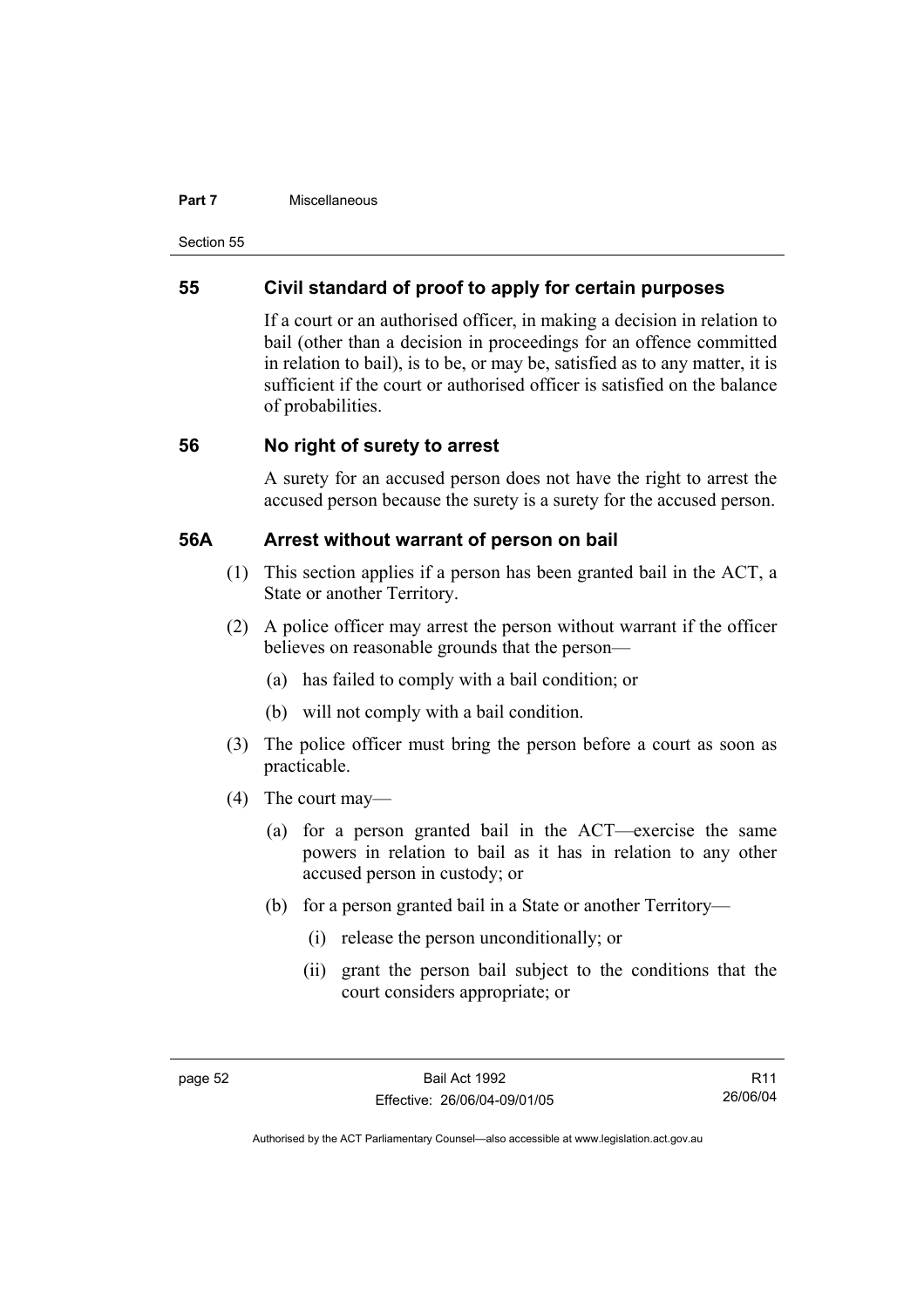## 55 Civil standard of proof to apply for certain purposes

If a court or an authorised officer, in making a decision in relation to bail (other than a decision in proceedings for an offence committed in relation to bail), is to be, or may be, satisfied as to any matter, it is sufficient if the court or authorised officer is satisfied on the balance of probabilities.

## 56 No right of surety to arrest

A surety for an accused person does not have the right to arrest the accused person because the surety is a surety for the accused person.

## 56A Arrest without warrant of person on bail

(1) This section applies if a person has been granted bail in the ACT, a State or another Territory.

(2) A police officer may arrest the person without warrant if the officer believes on reasonable grounds that the person—

 (a) has failed to comply with a bail condition; or

 (b) will not comply with a bail condition.

(3) The police officer must bring the person before a court as soon as practicable.

(4) The court may—

 (a) for a person granted bail in the ACT—exercise the same powers in relation to bail as it has in relation to any other accused person in custody; or

 (b) for a person granted bail in a State or another Territory—

  (i) release the person unconditionally; or

  (ii) grant the person bail subject to the conditions that the court considers appropriate; or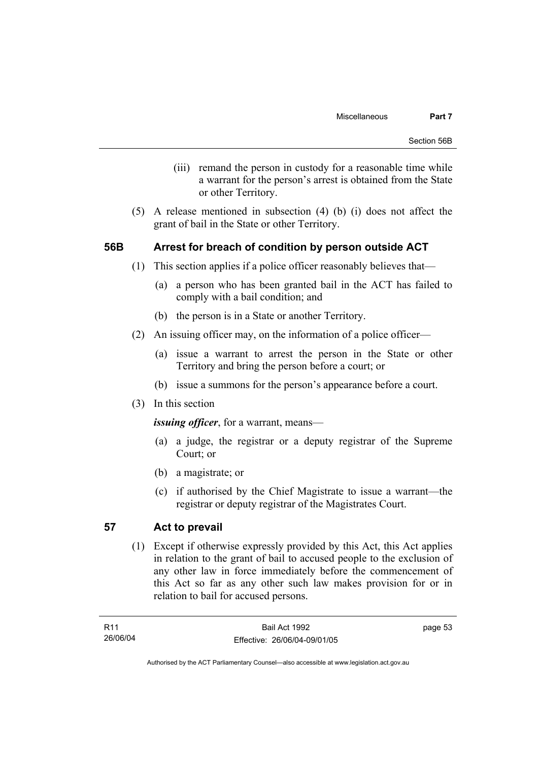(iii) remand the person in custody for a reasonable time while a warrant for the person's arrest is obtained from the State or other Territory.

(5) A release mentioned in subsection (4) (b) (i) does not affect the grant of bail in the State or other Territory.

### 56B Arrest for breach of condition by person outside ACT

(1) This section applies if a police officer reasonably believes that—

(a) a person who has been granted bail in the ACT has failed to comply with a bail condition; and

(b) the person is in a State or another Territory.

(2) An issuing officer may, on the information of a police officer—

(a) issue a warrant to arrest the person in the State or other Territory and bring the person before a court; or

(b) issue a summons for the person's appearance before a court.

(3) In this section

***issuing officer***, for a warrant, means—

(a) a judge, the registrar or a deputy registrar of the Supreme Court; or

(b) a magistrate; or

(c) if authorised by the Chief Magistrate to issue a warrant—the registrar or deputy registrar of the Magistrates Court.

### 57 Act to prevail

(1) Except if otherwise expressly provided by this Act, this Act applies in relation to the grant of bail to accused people to the exclusion of any other law in force immediately before the commencement of this Act so far as any other such law makes provision for or in relation to bail for accused persons.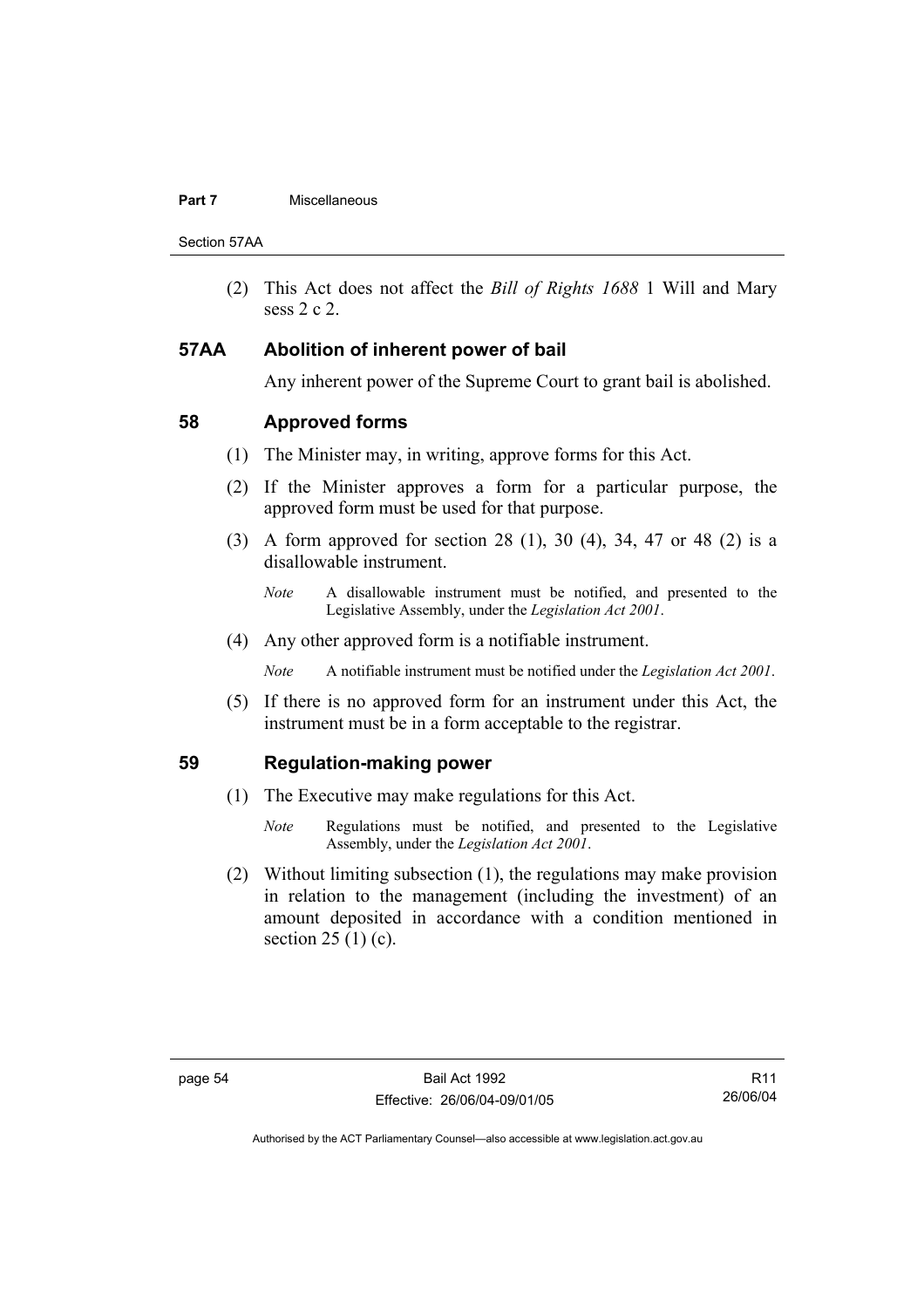(2) This Act does not affect the *Bill of Rights 1688* 1 Will and Mary sess 2 c 2.

## 57AA Abolition of inherent power of bail

Any inherent power of the Supreme Court to grant bail is abolished.

## 58 Approved forms

(1) The Minister may, in writing, approve forms for this Act.

(2) If the Minister approves a form for a particular purpose, the approved form must be used for that purpose.

(3) A form approved for section 28 (1), 30 (4), 34, 47 or 48 (2) is a disallowable instrument.

*Note* A disallowable instrument must be notified, and presented to the Legislative Assembly, under the *Legislation Act 2001*.

(4) Any other approved form is a notifiable instrument.

*Note* A notifiable instrument must be notified under the *Legislation Act 2001*.

(5) If there is no approved form for an instrument under this Act, the instrument must be in a form acceptable to the registrar.

## 59 Regulation-making power

(1) The Executive may make regulations for this Act.

*Note* Regulations must be notified, and presented to the Legislative Assembly, under the *Legislation Act 2001*.

(2) Without limiting subsection (1), the regulations may make provision in relation to the management (including the investment) of an amount deposited in accordance with a condition mentioned in section 25 (1) (c).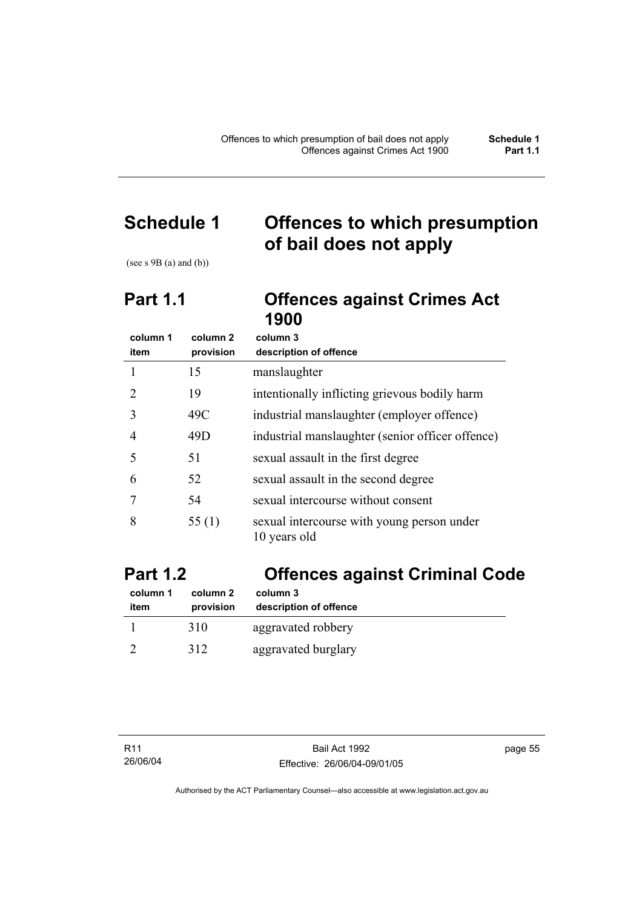# Schedule 1 Offences to which presumption of bail does not apply

(see s 9B (a) and (b))

## Part 1.1 Offences against Crimes Act 1900

| column 1 item | column 2 provision | column 3 description of offence |
|---|---|---|
| 1 | 15 | manslaughter |
| 2 | 19 | intentionally inflicting grievous bodily harm |
| 3 | 49C | industrial manslaughter (employer offence) |
| 4 | 49D | industrial manslaughter (senior officer offence) |
| 5 | 51 | sexual assault in the first degree |
| 6 | 52 | sexual assault in the second degree |
| 7 | 54 | sexual intercourse without consent |
| 8 | 55 (1) | sexual intercourse with young person under 10 years old |

## Part 1.2 Offences against Criminal Code

| column 1 item | column 2 provision | column 3 description of offence |
|---|---|---|
| 1 | 310 | aggravated robbery |
| 2 | 312 | aggravated burglary |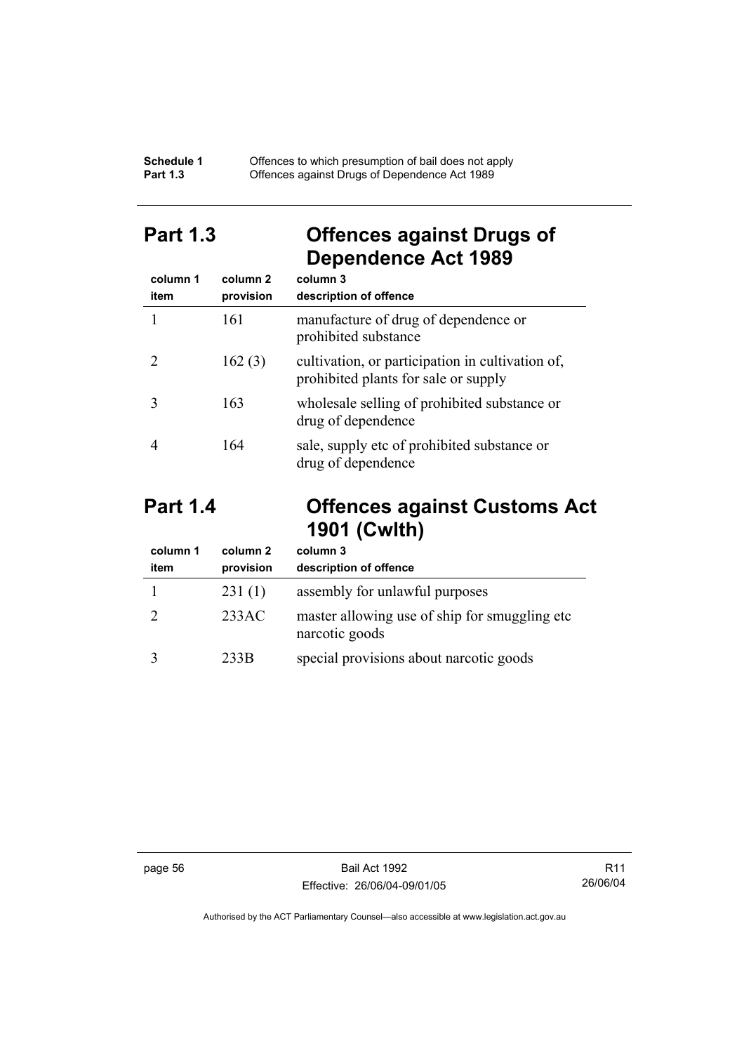## Part 1.3 Offences against Drugs of Dependence Act 1989

| column 1 item | column 2 provision | column 3 description of offence |
|---|---|---|
| 1 | 161 | manufacture of drug of dependence or prohibited substance |
| 2 | 162 (3) | cultivation, or participation in cultivation of, prohibited plants for sale or supply |
| 3 | 163 | wholesale selling of prohibited substance or drug of dependence |
| 4 | 164 | sale, supply etc of prohibited substance or drug of dependence |

## Part 1.4 Offences against Customs Act 1901 (Cwlth)

| column 1 item | column 2 provision | column 3 description of offence |
|---|---|---|
| 1 | 231 (1) | assembly for unlawful purposes |
| 2 | 233AC | master allowing use of ship for smuggling etc narcotic goods |
| 3 | 233B | special provisions about narcotic goods |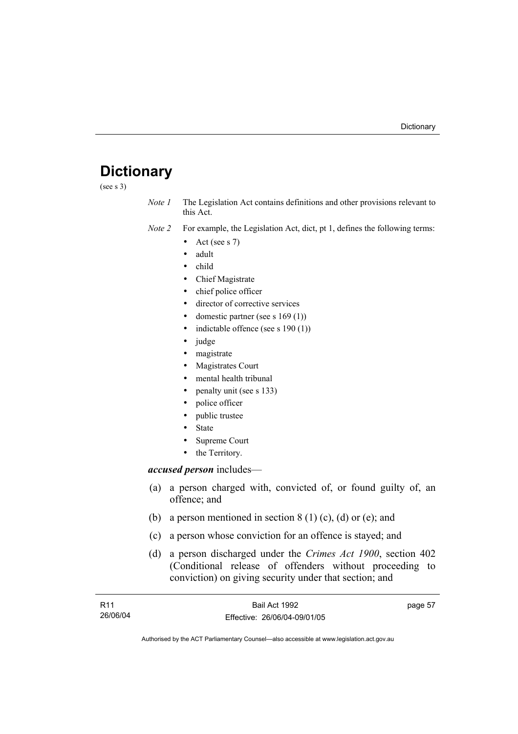# Dictionary

(see s 3)

*Note 1* The Legislation Act contains definitions and other provisions relevant to this Act.

*Note 2* For example, the Legislation Act, dict, pt 1, defines the following terms:

- Act (see s 7)
- adult
- child
- Chief Magistrate
- chief police officer
- director of corrective services
- domestic partner (see s 169 (1))
- indictable offence (see s 190 (1))
- judge
- magistrate
- Magistrates Court
- mental health tribunal
- penalty unit (see s 133)
- police officer
- public trustee
- State
- Supreme Court
- the Territory.

***accused person*** includes—

(a) a person charged with, convicted of, or found guilty of, an offence; and

(b) a person mentioned in section 8 (1) (c), (d) or (e); and

(c) a person whose conviction for an offence is stayed; and

(d) a person discharged under the *Crimes Act 1900*, section 402 (Conditional release of offenders without proceeding to conviction) on giving security under that section; and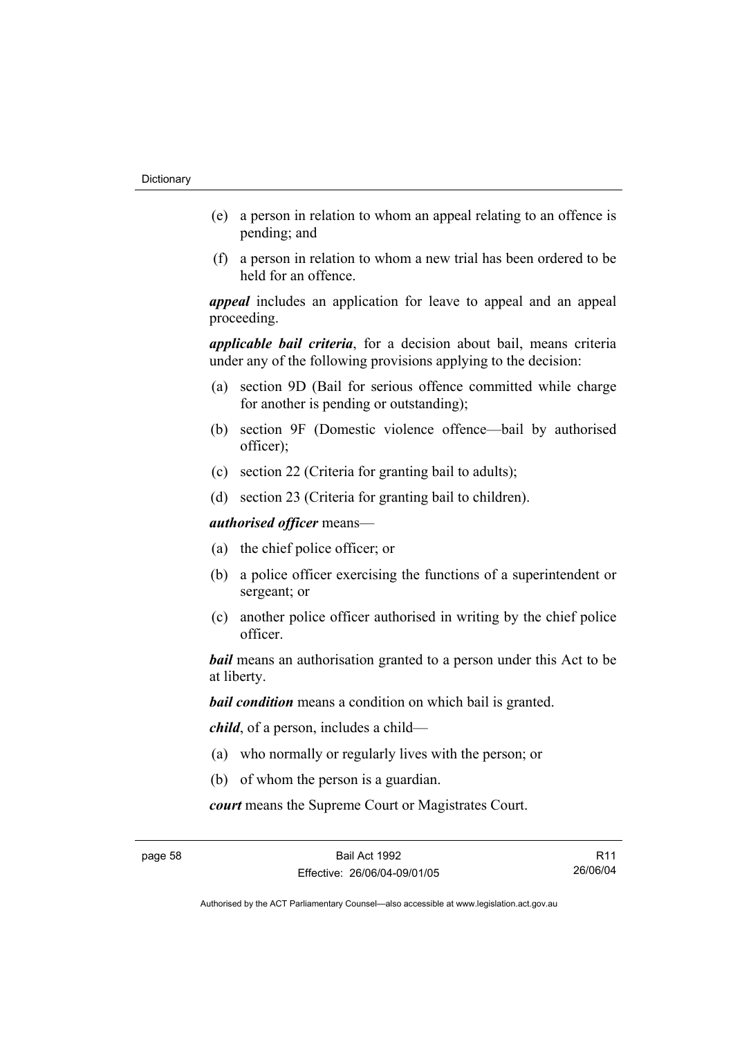(e) a person in relation to whom an appeal relating to an offence is pending; and

(f) a person in relation to whom a new trial has been ordered to be held for an offence.

***appeal*** includes an application for leave to appeal and an appeal proceeding.

***applicable bail criteria***, for a decision about bail, means criteria under any of the following provisions applying to the decision:

(a) section 9D (Bail for serious offence committed while charge for another is pending or outstanding);

(b) section 9F (Domestic violence offence—bail by authorised officer);

(c) section 22 (Criteria for granting bail to adults);

(d) section 23 (Criteria for granting bail to children).

***authorised officer*** means—

(a) the chief police officer; or

(b) a police officer exercising the functions of a superintendent or sergeant; or

(c) another police officer authorised in writing by the chief police officer.

***bail*** means an authorisation granted to a person under this Act to be at liberty.

***bail condition*** means a condition on which bail is granted.

***child***, of a person, includes a child—

(a) who normally or regularly lives with the person; or

(b) of whom the person is a guardian.

***court*** means the Supreme Court or Magistrates Court.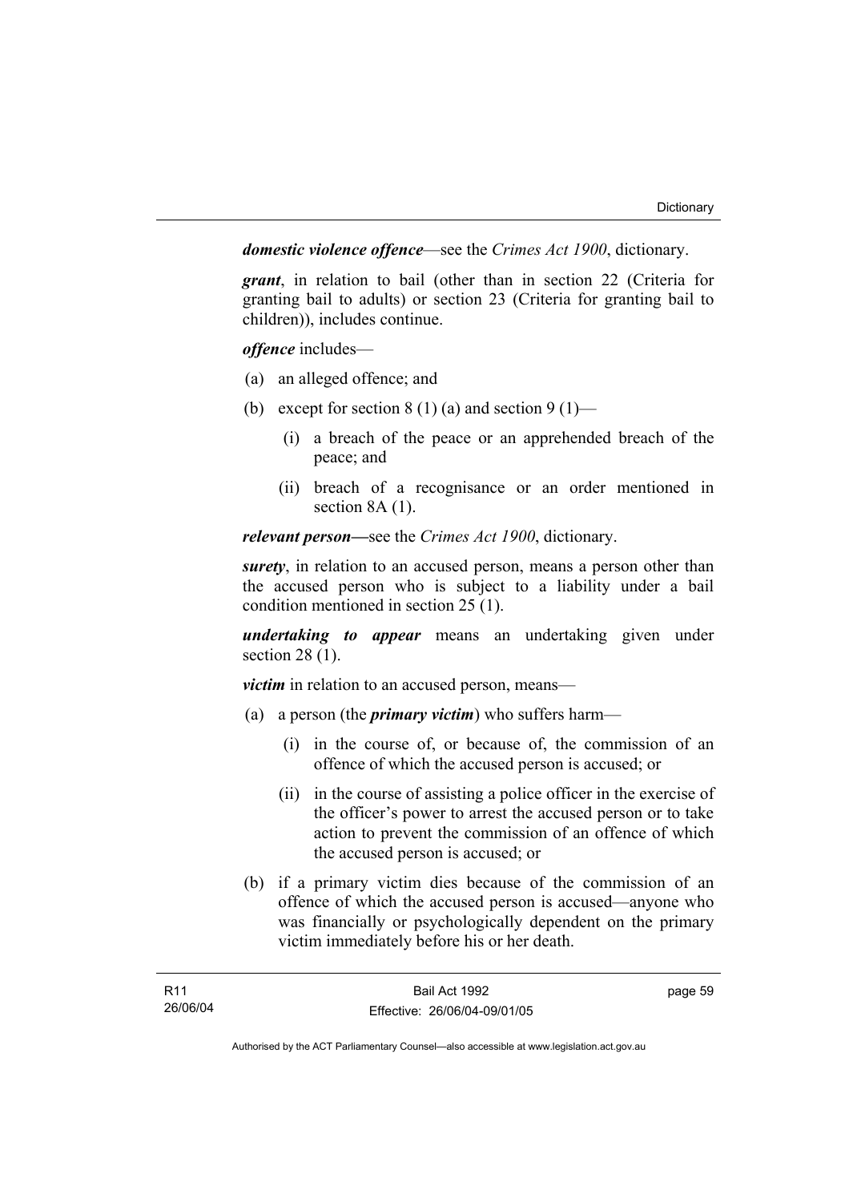***domestic violence offence***—see the *Crimes Act 1900*, dictionary.

***grant***, in relation to bail (other than in section 22 (Criteria for granting bail to adults) or section 23 (Criteria for granting bail to children)), includes continue.

***offence*** includes—

(a) an alleged offence; and

(b) except for section 8 (1) (a) and section 9 (1)—

  (i) a breach of the peace or an apprehended breach of the peace; and

  (ii) breach of a recognisance or an order mentioned in section 8A (1).

***relevant person***—see the *Crimes Act 1900*, dictionary.

***surety***, in relation to an accused person, means a person other than the accused person who is subject to a liability under a bail condition mentioned in section 25 (1).

***undertaking to appear*** means an undertaking given under section 28 (1).

***victim*** in relation to an accused person, means—

(a) a person (the ***primary victim***) who suffers harm—

  (i) in the course of, or because of, the commission of an offence of which the accused person is accused; or

  (ii) in the course of assisting a police officer in the exercise of the officer's power to arrest the accused person or to take action to prevent the commission of an offence of which the accused person is accused; or

(b) if a primary victim dies because of the commission of an offence of which the accused person is accused—anyone who was financially or psychologically dependent on the primary victim immediately before his or her death.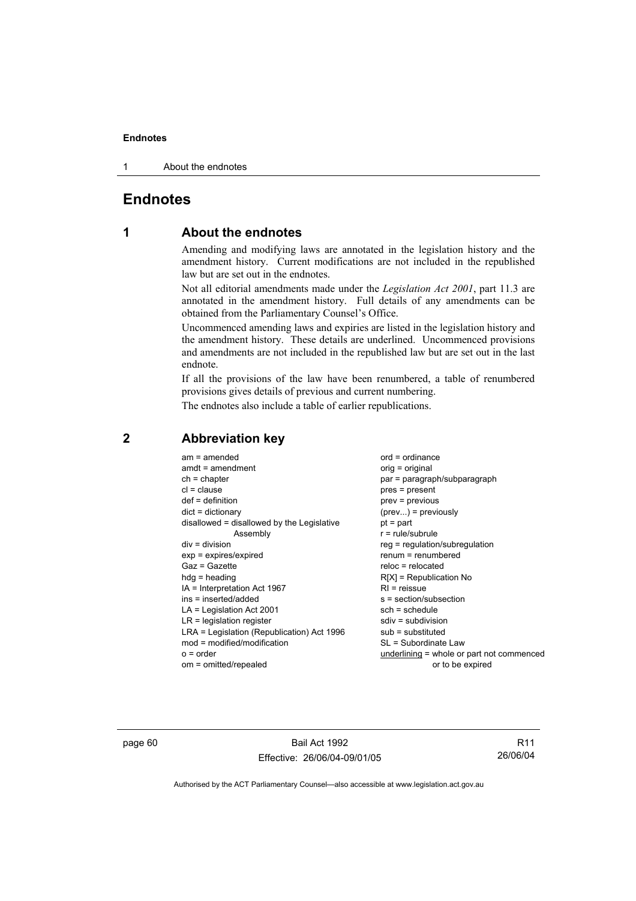# Endnotes

## 1 About the endnotes

Amending and modifying laws are annotated in the legislation history and the amendment history. Current modifications are not included in the republished law but are set out in the endnotes.

Not all editorial amendments made under the *Legislation Act 2001*, part 11.3 are annotated in the amendment history. Full details of any amendments can be obtained from the Parliamentary Counsel's Office.

Uncommenced amending laws and expiries are listed in the legislation history and the amendment history. These details are underlined. Uncommenced provisions and amendments are not included in the republished law but are set out in the last endnote.

If all the provisions of the law have been renumbered, a table of renumbered provisions gives details of previous and current numbering.

The endnotes also include a table of earlier republications.

## 2 Abbreviation key

am = amended
amdt = amendment
ch = chapter
cl = clause
def = definition
dict = dictionary
disallowed = disallowed by the Legislative Assembly
div = division
exp = expires/expired
Gaz = Gazette
hdg = heading
IA = Interpretation Act 1967
ins = inserted/added
LA = Legislation Act 2001
LR = legislation register
LRA = Legislation (Republication) Act 1996
mod = modified/modification
o = order
om = omitted/repealed
ord = ordinance
orig = original
par = paragraph/subparagraph
pres = present
prev = previous
(prev...) = previously
pt = part
r = rule/subrule
reg = regulation/subregulation
renum = renumbered
reloc = relocated
R[X] = Republication No
RI = reissue
s = section/subsection
sch = schedule
sdiv = subdivision
sub = substituted
SL = Subordinate Law
<u>underlining</u> = whole or part not commenced or to be expired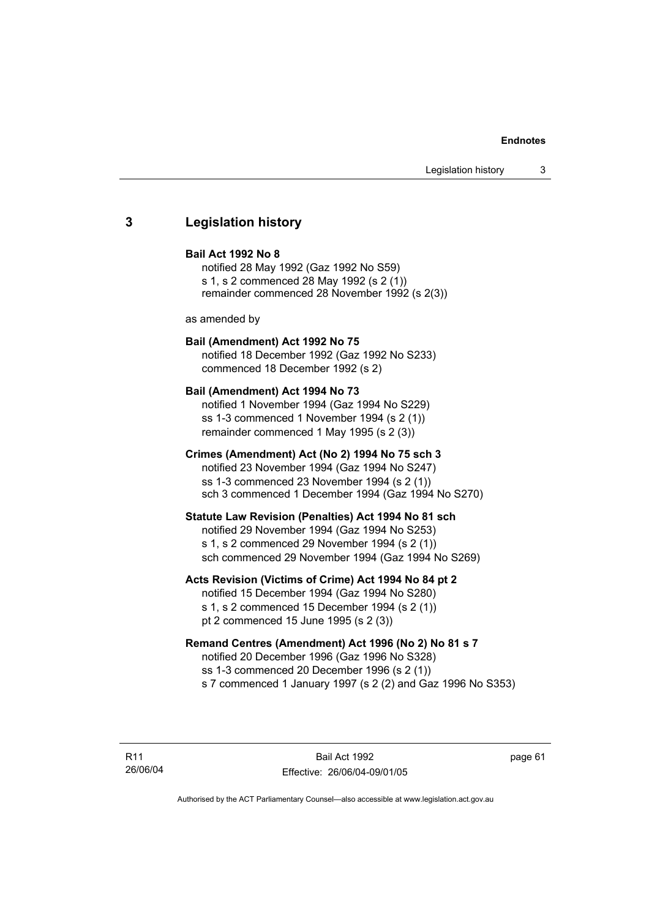## 3 Legislation history

**Bail Act 1992 No 8**

notified 28 May 1992 (Gaz 1992 No S59)
s 1, s 2 commenced 28 May 1992 (s 2 (1))
remainder commenced 28 November 1992 (s 2(3))

as amended by

**Bail (Amendment) Act 1992 No 75**

notified 18 December 1992 (Gaz 1992 No S233)
commenced 18 December 1992 (s 2)

**Bail (Amendment) Act 1994 No 73**

notified 1 November 1994 (Gaz 1994 No S229)
ss 1-3 commenced 1 November 1994 (s 2 (1))
remainder commenced 1 May 1995 (s 2 (3))

**Crimes (Amendment) Act (No 2) 1994 No 75 sch 3**

notified 23 November 1994 (Gaz 1994 No S247)
ss 1-3 commenced 23 November 1994 (s 2 (1))
sch 3 commenced 1 December 1994 (Gaz 1994 No S270)

**Statute Law Revision (Penalties) Act 1994 No 81 sch**

notified 29 November 1994 (Gaz 1994 No S253)
s 1, s 2 commenced 29 November 1994 (s 2 (1))
sch commenced 29 November 1994 (Gaz 1994 No S269)

**Acts Revision (Victims of Crime) Act 1994 No 84 pt 2**

notified 15 December 1994 (Gaz 1994 No S280)
s 1, s 2 commenced 15 December 1994 (s 2 (1))
pt 2 commenced 15 June 1995 (s 2 (3))

**Remand Centres (Amendment) Act 1996 (No 2) No 81 s 7**

notified 20 December 1996 (Gaz 1996 No S328)
ss 1-3 commenced 20 December 1996 (s 2 (1))
s 7 commenced 1 January 1997 (s 2 (2) and Gaz 1996 No S353)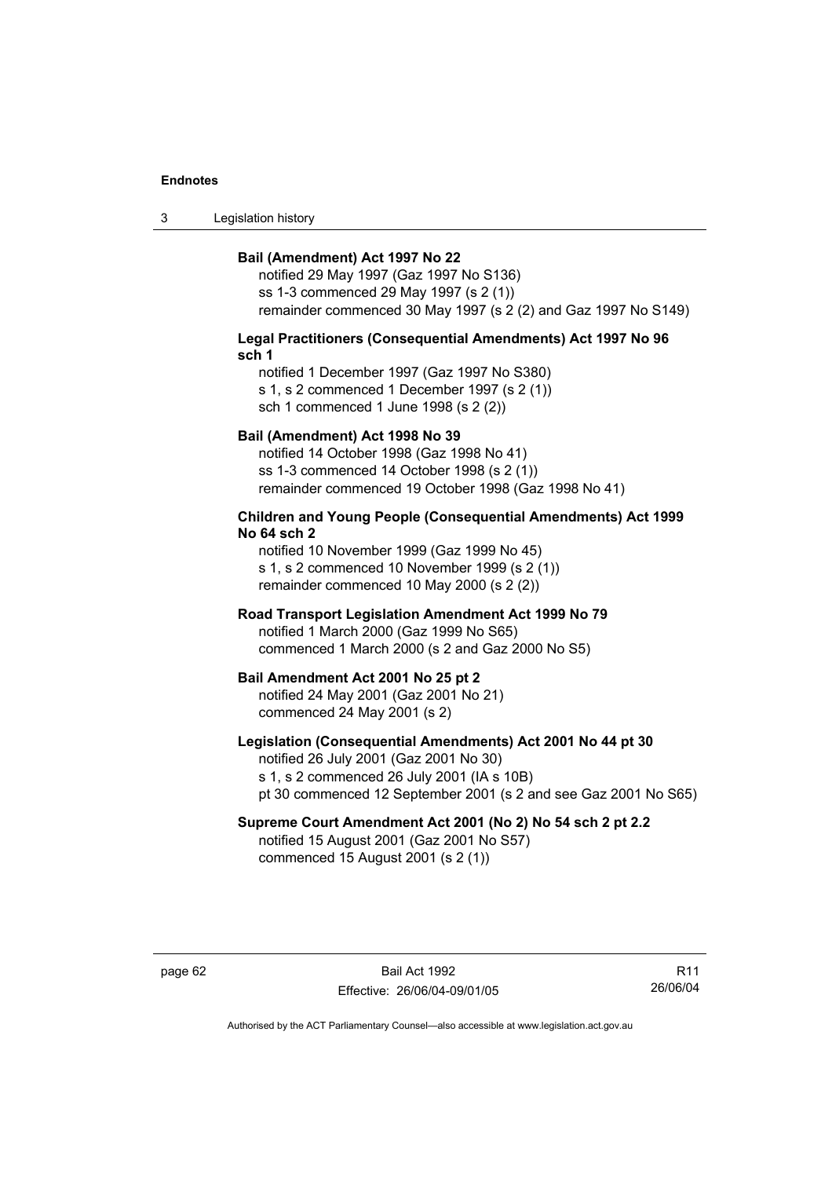**Bail (Amendment) Act 1997 No 22**

notified 29 May 1997 (Gaz 1997 No S136)
ss 1-3 commenced 29 May 1997 (s 2 (1))
remainder commenced 30 May 1997 (s 2 (2) and Gaz 1997 No S149)

**Legal Practitioners (Consequential Amendments) Act 1997 No 96 sch 1**

notified 1 December 1997 (Gaz 1997 No S380)
s 1, s 2 commenced 1 December 1997 (s 2 (1))
sch 1 commenced 1 June 1998 (s 2 (2))

**Bail (Amendment) Act 1998 No 39**

notified 14 October 1998 (Gaz 1998 No 41)
ss 1-3 commenced 14 October 1998 (s 2 (1))
remainder commenced 19 October 1998 (Gaz 1998 No 41)

**Children and Young People (Consequential Amendments) Act 1999 No 64 sch 2**

notified 10 November 1999 (Gaz 1999 No 45)
s 1, s 2 commenced 10 November 1999 (s 2 (1))
remainder commenced 10 May 2000 (s 2 (2))

**Road Transport Legislation Amendment Act 1999 No 79**

notified 1 March 2000 (Gaz 1999 No S65)
commenced 1 March 2000 (s 2 and Gaz 2000 No S5)

**Bail Amendment Act 2001 No 25 pt 2**

notified 24 May 2001 (Gaz 2001 No 21)
commenced 24 May 2001 (s 2)

**Legislation (Consequential Amendments) Act 2001 No 44 pt 30**

notified 26 July 2001 (Gaz 2001 No 30)
s 1, s 2 commenced 26 July 2001 (IA s 10B)
pt 30 commenced 12 September 2001 (s 2 and see Gaz 2001 No S65)

**Supreme Court Amendment Act 2001 (No 2) No 54 sch 2 pt 2.2**

notified 15 August 2001 (Gaz 2001 No S57)
commenced 15 August 2001 (s 2 (1))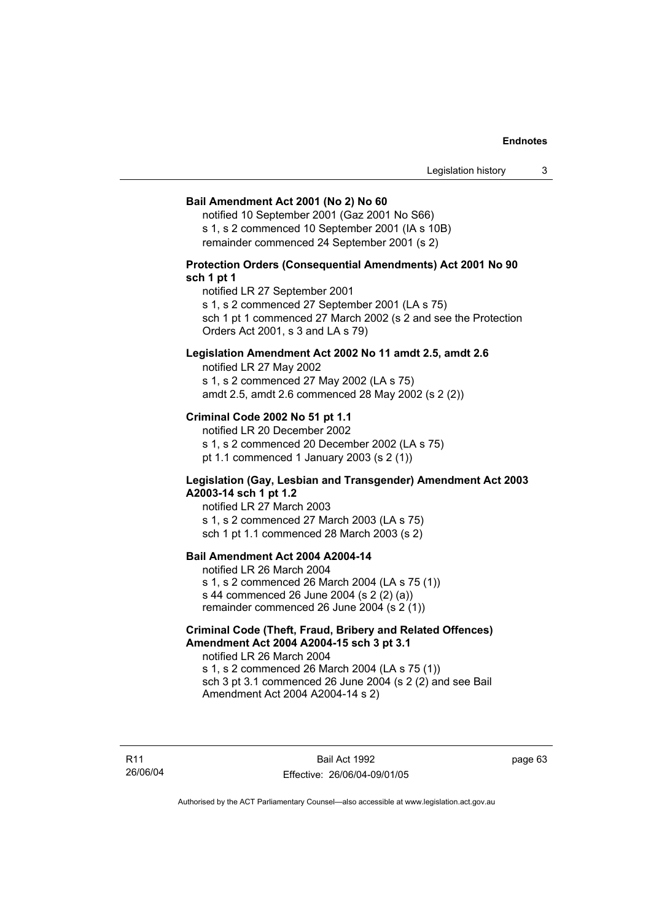**Bail Amendment Act 2001 (No 2) No 60**

notified 10 September 2001 (Gaz 2001 No S66)
s 1, s 2 commenced 10 September 2001 (IA s 10B)
remainder commenced 24 September 2001 (s 2)

**Protection Orders (Consequential Amendments) Act 2001 No 90 sch 1 pt 1**

notified LR 27 September 2001
s 1, s 2 commenced 27 September 2001 (LA s 75)
sch 1 pt 1 commenced 27 March 2002 (s 2 and see the Protection Orders Act 2001, s 3 and LA s 79)

**Legislation Amendment Act 2002 No 11 amdt 2.5, amdt 2.6**

notified LR 27 May 2002
s 1, s 2 commenced 27 May 2002 (LA s 75)
amdt 2.5, amdt 2.6 commenced 28 May 2002 (s 2 (2))

**Criminal Code 2002 No 51 pt 1.1**

notified LR 20 December 2002
s 1, s 2 commenced 20 December 2002 (LA s 75)
pt 1.1 commenced 1 January 2003 (s 2 (1))

**Legislation (Gay, Lesbian and Transgender) Amendment Act 2003 A2003-14 sch 1 pt 1.2**

notified LR 27 March 2003
s 1, s 2 commenced 27 March 2003 (LA s 75)
sch 1 pt 1.1 commenced 28 March 2003 (s 2)

**Bail Amendment Act 2004 A2004-14**

notified LR 26 March 2004
s 1, s 2 commenced 26 March 2004 (LA s 75 (1))
s 44 commenced 26 June 2004 (s 2 (2) (a))
remainder commenced 26 June 2004 (s 2 (1))

**Criminal Code (Theft, Fraud, Bribery and Related Offences) Amendment Act 2004 A2004-15 sch 3 pt 3.1**

notified LR 26 March 2004
s 1, s 2 commenced 26 March 2004 (LA s 75 (1))
sch 3 pt 3.1 commenced 26 June 2004 (s 2 (2) and see Bail Amendment Act 2004 A2004-14 s 2)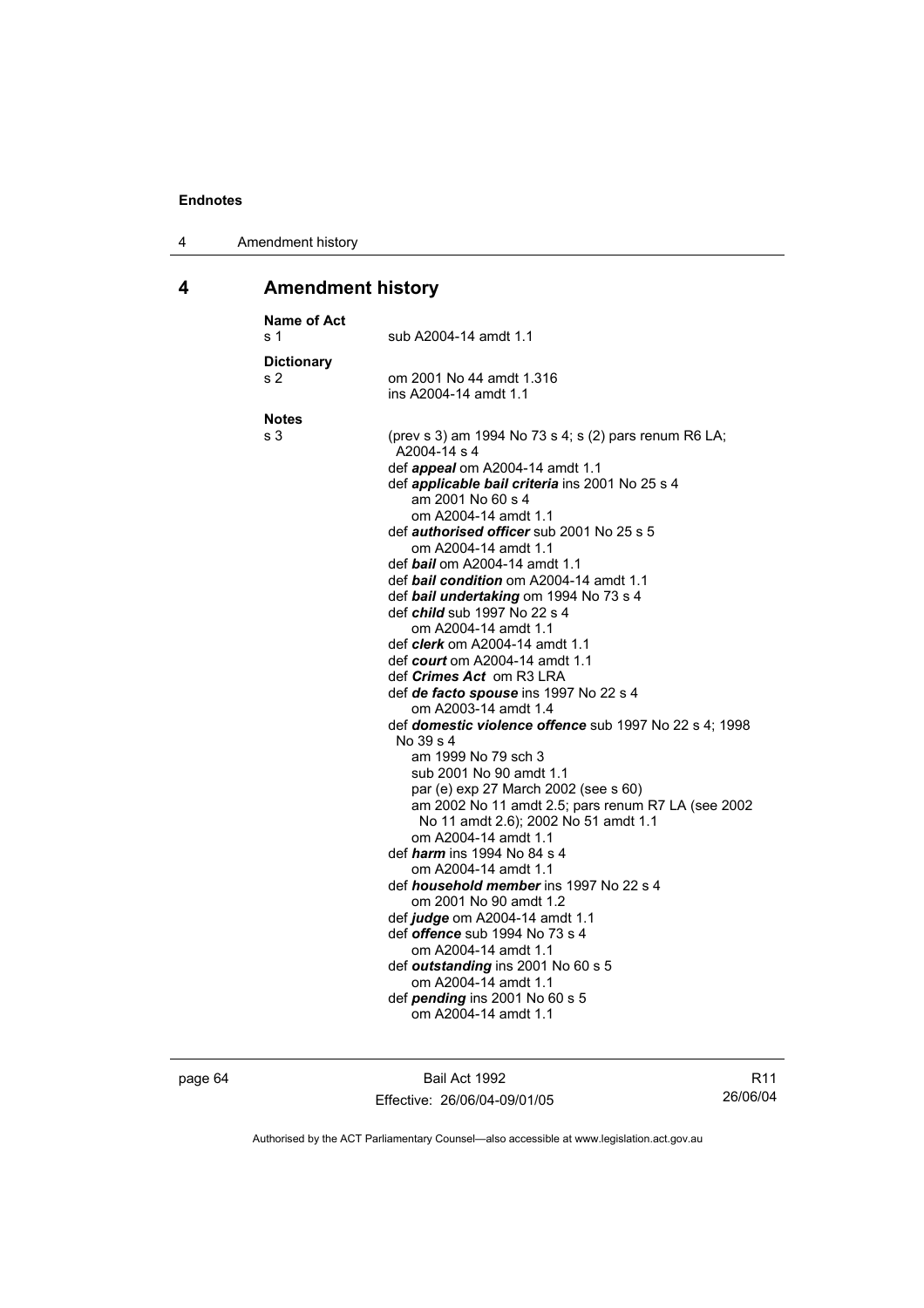## 4 Amendment history

**Name of Act**

s 1 sub A2004-14 amdt 1.1

**Dictionary**

s 2 om 2001 No 44 amdt 1.316
ins A2004-14 amdt 1.1

**Notes**

s 3 (prev s 3) am 1994 No 73 s 4; s (2) pars renum R6 LA; A2004-14 s 4

def ***appeal*** om A2004-14 amdt 1.1

def ***applicable bail criteria*** ins 2001 No 25 s 4
am 2001 No 60 s 4
om A2004-14 amdt 1.1

def ***authorised officer*** sub 2001 No 25 s 5
om A2004-14 amdt 1.1

def ***bail*** om A2004-14 amdt 1.1

def ***bail condition*** om A2004-14 amdt 1.1

def ***bail undertaking*** om 1994 No 73 s 4

def ***child*** sub 1997 No 22 s 4
om A2004-14 amdt 1.1

def ***clerk*** om A2004-14 amdt 1.1

def ***court*** om A2004-14 amdt 1.1

def ***Crimes Act*** om R3 LRA

def ***de facto spouse*** ins 1997 No 22 s 4
om A2003-14 amdt 1.4

def ***domestic violence offence*** sub 1997 No 22 s 4; 1998 No 39 s 4
am 1999 No 79 sch 3
sub 2001 No 90 amdt 1.1
par (e) exp 27 March 2002 (see s 60)
am 2002 No 11 amdt 2.5; pars renum R7 LA (see 2002 No 11 amdt 2.6); 2002 No 51 amdt 1.1
om A2004-14 amdt 1.1

def ***harm*** ins 1994 No 84 s 4
om A2004-14 amdt 1.1

def ***household member*** ins 1997 No 22 s 4
om 2001 No 90 amdt 1.2

def ***judge*** om A2004-14 amdt 1.1

def ***offence*** sub 1994 No 73 s 4
om A2004-14 amdt 1.1

def ***outstanding*** ins 2001 No 60 s 5
om A2004-14 amdt 1.1

def ***pending*** ins 2001 No 60 s 5
om A2004-14 amdt 1.1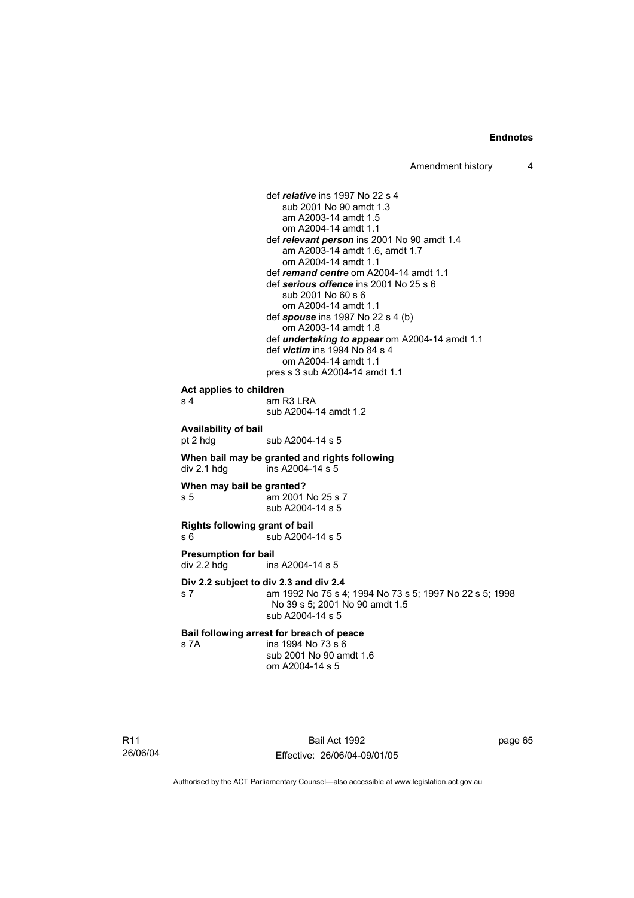def ***relative*** ins 1997 No 22 s 4
sub 2001 No 90 amdt 1.3
am A2003-14 amdt 1.5
om A2004-14 amdt 1.1
def ***relevant person*** ins 2001 No 90 amdt 1.4
am A2003-14 amdt 1.6, amdt 1.7
om A2004-14 amdt 1.1
def ***remand centre*** om A2004-14 amdt 1.1
def ***serious offence*** ins 2001 No 25 s 6
sub 2001 No 60 s 6
om A2004-14 amdt 1.1
def ***spouse*** ins 1997 No 22 s 4 (b)
om A2003-14 amdt 1.8
def ***undertaking to appear*** om A2004-14 amdt 1.1
def ***victim*** ins 1994 No 84 s 4
om A2004-14 amdt 1.1
pres s 3 sub A2004-14 amdt 1.1

**Act applies to children**
s 4 am R3 LRA
sub A2004-14 amdt 1.2

**Availability of bail**
pt 2 hdg sub A2004-14 s 5

**When bail may be granted and rights following**
div 2.1 hdg ins A2004-14 s 5

**When may bail be granted?**
s 5 am 2001 No 25 s 7
sub A2004-14 s 5

**Rights following grant of bail**
s 6 sub A2004-14 s 5

**Presumption for bail**
div 2.2 hdg ins A2004-14 s 5

**Div 2.2 subject to div 2.3 and div 2.4**
s 7 am 1992 No 75 s 4; 1994 No 73 s 5; 1997 No 22 s 5; 1998 No 39 s 5; 2001 No 90 amdt 1.5
sub A2004-14 s 5

**Bail following arrest for breach of peace**
s 7A ins 1994 No 73 s 6
sub 2001 No 90 amdt 1.6
om A2004-14 s 5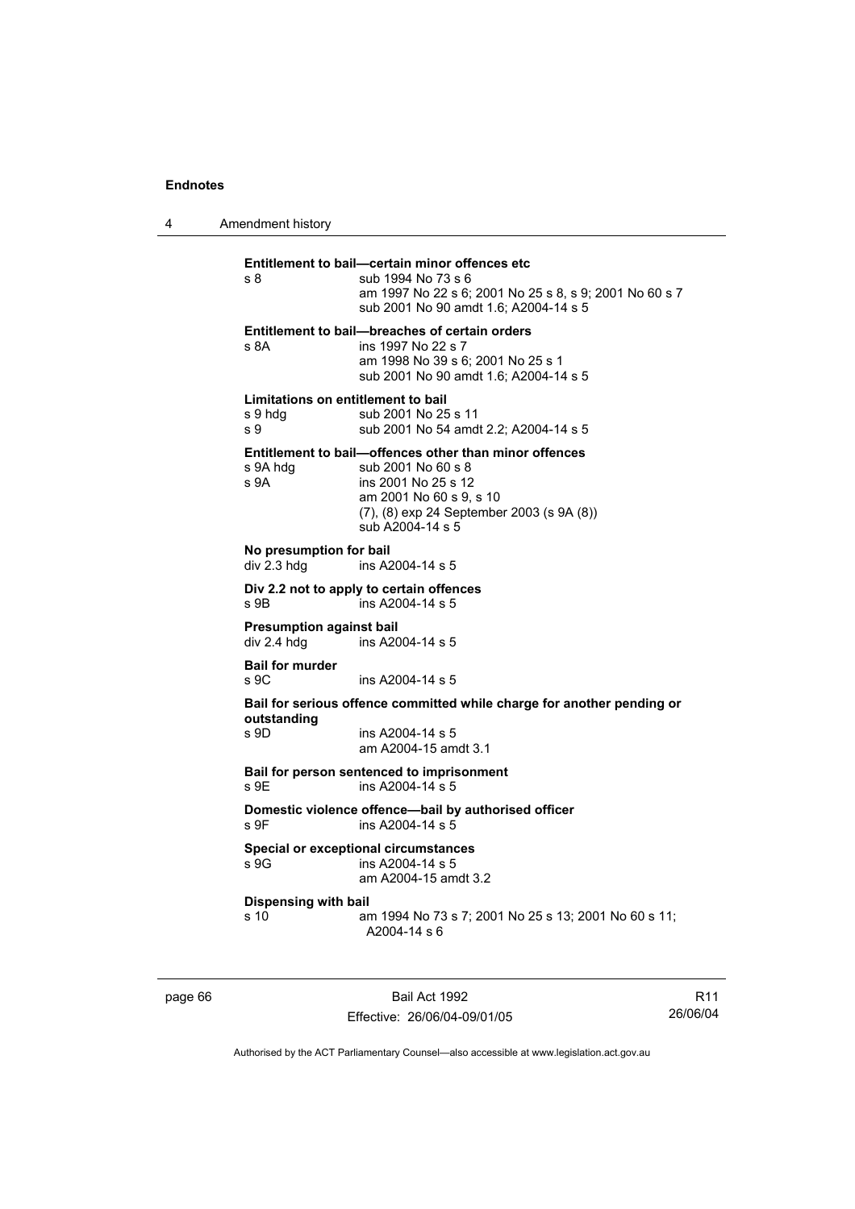**Entitlement to bail—certain minor offences etc**

s 8 sub 1994 No 73 s 6
am 1997 No 22 s 6; 2001 No 25 s 8, s 9; 2001 No 60 s 7
sub 2001 No 90 amdt 1.6; A2004-14 s 5

**Entitlement to bail—breaches of certain orders**

s 8A ins 1997 No 22 s 7
am 1998 No 39 s 6; 2001 No 25 s 1
sub 2001 No 90 amdt 1.6; A2004-14 s 5

**Limitations on entitlement to bail**

s 9 hdg sub 2001 No 25 s 11
s 9 sub 2001 No 54 amdt 2.2; A2004-14 s 5

**Entitlement to bail—offences other than minor offences**

s 9A hdg sub 2001 No 60 s 8
s 9A ins 2001 No 25 s 12
am 2001 No 60 s 9, s 10
(7), (8) exp 24 September 2003 (s 9A (8))
sub A2004-14 s 5

**No presumption for bail**

div 2.3 hdg ins A2004-14 s 5

**Div 2.2 not to apply to certain offences**

s 9B ins A2004-14 s 5

**Presumption against bail**

div 2.4 hdg ins A2004-14 s 5

**Bail for murder**

s 9C ins A2004-14 s 5

**Bail for serious offence committed while charge for another pending or outstanding**

s 9D ins A2004-14 s 5
am A2004-15 amdt 3.1

**Bail for person sentenced to imprisonment**

s 9E ins A2004-14 s 5

**Domestic violence offence—bail by authorised officer**

s 9F ins A2004-14 s 5

**Special or exceptional circumstances**

s 9G ins A2004-14 s 5
am A2004-15 amdt 3.2

**Dispensing with bail**

s 10 am 1994 No 73 s 7; 2001 No 25 s 13; 2001 No 60 s 11; A2004-14 s 6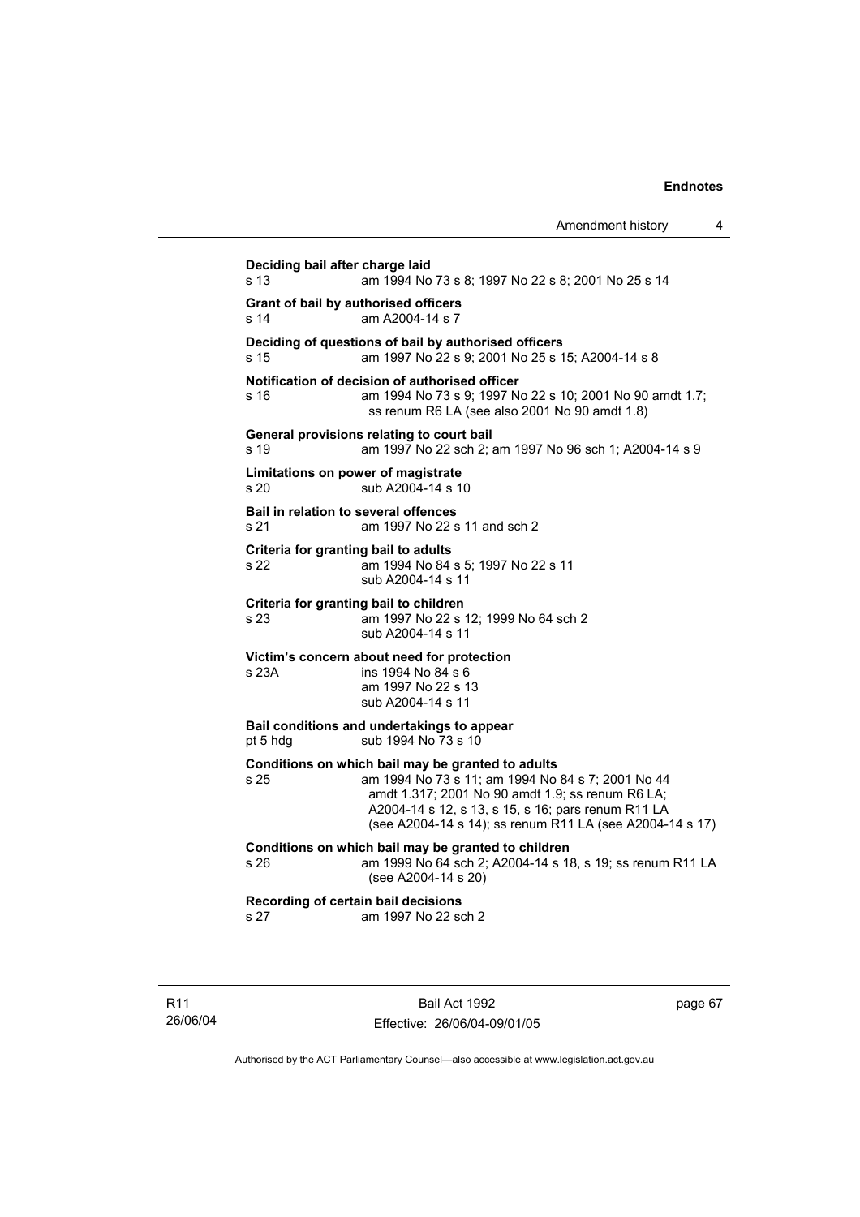**Deciding bail after charge laid**
s 13 am 1994 No 73 s 8; 1997 No 22 s 8; 2001 No 25 s 14

**Grant of bail by authorised officers**
s 14 am A2004-14 s 7

**Deciding of questions of bail by authorised officers**
s 15 am 1997 No 22 s 9; 2001 No 25 s 15; A2004-14 s 8

**Notification of decision of authorised officer**
s 16 am 1994 No 73 s 9; 1997 No 22 s 10; 2001 No 90 amdt 1.7; ss renum R6 LA (see also 2001 No 90 amdt 1.8)

**General provisions relating to court bail**
s 19 am 1997 No 22 sch 2; am 1997 No 96 sch 1; A2004-14 s 9

**Limitations on power of magistrate**
s 20 sub A2004-14 s 10

**Bail in relation to several offences**
s 21 am 1997 No 22 s 11 and sch 2

**Criteria for granting bail to adults**
s 22 am 1994 No 84 s 5; 1997 No 22 s 11
sub A2004-14 s 11

**Criteria for granting bail to children**
s 23 am 1997 No 22 s 12; 1999 No 64 sch 2
sub A2004-14 s 11

**Victim's concern about need for protection**
s 23A ins 1994 No 84 s 6
am 1997 No 22 s 13
sub A2004-14 s 11

**Bail conditions and undertakings to appear**
pt 5 hdg sub 1994 No 73 s 10

**Conditions on which bail may be granted to adults**
s 25 am 1994 No 73 s 11; am 1994 No 84 s 7; 2001 No 44 amdt 1.317; 2001 No 90 amdt 1.9; ss renum R6 LA; A2004-14 s 12, s 13, s 15, s 16; pars renum R11 LA (see A2004-14 s 14); ss renum R11 LA (see A2004-14 s 17)

**Conditions on which bail may be granted to children**
s 26 am 1999 No 64 sch 2; A2004-14 s 18, s 19; ss renum R11 LA (see A2004-14 s 20)

**Recording of certain bail decisions**
s 27 am 1997 No 22 sch 2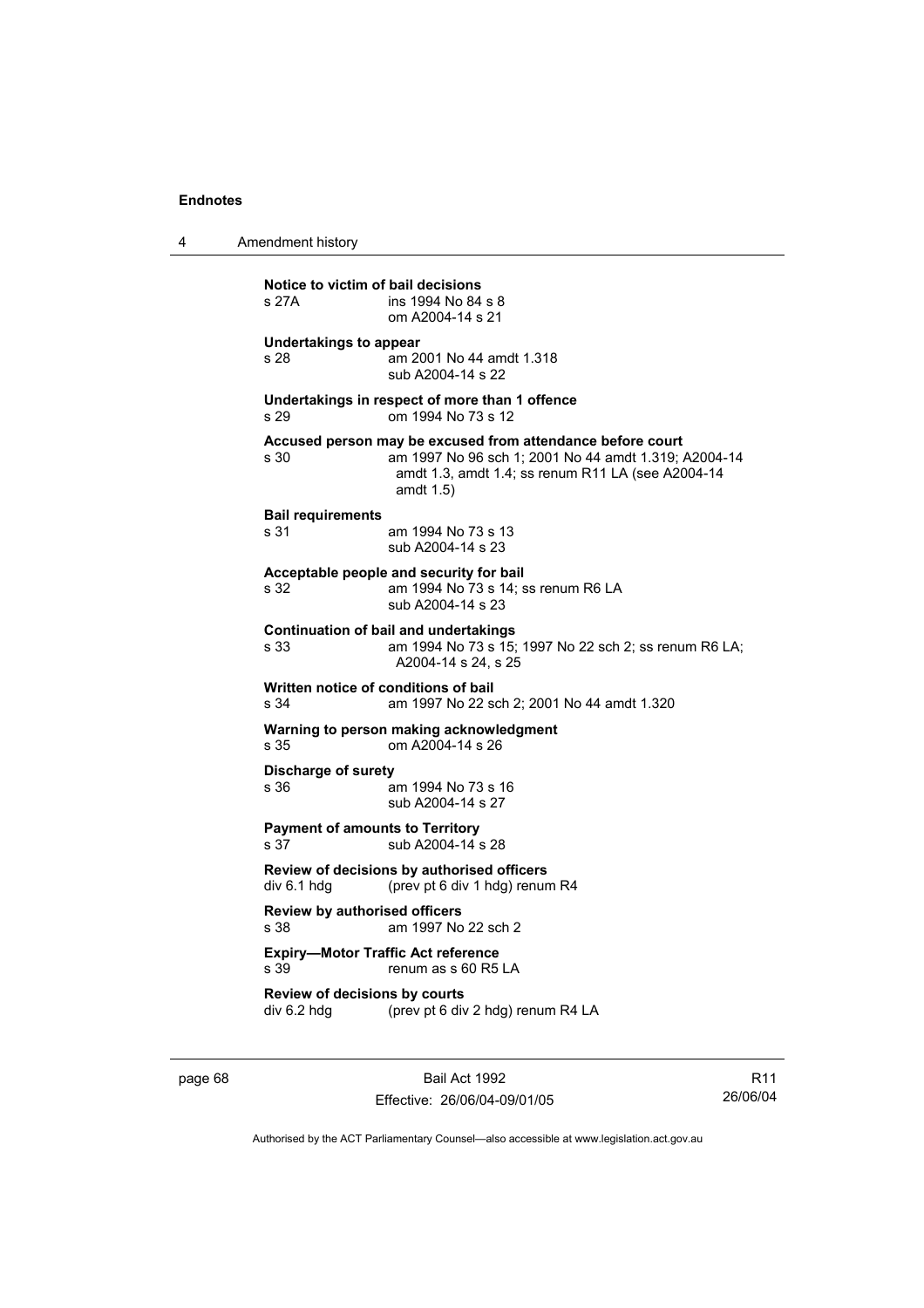**Notice to victim of bail decisions**
s 27A ins 1994 No 84 s 8
om A2004-14 s 21

**Undertakings to appear**
s 28 am 2001 No 44 amdt 1.318
sub A2004-14 s 22

**Undertakings in respect of more than 1 offence**
s 29 om 1994 No 73 s 12

**Accused person may be excused from attendance before court**
s 30 am 1997 No 96 sch 1; 2001 No 44 amdt 1.319; A2004-14 amdt 1.3, amdt 1.4; ss renum R11 LA (see A2004-14 amdt 1.5)

**Bail requirements**
s 31 am 1994 No 73 s 13
sub A2004-14 s 23

**Acceptable people and security for bail**
s 32 am 1994 No 73 s 14; ss renum R6 LA
sub A2004-14 s 23

**Continuation of bail and undertakings**
s 33 am 1994 No 73 s 15; 1997 No 22 sch 2; ss renum R6 LA; A2004-14 s 24, s 25

**Written notice of conditions of bail**
s 34 am 1997 No 22 sch 2; 2001 No 44 amdt 1.320

**Warning to person making acknowledgment**
s 35 om A2004-14 s 26

**Discharge of surety**
s 36 am 1994 No 73 s 16
sub A2004-14 s 27

**Payment of amounts to Territory**
s 37 sub A2004-14 s 28

**Review of decisions by authorised officers**
div 6.1 hdg (prev pt 6 div 1 hdg) renum R4

**Review by authorised officers**
s 38 am 1997 No 22 sch 2

**Expiry—Motor Traffic Act reference**
s 39 renum as s 60 R5 LA

**Review of decisions by courts**
div 6.2 hdg (prev pt 6 div 2 hdg) renum R4 LA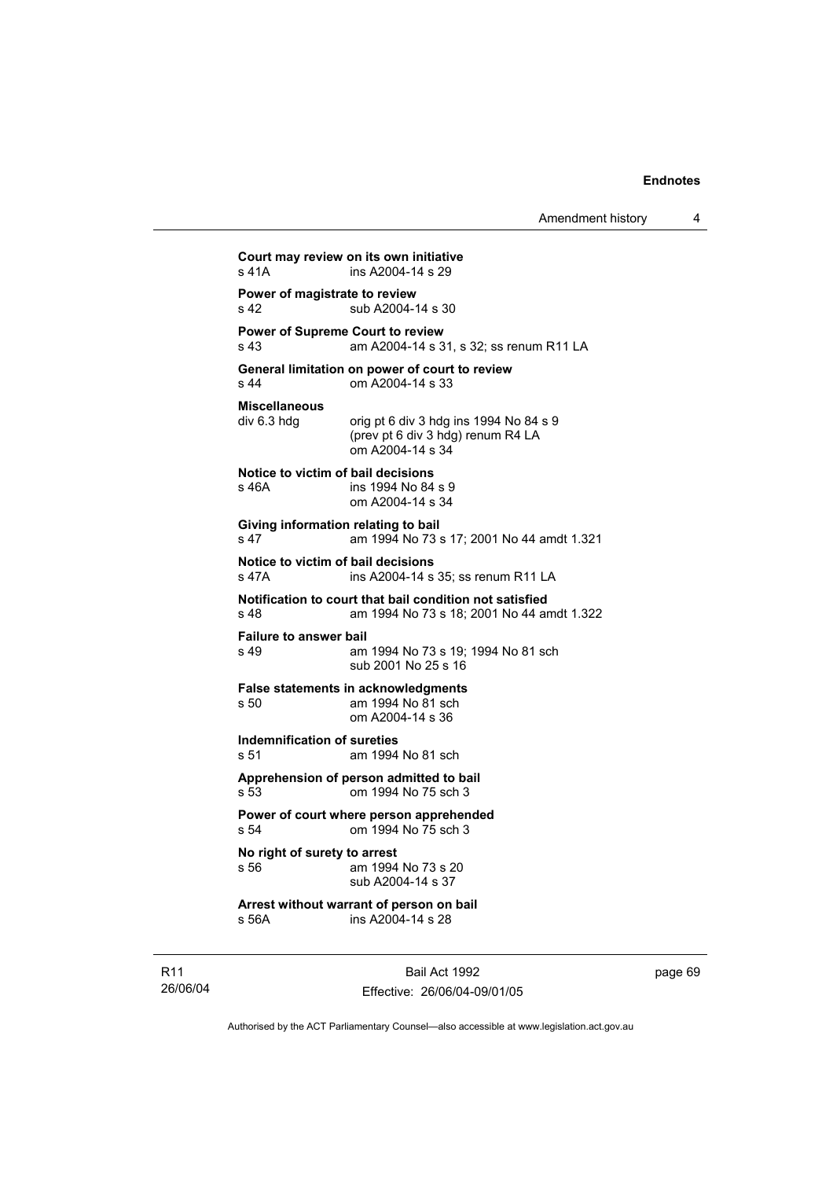**Court may review on its own initiative**
s 41A ins A2004-14 s 29

**Power of magistrate to review**
s 42 sub A2004-14 s 30

**Power of Supreme Court to review**
s 43 am A2004-14 s 31, s 32; ss renum R11 LA

**General limitation on power of court to review**
s 44 om A2004-14 s 33

**Miscellaneous**
div 6.3 hdg orig pt 6 div 3 hdg ins 1994 No 84 s 9
(prev pt 6 div 3 hdg) renum R4 LA
om A2004-14 s 34

**Notice to victim of bail decisions**
s 46A ins 1994 No 84 s 9
om A2004-14 s 34

**Giving information relating to bail**
s 47 am 1994 No 73 s 17; 2001 No 44 amdt 1.321

**Notice to victim of bail decisions**
s 47A ins A2004-14 s 35; ss renum R11 LA

**Notification to court that bail condition not satisfied**
s 48 am 1994 No 73 s 18; 2001 No 44 amdt 1.322

**Failure to answer bail**
s 49 am 1994 No 73 s 19; 1994 No 81 sch
sub 2001 No 25 s 16

**False statements in acknowledgments**
s 50 am 1994 No 81 sch
om A2004-14 s 36

**Indemnification of sureties**
s 51 am 1994 No 81 sch

**Apprehension of person admitted to bail**
s 53 om 1994 No 75 sch 3

**Power of court where person apprehended**
s 54 om 1994 No 75 sch 3

**No right of surety to arrest**
s 56 am 1994 No 73 s 20
sub A2004-14 s 37

**Arrest without warrant of person on bail**
s 56A ins A2004-14 s 28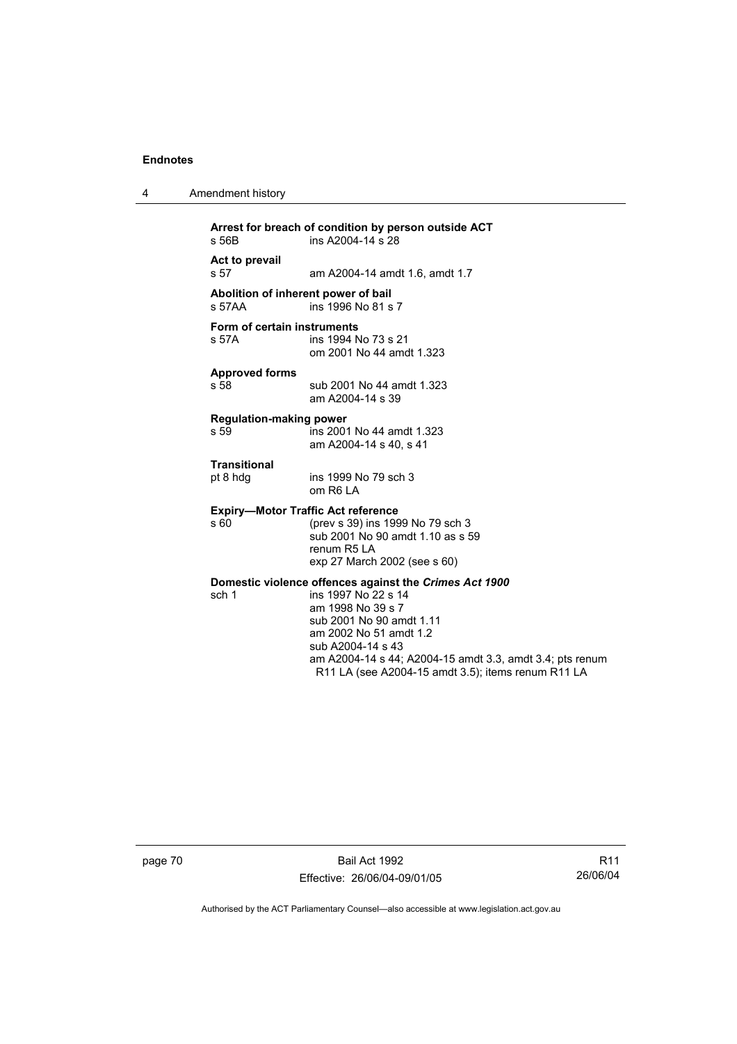**Arrest for breach of condition by person outside ACT**

s 56B ins A2004-14 s 28

**Act to prevail**

s 57 am A2004-14 amdt 1.6, amdt 1.7

**Abolition of inherent power of bail**

s 57AA ins 1996 No 81 s 7

**Form of certain instruments**

s 57A ins 1994 No 73 s 21
om 2001 No 44 amdt 1.323

**Approved forms**

s 58 sub 2001 No 44 amdt 1.323
am A2004-14 s 39

**Regulation-making power**

s 59 ins 2001 No 44 amdt 1.323
am A2004-14 s 40, s 41

**Transitional**

pt 8 hdg ins 1999 No 79 sch 3
om R6 LA

**Expiry—Motor Traffic Act reference**

s 60 (prev s 39) ins 1999 No 79 sch 3
sub 2001 No 90 amdt 1.10 as s 59
renum R5 LA
exp 27 March 2002 (see s 60)

**Domestic violence offences against the *Crimes Act 1900***

sch 1 ins 1997 No 22 s 14
am 1998 No 39 s 7
sub 2001 No 90 amdt 1.11
am 2002 No 51 amdt 1.2
sub A2004-14 s 43
am A2004-14 s 44; A2004-15 amdt 3.3, amdt 3.4; pts renum R11 LA (see A2004-15 amdt 3.5); items renum R11 LA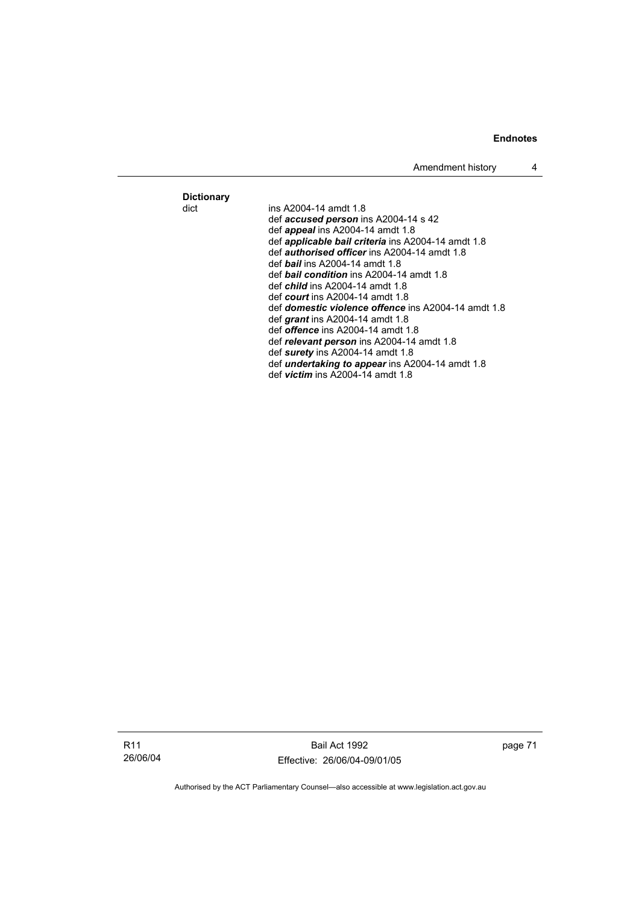**Dictionary**

dict ins A2004-14 amdt 1.8
def ***accused person*** ins A2004-14 s 42
def ***appeal*** ins A2004-14 amdt 1.8
def ***applicable bail criteria*** ins A2004-14 amdt 1.8
def ***authorised officer*** ins A2004-14 amdt 1.8
def ***bail*** ins A2004-14 amdt 1.8
def ***bail condition*** ins A2004-14 amdt 1.8
def ***child*** ins A2004-14 amdt 1.8
def ***court*** ins A2004-14 amdt 1.8
def ***domestic violence offence*** ins A2004-14 amdt 1.8
def ***grant*** ins A2004-14 amdt 1.8
def ***offence*** ins A2004-14 amdt 1.8
def ***relevant person*** ins A2004-14 amdt 1.8
def ***surety*** ins A2004-14 amdt 1.8
def ***undertaking to appear*** ins A2004-14 amdt 1.8
def ***victim*** ins A2004-14 amdt 1.8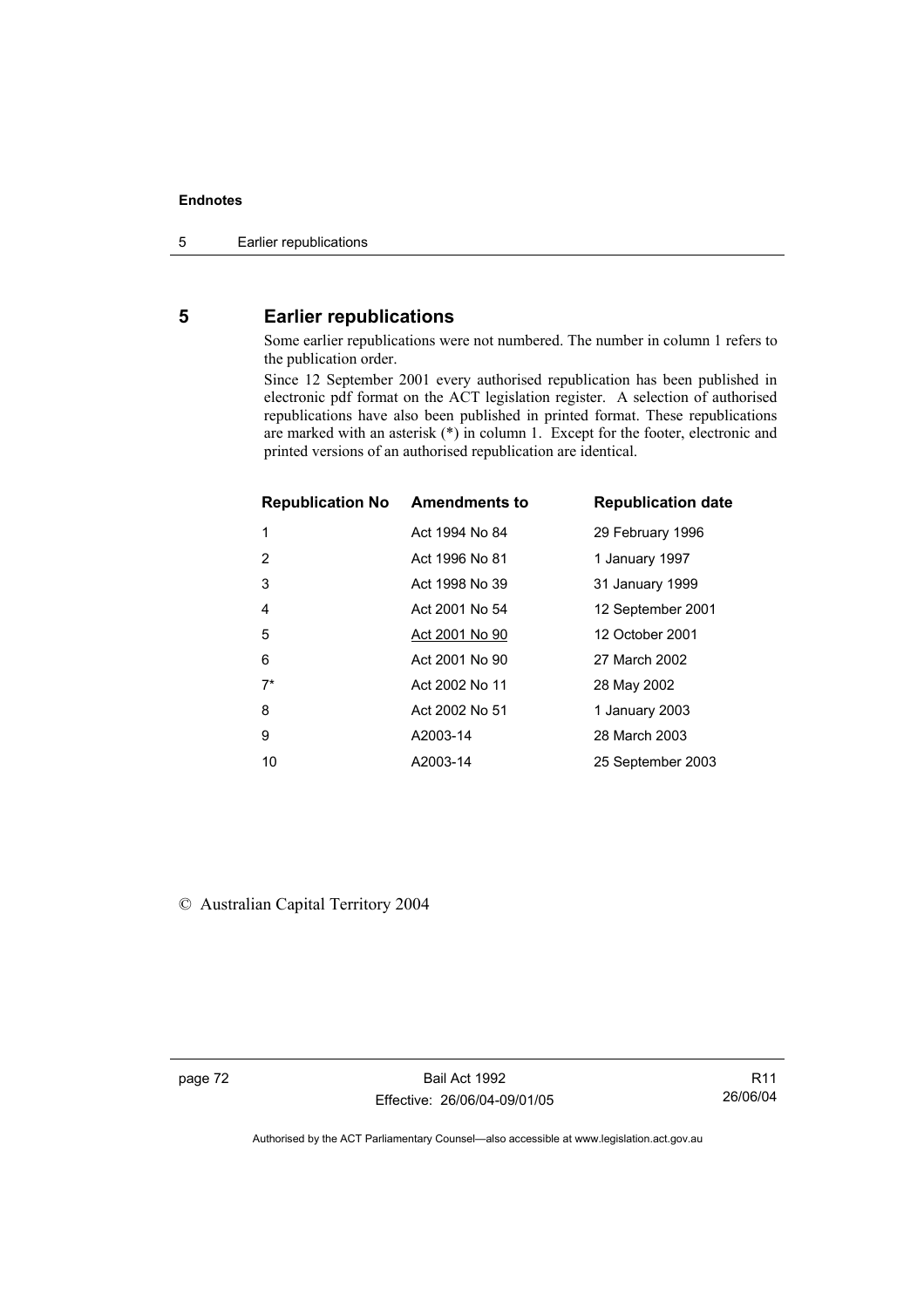## 5 Earlier republications

Some earlier republications were not numbered. The number in column 1 refers to the publication order.

Since 12 September 2001 every authorised republication has been published in electronic pdf format on the ACT legislation register. A selection of authorised republications have also been published in printed format. These republications are marked with an asterisk (*) in column 1. Except for the footer, electronic and printed versions of an authorised republication are identical.

| Republication No | Amendments to | Republication date |
|---|---|---|
| 1 | Act 1994 No 84 | 29 February 1996 |
| 2 | Act 1996 No 81 | 1 January 1997 |
| 3 | Act 1998 No 39 | 31 January 1999 |
| 4 | Act 2001 No 54 | 12 September 2001 |
| 5 | Act 2001 No 90 | 12 October 2001 |
| 6 | Act 2001 No 90 | 27 March 2002 |
| 7* | Act 2002 No 11 | 28 May 2002 |
| 8 | Act 2002 No 51 | 1 January 2003 |
| 9 | A2003-14 | 28 March 2003 |
| 10 | A2003-14 | 25 September 2003 |

© Australian Capital Territory 2004